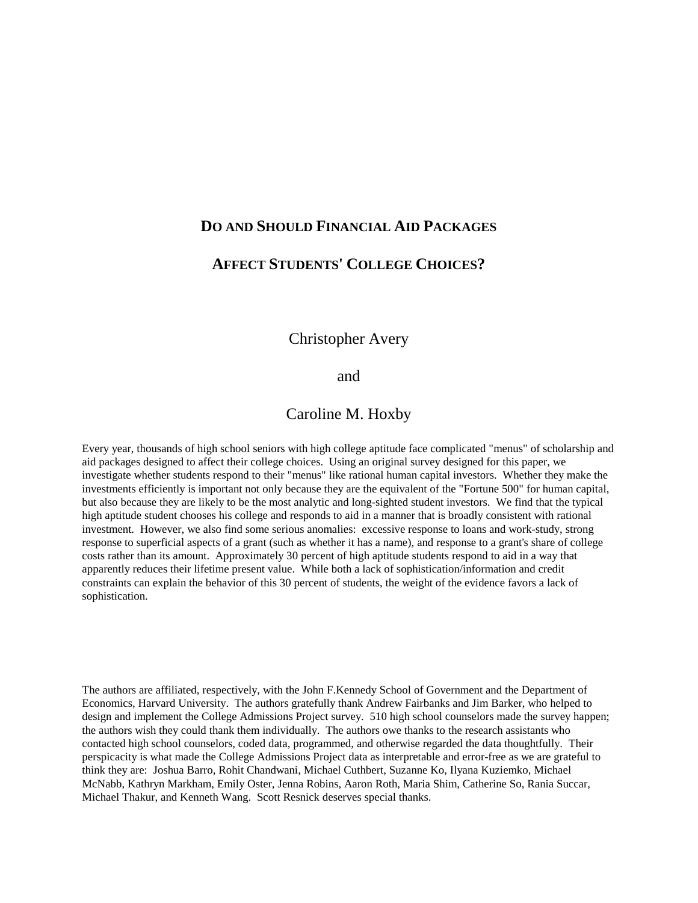# Do and Should Financial Aid Packages Affect Students' College Choices?

Christopher Avery

and

Caroline M. Hoxby

Every year, thousands of high school seniors with high college aptitude face complicated "menus" of scholarship and aid packages designed to affect their college choices. Using an original survey designed for this paper, we investigate whether students respond to their "menus" like rational human capital investors. Whether they make the investments efficiently is important not only because they are the equivalent of the "Fortune 500" for human capital, but also because they are likely to be the most analytic and long-sighted student investors. We find that the typical high aptitude student chooses his college and responds to aid in a manner that is broadly consistent with rational investment. However, we also find some serious anomalies: excessive response to loans and work-study, strong response to superficial aspects of a grant (such as whether it has a name), and response to a grant's share of college costs rather than its amount. Approximately 30 percent of high aptitude students respond to aid in a way that apparently reduces their lifetime present value. While both a lack of sophistication/information and credit constraints can explain the behavior of this 30 percent of students, the weight of the evidence favors a lack of sophistication.

The authors are affiliated, respectively, with the John F.Kennedy School of Government and the Department of Economics, Harvard University. The authors gratefully thank Andrew Fairbanks and Jim Barker, who helped to design and implement the College Admissions Project survey. 510 high school counselors made the survey happen; the authors wish they could thank them individually. The authors owe thanks to the research assistants who contacted high school counselors, coded data, programmed, and otherwise regarded the data thoughtfully. Their perspicacity is what made the College Admissions Project data as interpretable and error-free as we are grateful to think they are: Joshua Barro, Rohit Chandwani, Michael Cuthbert, Suzanne Ko, Ilyana Kuziemko, Michael McNabb, Kathryn Markham, Emily Oster, Jenna Robins, Aaron Roth, Maria Shim, Catherine So, Rania Succar, Michael Thakur, and Kenneth Wang. Scott Resnick deserves special thanks.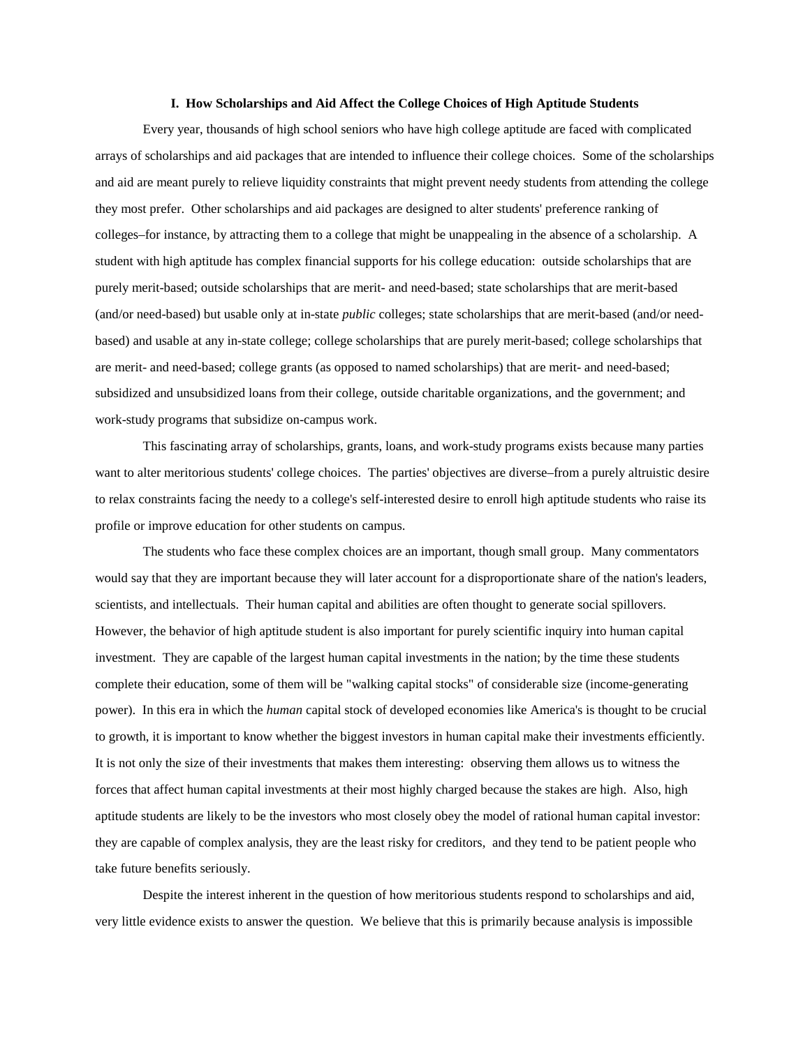## I. How Scholarships and Aid Affect the College Choices of High Aptitude Students

Every year, thousands of high school seniors who have high college aptitude are faced with complicated arrays of scholarships and aid packages that are intended to influence their college choices. Some of the scholarships and aid are meant purely to relieve liquidity constraints that might prevent needy students from attending the college they most prefer. Other scholarships and aid packages are designed to alter students' preference ranking of colleges–for instance, by attracting them to a college that might be unappealing in the absence of a scholarship. A student with high aptitude has complex financial supports for his college education: outside scholarships that are purely merit-based; outside scholarships that are merit- and need-based; state scholarships that are merit-based (and/or need-based) but usable only at in-state *public* colleges; state scholarships that are merit-based (and/or need-based) and usable at any in-state college; college scholarships that are purely merit-based; college scholarships that are merit- and need-based; college grants (as opposed to named scholarships) that are merit- and need-based; subsidized and unsubsidized loans from their college, outside charitable organizations, and the government; and work-study programs that subsidize on-campus work.

This fascinating array of scholarships, grants, loans, and work-study programs exists because many parties want to alter meritorious students' college choices. The parties' objectives are diverse–from a purely altruistic desire to relax constraints facing the needy to a college's self-interested desire to enroll high aptitude students who raise its profile or improve education for other students on campus.

The students who face these complex choices are an important, though small group. Many commentators would say that they are important because they will later account for a disproportionate share of the nation's leaders, scientists, and intellectuals. Their human capital and abilities are often thought to generate social spillovers. However, the behavior of high aptitude student is also important for purely scientific inquiry into human capital investment. They are capable of the largest human capital investments in the nation; by the time these students complete their education, some of them will be "walking capital stocks" of considerable size (income-generating power). In this era in which the *human* capital stock of developed economies like America's is thought to be crucial to growth, it is important to know whether the biggest investors in human capital make their investments efficiently. It is not only the size of their investments that makes them interesting: observing them allows us to witness the forces that affect human capital investments at their most highly charged because the stakes are high. Also, high aptitude students are likely to be the investors who most closely obey the model of rational human capital investor: they are capable of complex analysis, they are the least risky for creditors, and they tend to be patient people who take future benefits seriously.

Despite the interest inherent in the question of how meritorious students respond to scholarships and aid, very little evidence exists to answer the question. We believe that this is primarily because analysis is impossible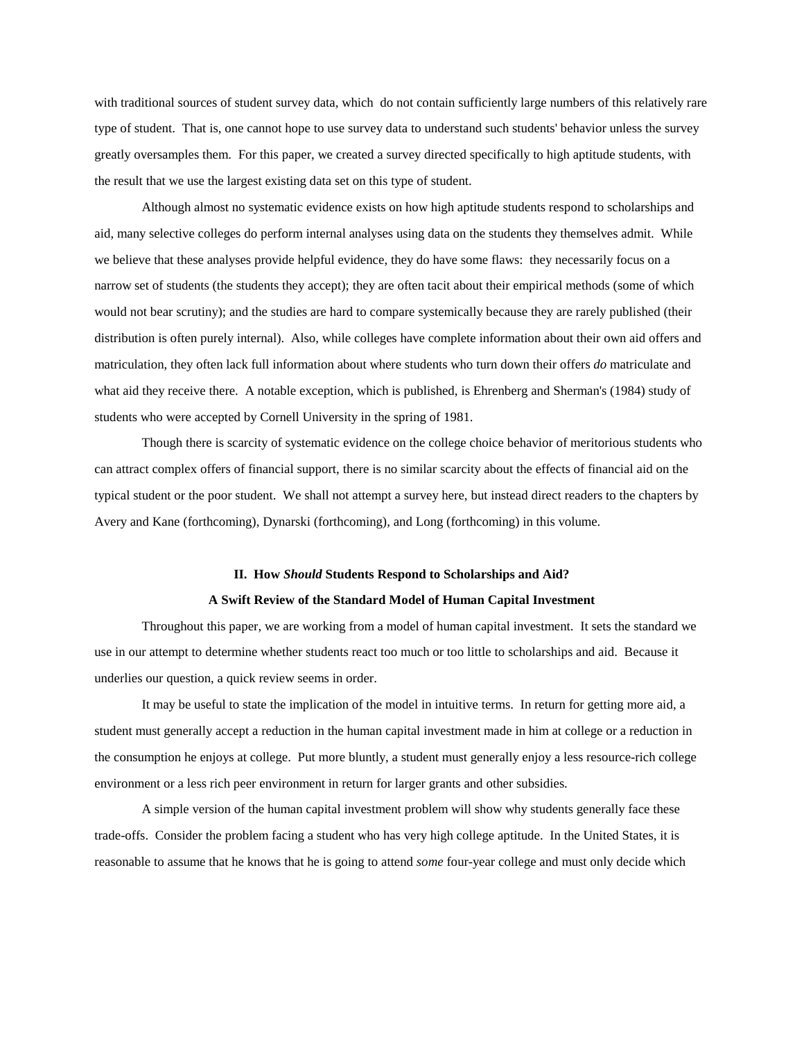with traditional sources of student survey data, which do not contain sufficiently large numbers of this relatively rare type of student. That is, one cannot hope to use survey data to understand such students' behavior unless the survey greatly oversamples them. For this paper, we created a survey directed specifically to high aptitude students, with the result that we use the largest existing data set on this type of student.

Although almost no systematic evidence exists on how high aptitude students respond to scholarships and aid, many selective colleges do perform internal analyses using data on the students they themselves admit. While we believe that these analyses provide helpful evidence, they do have some flaws: they necessarily focus on a narrow set of students (the students they accept); they are often tacit about their empirical methods (some of which would not bear scrutiny); and the studies are hard to compare systemically because they are rarely published (their distribution is often purely internal). Also, while colleges have complete information about their own aid offers and matriculation, they often lack full information about where students who turn down their offers *do* matriculate and what aid they receive there. A notable exception, which is published, is Ehrenberg and Sherman's (1984) study of students who were accepted by Cornell University in the spring of 1981.

Though there is scarcity of systematic evidence on the college choice behavior of meritorious students who can attract complex offers of financial support, there is no similar scarcity about the effects of financial aid on the typical student or the poor student. We shall not attempt a survey here, but instead direct readers to the chapters by Avery and Kane (forthcoming), Dynarski (forthcoming), and Long (forthcoming) in this volume.

## II. How *Should* Students Respond to Scholarships and Aid?

### A Swift Review of the Standard Model of Human Capital Investment

Throughout this paper, we are working from a model of human capital investment. It sets the standard we use in our attempt to determine whether students react too much or too little to scholarships and aid. Because it underlies our question, a quick review seems in order.

It may be useful to state the implication of the model in intuitive terms. In return for getting more aid, a student must generally accept a reduction in the human capital investment made in him at college or a reduction in the consumption he enjoys at college. Put more bluntly, a student must generally enjoy a less resource-rich college environment or a less rich peer environment in return for larger grants and other subsidies.

A simple version of the human capital investment problem will show why students generally face these trade-offs. Consider the problem facing a student who has very high college aptitude. In the United States, it is reasonable to assume that he knows that he is going to attend *some* four-year college and must only decide which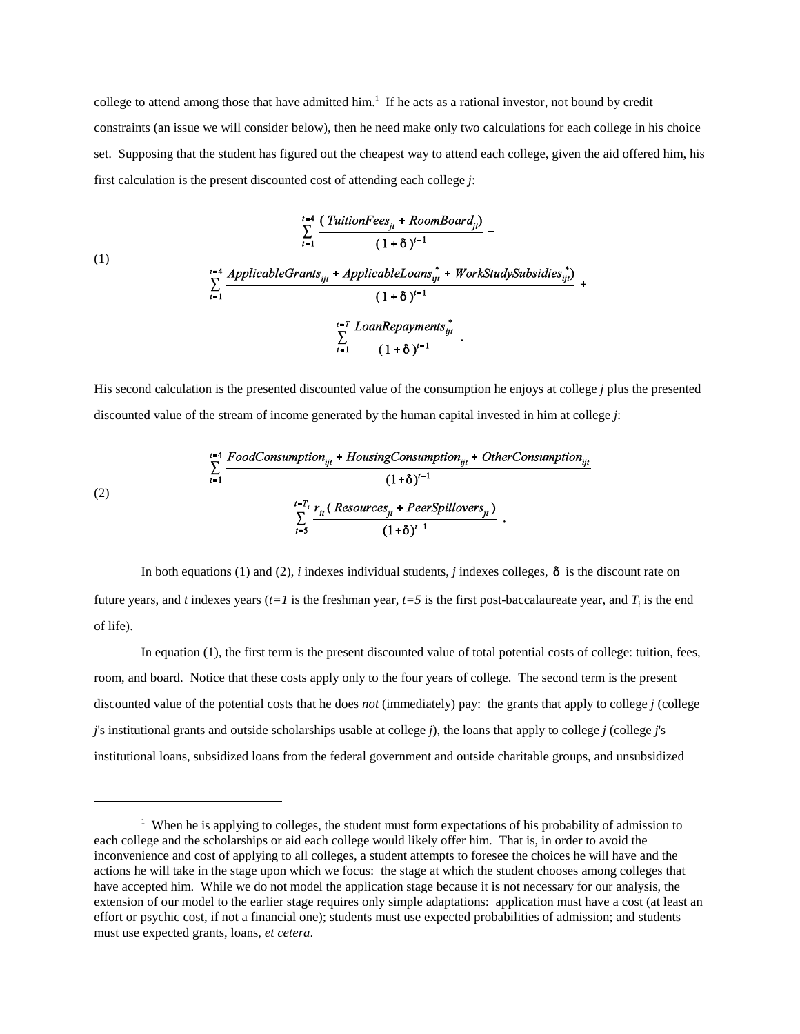college to attend among those that have admitted him.[1] If he acts as a rational investor, not bound by credit constraints (an issue we will consider below), then he need make only two calculations for each college in his choice set. Supposing that the student has figured out the cheapest way to attend each college, given the aid offered him, his first calculation is the present discounted cost of attending each college *j*:

$$
(1) \qquad \sum_{t=1}^{t=4} \frac{(TuitionFees_{jt} + RoomBoard_{jt})}{(1+\delta)^{t-1}} - \sum_{t=1}^{t=4} \frac{ApplicableGrants_{ijt} + ApplicableLoans^{*}_{ijt} + WorkStudySubsidies^{*}_{ijt})}{(1+\delta)^{t-1}} + \sum_{t=1}^{t=T} \frac{LoanRepayments^{*}_{ijt}}{(1+\delta)^{t-1}} .
$$

His second calculation is the presented discounted value of the consumption he enjoys at college *j* plus the presented discounted value of the stream of income generated by the human capital invested in him at college *j*:

$$
(2) \qquad \sum_{t=1}^{t=4} \frac{FoodConsumption_{ijt} + HousingConsumption_{ijt} + OtherConsumption_{ijt}}{(1+\delta)^{t-1}} \quad \sum_{t=5}^{t=T_i} \frac{r_{it}\,(Resources_{jt} + PeerSpillovers_{jt})}{(1+\delta)^{t-1}} .
$$

In both equations (1) and (2), *i* indexes individual students, *j* indexes colleges, $\delta$ is the discount rate on future years, and *t* indexes years ($t=1$ is the freshman year, $t=5$ is the first post-baccalaureate year, and $T_i$ is the end of life).

In equation (1), the first term is the present discounted value of total potential costs of college: tuition, fees, room, and board. Notice that these costs apply only to the four years of college. The second term is the present discounted value of the potential costs that he does *not* (immediately) pay: the grants that apply to college *j* (college *j*'s institutional grants and outside scholarships usable at college *j*), the loans that apply to college *j* (college *j*'s institutional loans, subsidized loans from the federal government and outside charitable groups, and unsubsidized

[1] When he is applying to colleges, the student must form expectations of his probability of admission to each college and the scholarships or aid each college would likely offer him. That is, in order to avoid the inconvenience and cost of applying to all colleges, a student attempts to foresee the choices he will have and the actions he will take in the stage upon which we focus: the stage at which the student chooses among colleges that have accepted him. While we do not model the application stage because it is not necessary for our analysis, the extension of our model to the earlier stage requires only simple adaptations: application must have a cost (at least an effort or psychic cost, if not a financial one); students must use expected probabilities of admission; and students must use expected grants, loans, *et cetera*.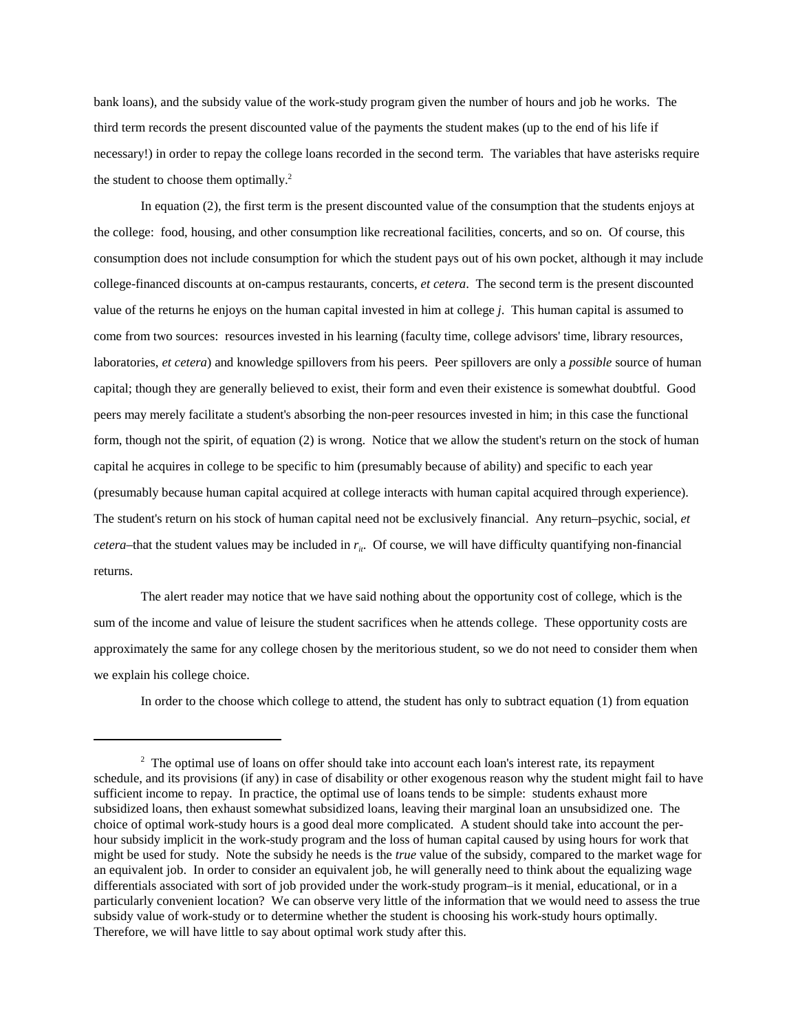bank loans), and the subsidy value of the work-study program given the number of hours and job he works. The third term records the present discounted value of the payments the student makes (up to the end of his life if necessary!) in order to repay the college loans recorded in the second term. The variables that have asterisks require the student to choose them optimally.[2]

In equation (2), the first term is the present discounted value of the consumption that the students enjoys at the college: food, housing, and other consumption like recreational facilities, concerts, and so on. Of course, this consumption does not include consumption for which the student pays out of his own pocket, although it may include college-financed discounts at on-campus restaurants, concerts, *et cetera*. The second term is the present discounted value of the returns he enjoys on the human capital invested in him at college *j*. This human capital is assumed to come from two sources: resources invested in his learning (faculty time, college advisors' time, library resources, laboratories, *et cetera*) and knowledge spillovers from his peers. Peer spillovers are only a *possible* source of human capital; though they are generally believed to exist, their form and even their existence is somewhat doubtful. Good peers may merely facilitate a student's absorbing the non-peer resources invested in him; in this case the functional form, though not the spirit, of equation (2) is wrong. Notice that we allow the student's return on the stock of human capital he acquires in college to be specific to him (presumably because of ability) and specific to each year (presumably because human capital acquired at college interacts with human capital acquired through experience). The student's return on his stock of human capital need not be exclusively financial. Any return–psychic, social, *et cetera*–that the student values may be included in $r_{it}$. Of course, we will have difficulty quantifying non-financial returns.

The alert reader may notice that we have said nothing about the opportunity cost of college, which is the sum of the income and value of leisure the student sacrifices when he attends college. These opportunity costs are approximately the same for any college chosen by the meritorious student, so we do not need to consider them when we explain his college choice.

In order to the choose which college to attend, the student has only to subtract equation (1) from equation

---

[2] The optimal use of loans on offer should take into account each loan's interest rate, its repayment schedule, and its provisions (if any) in case of disability or other exogenous reason why the student might fail to have sufficient income to repay. In practice, the optimal use of loans tends to be simple: students exhaust more subsidized loans, then exhaust somewhat subsidized loans, leaving their marginal loan an unsubsidized one. The choice of optimal work-study hours is a good deal more complicated. A student should take into account the per-hour subsidy implicit in the work-study program and the loss of human capital caused by using hours for work that might be used for study. Note the subsidy he needs is the *true* value of the subsidy, compared to the market wage for an equivalent job. In order to consider an equivalent job, he will generally need to think about the equalizing wage differentials associated with sort of job provided under the work-study program–is it menial, educational, or in a particularly convenient location? We can observe very little of the information that we would need to assess the true subsidy value of work-study or to determine whether the student is choosing his work-study hours optimally. Therefore, we will have little to say about optimal work study after this.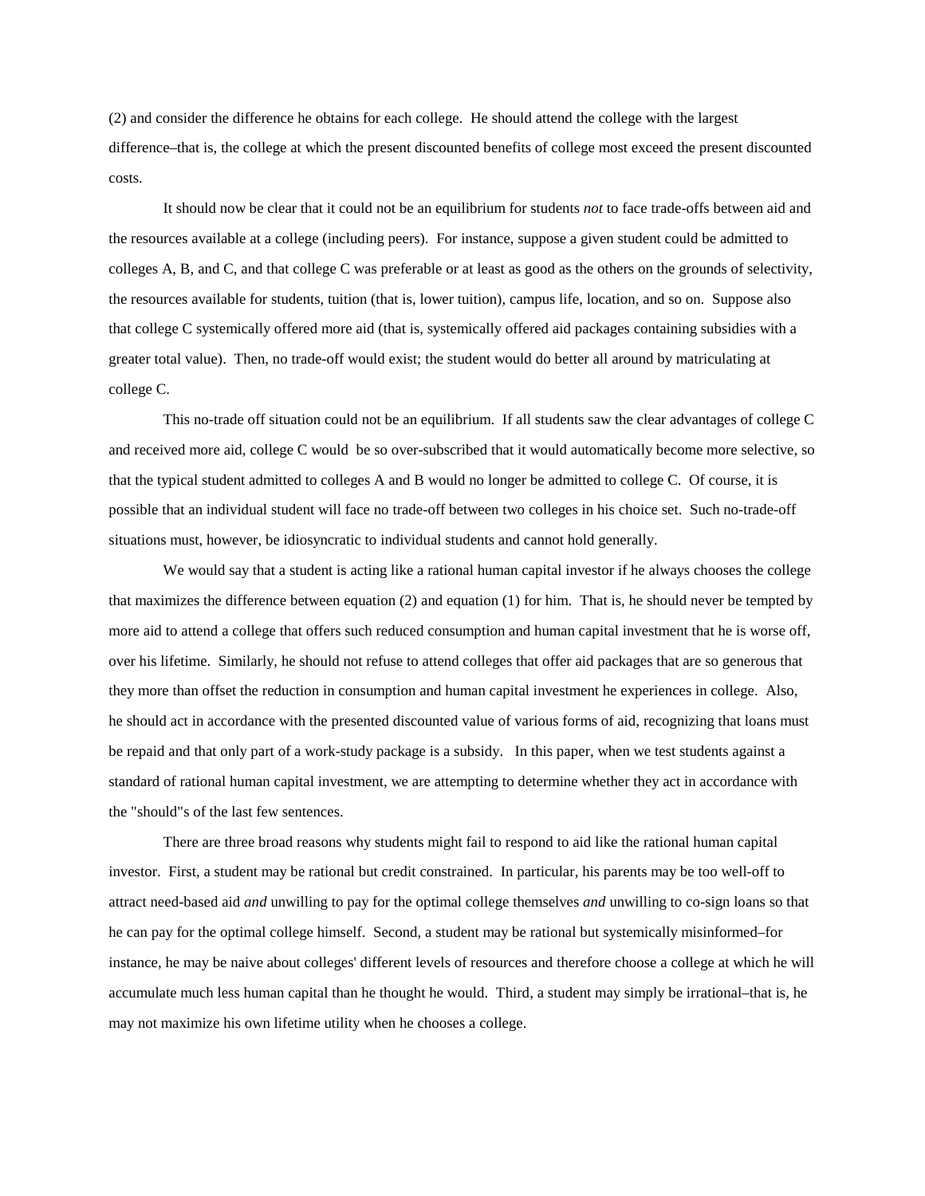(2) and consider the difference he obtains for each college. He should attend the college with the largest difference–that is, the college at which the present discounted benefits of college most exceed the present discounted costs.

It should now be clear that it could not be an equilibrium for students *not* to face trade-offs between aid and the resources available at a college (including peers). For instance, suppose a given student could be admitted to colleges A, B, and C, and that college C was preferable or at least as good as the others on the grounds of selectivity, the resources available for students, tuition (that is, lower tuition), campus life, location, and so on. Suppose also that college C systemically offered more aid (that is, systemically offered aid packages containing subsidies with a greater total value). Then, no trade-off would exist; the student would do better all around by matriculating at college C.

This no-trade off situation could not be an equilibrium. If all students saw the clear advantages of college C and received more aid, college C would be so over-subscribed that it would automatically become more selective, so that the typical student admitted to colleges A and B would no longer be admitted to college C. Of course, it is possible that an individual student will face no trade-off between two colleges in his choice set. Such no-trade-off situations must, however, be idiosyncratic to individual students and cannot hold generally.

We would say that a student is acting like a rational human capital investor if he always chooses the college that maximizes the difference between equation (2) and equation (1) for him. That is, he should never be tempted by more aid to attend a college that offers such reduced consumption and human capital investment that he is worse off, over his lifetime. Similarly, he should not refuse to attend colleges that offer aid packages that are so generous that they more than offset the reduction in consumption and human capital investment he experiences in college. Also, he should act in accordance with the presented discounted value of various forms of aid, recognizing that loans must be repaid and that only part of a work-study package is a subsidy. In this paper, when we test students against a standard of rational human capital investment, we are attempting to determine whether they act in accordance with the "should"s of the last few sentences.

There are three broad reasons why students might fail to respond to aid like the rational human capital investor. First, a student may be rational but credit constrained. In particular, his parents may be too well-off to attract need-based aid *and* unwilling to pay for the optimal college themselves *and* unwilling to co-sign loans so that he can pay for the optimal college himself. Second, a student may be rational but systemically misinformed–for instance, he may be naive about colleges' different levels of resources and therefore choose a college at which he will accumulate much less human capital than he thought he would. Third, a student may simply be irrational–that is, he may not maximize his own lifetime utility when he chooses a college.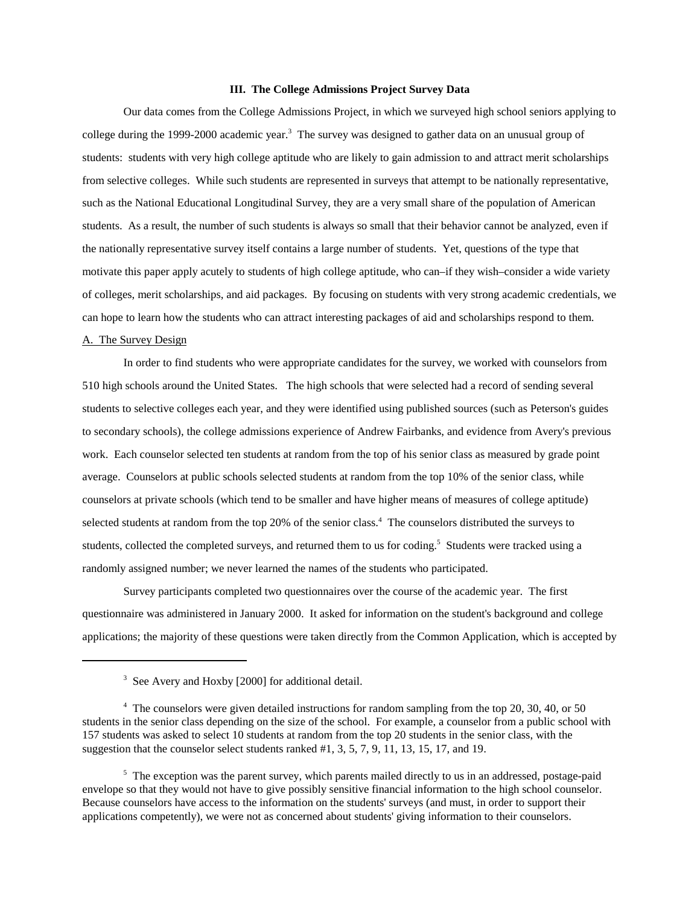## III. The College Admissions Project Survey Data

Our data comes from the College Admissions Project, in which we surveyed high school seniors applying to college during the 1999-2000 academic year.[3] The survey was designed to gather data on an unusual group of students: students with very high college aptitude who are likely to gain admission to and attract merit scholarships from selective colleges. While such students are represented in surveys that attempt to be nationally representative, such as the National Educational Longitudinal Survey, they are a very small share of the population of American students. As a result, the number of such students is always so small that their behavior cannot be analyzed, even if the nationally representative survey itself contains a large number of students. Yet, questions of the type that motivate this paper apply acutely to students of high college aptitude, who can–if they wish–consider a wide variety of colleges, merit scholarships, and aid packages. By focusing on students with very strong academic credentials, we can hope to learn how the students who can attract interesting packages of aid and scholarships respond to them.

### A. The Survey Design

In order to find students who were appropriate candidates for the survey, we worked with counselors from 510 high schools around the United States. The high schools that were selected had a record of sending several students to selective colleges each year, and they were identified using published sources (such as Peterson's guides to secondary schools), the college admissions experience of Andrew Fairbanks, and evidence from Avery's previous work. Each counselor selected ten students at random from the top of his senior class as measured by grade point average. Counselors at public schools selected students at random from the top 10% of the senior class, while counselors at private schools (which tend to be smaller and have higher means of measures of college aptitude) selected students at random from the top 20% of the senior class.[4] The counselors distributed the surveys to students, collected the completed surveys, and returned them to us for coding.[5] Students were tracked using a randomly assigned number; we never learned the names of the students who participated.

Survey participants completed two questionnaires over the course of the academic year. The first questionnaire was administered in January 2000. It asked for information on the student's background and college applications; the majority of these questions were taken directly from the Common Application, which is accepted by

---

[3] See Avery and Hoxby [2000] for additional detail.

[4] The counselors were given detailed instructions for random sampling from the top 20, 30, 40, or 50 students in the senior class depending on the size of the school. For example, a counselor from a public school with 157 students was asked to select 10 students at random from the top 20 students in the senior class, with the suggestion that the counselor select students ranked #1, 3, 5, 7, 9, 11, 13, 15, 17, and 19.

[5] The exception was the parent survey, which parents mailed directly to us in an addressed, postage-paid envelope so that they would not have to give possibly sensitive financial information to the high school counselor. Because counselors have access to the information on the students' surveys (and must, in order to support their applications competently), we were not as concerned about students' giving information to their counselors.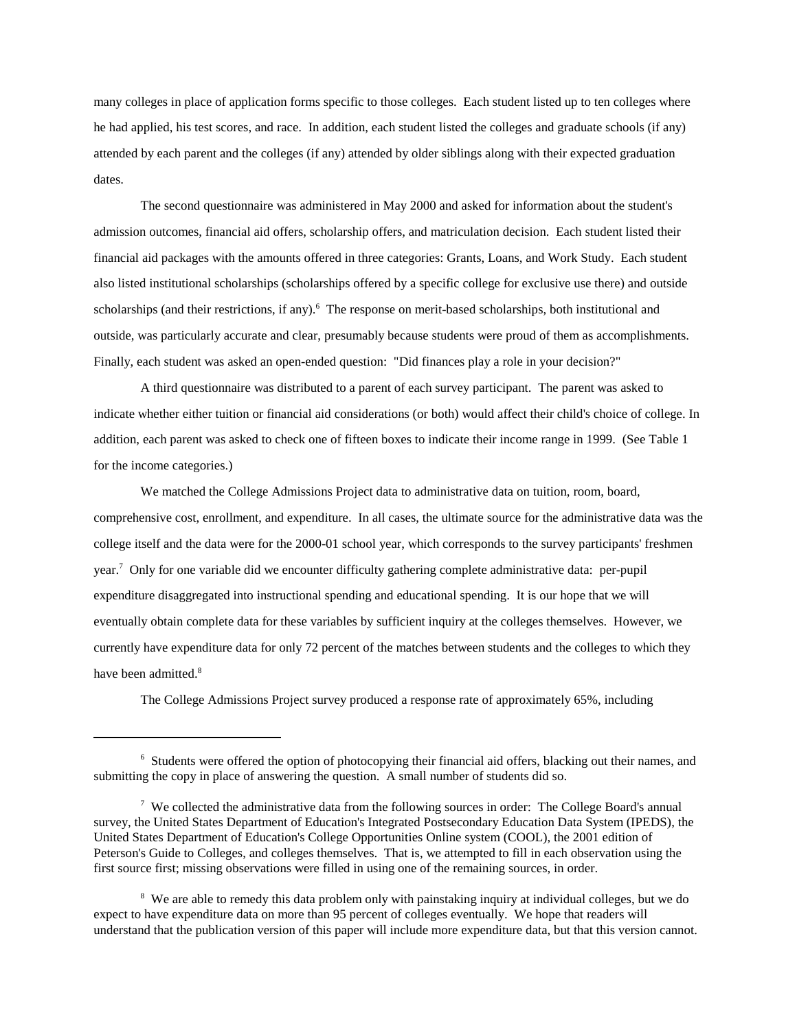many colleges in place of application forms specific to those colleges. Each student listed up to ten colleges where he had applied, his test scores, and race. In addition, each student listed the colleges and graduate schools (if any) attended by each parent and the colleges (if any) attended by older siblings along with their expected graduation dates.

The second questionnaire was administered in May 2000 and asked for information about the student's admission outcomes, financial aid offers, scholarship offers, and matriculation decision. Each student listed their financial aid packages with the amounts offered in three categories: Grants, Loans, and Work Study. Each student also listed institutional scholarships (scholarships offered by a specific college for exclusive use there) and outside scholarships (and their restrictions, if any).[6] The response on merit-based scholarships, both institutional and outside, was particularly accurate and clear, presumably because students were proud of them as accomplishments. Finally, each student was asked an open-ended question: "Did finances play a role in your decision?"

A third questionnaire was distributed to a parent of each survey participant. The parent was asked to indicate whether either tuition or financial aid considerations (or both) would affect their child's choice of college. In addition, each parent was asked to check one of fifteen boxes to indicate their income range in 1999. (See Table 1 for the income categories.)

We matched the College Admissions Project data to administrative data on tuition, room, board, comprehensive cost, enrollment, and expenditure. In all cases, the ultimate source for the administrative data was the college itself and the data were for the 2000-01 school year, which corresponds to the survey participants' freshmen year.[7] Only for one variable did we encounter difficulty gathering complete administrative data: per-pupil expenditure disaggregated into instructional spending and educational spending. It is our hope that we will eventually obtain complete data for these variables by sufficient inquiry at the colleges themselves. However, we currently have expenditure data for only 72 percent of the matches between students and the colleges to which they have been admitted.[8]

The College Admissions Project survey produced a response rate of approximately 65%, including

---

[6] Students were offered the option of photocopying their financial aid offers, blacking out their names, and submitting the copy in place of answering the question. A small number of students did so.

[7] We collected the administrative data from the following sources in order: The College Board's annual survey, the United States Department of Education's Integrated Postsecondary Education Data System (IPEDS), the United States Department of Education's College Opportunities Online system (COOL), the 2001 edition of Peterson's Guide to Colleges, and colleges themselves. That is, we attempted to fill in each observation using the first source first; missing observations were filled in using one of the remaining sources, in order.

[8] We are able to remedy this data problem only with painstaking inquiry at individual colleges, but we do expect to have expenditure data on more than 95 percent of colleges eventually. We hope that readers will understand that the publication version of this paper will include more expenditure data, but that this version cannot.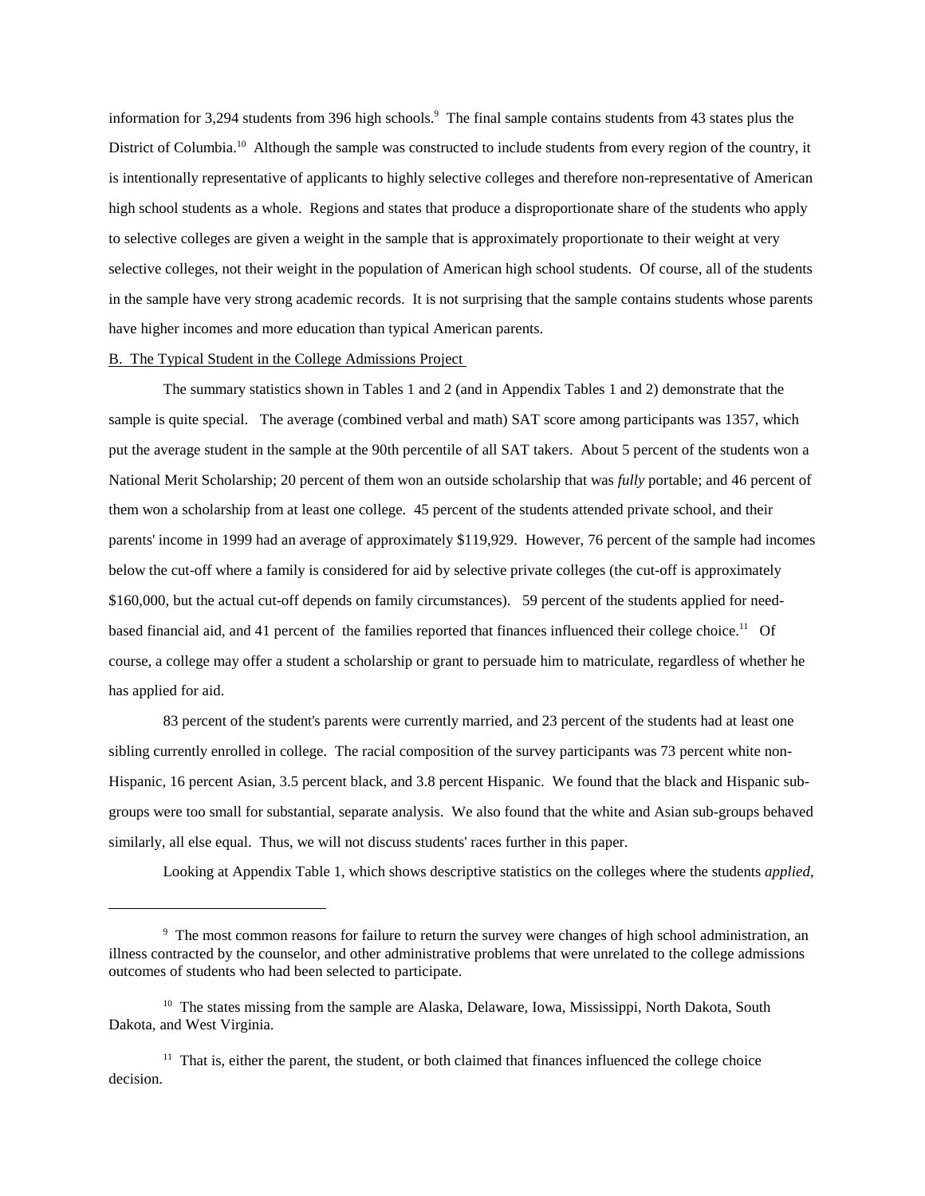information for 3,294 students from 396 high schools.[9] The final sample contains students from 43 states plus the District of Columbia.[10] Although the sample was constructed to include students from every region of the country, it is intentionally representative of applicants to highly selective colleges and therefore non-representative of American high school students as a whole. Regions and states that produce a disproportionate share of the students who apply to selective colleges are given a weight in the sample that is approximately proportionate to their weight at very selective colleges, not their weight in the population of American high school students. Of course, all of the students in the sample have very strong academic records. It is not surprising that the sample contains students whose parents have higher incomes and more education than typical American parents.

## B. The Typical Student in the College Admissions Project

The summary statistics shown in Tables 1 and 2 (and in Appendix Tables 1 and 2) demonstrate that the sample is quite special. The average (combined verbal and math) SAT score among participants was 1357, which put the average student in the sample at the 90th percentile of all SAT takers. About 5 percent of the students won a National Merit Scholarship; 20 percent of them won an outside scholarship that was *fully* portable; and 46 percent of them won a scholarship from at least one college. 45 percent of the students attended private school, and their parents' income in 1999 had an average of approximately $119,929. However, 76 percent of the sample had incomes below the cut-off where a family is considered for aid by selective private colleges (the cut-off is approximately $160,000, but the actual cut-off depends on family circumstances). 59 percent of the students applied for need-based financial aid, and 41 percent of the families reported that finances influenced their college choice.[11] Of course, a college may offer a student a scholarship or grant to persuade him to matriculate, regardless of whether he has applied for aid.

83 percent of the student's parents were currently married, and 23 percent of the students had at least one sibling currently enrolled in college. The racial composition of the survey participants was 73 percent white non-Hispanic, 16 percent Asian, 3.5 percent black, and 3.8 percent Hispanic. We found that the black and Hispanic sub-groups were too small for substantial, separate analysis. We also found that the white and Asian sub-groups behaved similarly, all else equal. Thus, we will not discuss students' races further in this paper.

Looking at Appendix Table 1, which shows descriptive statistics on the colleges where the students *applied*,

---

[9] The most common reasons for failure to return the survey were changes of high school administration, an illness contracted by the counselor, and other administrative problems that were unrelated to the college admissions outcomes of students who had been selected to participate.

[10] The states missing from the sample are Alaska, Delaware, Iowa, Mississippi, North Dakota, South Dakota, and West Virginia.

[11] That is, either the parent, the student, or both claimed that finances influenced the college choice decision.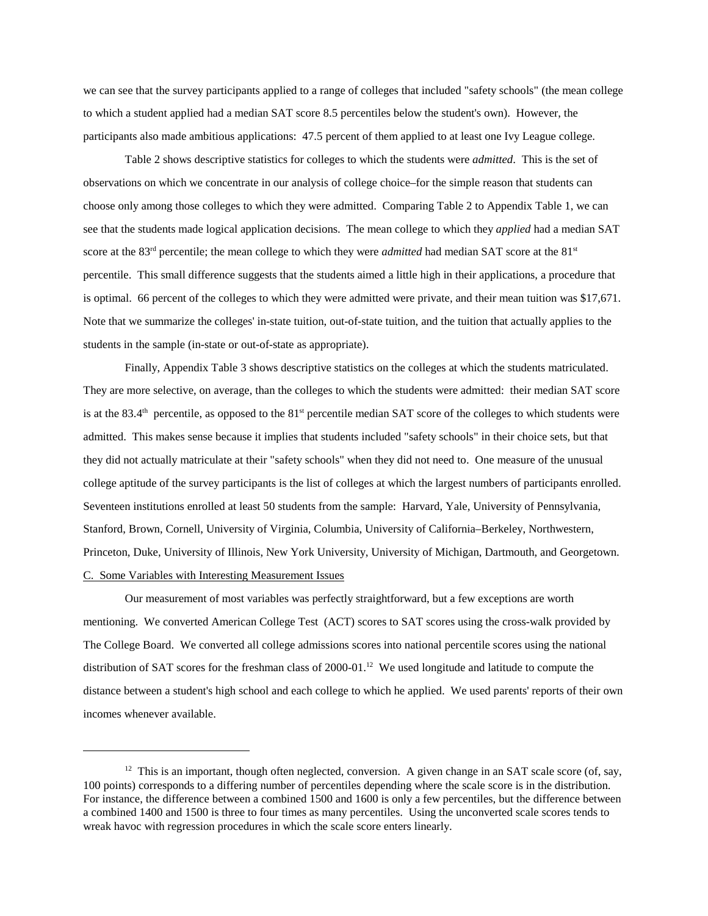we can see that the survey participants applied to a range of colleges that included "safety schools" (the mean college to which a student applied had a median SAT score 8.5 percentiles below the student's own). However, the participants also made ambitious applications: 47.5 percent of them applied to at least one Ivy League college.

Table 2 shows descriptive statistics for colleges to which the students were *admitted*. This is the set of observations on which we concentrate in our analysis of college choice–for the simple reason that students can choose only among those colleges to which they were admitted. Comparing Table 2 to Appendix Table 1, we can see that the students made logical application decisions. The mean college to which they *applied* had a median SAT score at the 83rd percentile; the mean college to which they were *admitted* had median SAT score at the 81st percentile. This small difference suggests that the students aimed a little high in their applications, a procedure that is optimal. 66 percent of the colleges to which they were admitted were private, and their mean tuition was $17,671. Note that we summarize the colleges' in-state tuition, out-of-state tuition, and the tuition that actually applies to the students in the sample (in-state or out-of-state as appropriate).

Finally, Appendix Table 3 shows descriptive statistics on the colleges at which the students matriculated. They are more selective, on average, than the colleges to which the students were admitted: their median SAT score is at the 83.4th percentile, as opposed to the 81st percentile median SAT score of the colleges to which students were admitted. This makes sense because it implies that students included "safety schools" in their choice sets, but that they did not actually matriculate at their "safety schools" when they did not need to. One measure of the unusual college aptitude of the survey participants is the list of colleges at which the largest numbers of participants enrolled. Seventeen institutions enrolled at least 50 students from the sample: Harvard, Yale, University of Pennsylvania, Stanford, Brown, Cornell, University of Virginia, Columbia, University of California–Berkeley, Northwestern, Princeton, Duke, University of Illinois, New York University, University of Michigan, Dartmouth, and Georgetown.

C. Some Variables with Interesting Measurement Issues

Our measurement of most variables was perfectly straightforward, but a few exceptions are worth mentioning. We converted American College Test (ACT) scores to SAT scores using the cross-walk provided by The College Board. We converted all college admissions scores into national percentile scores using the national distribution of SAT scores for the freshman class of 2000-01.[12] We used longitude and latitude to compute the distance between a student's high school and each college to which he applied. We used parents' reports of their own incomes whenever available.

[12] This is an important, though often neglected, conversion. A given change in an SAT scale score (of, say, 100 points) corresponds to a differing number of percentiles depending where the scale score is in the distribution. For instance, the difference between a combined 1500 and 1600 is only a few percentiles, but the difference between a combined 1400 and 1500 is three to four times as many percentiles. Using the unconverted scale scores tends to wreak havoc with regression procedures in which the scale score enters linearly.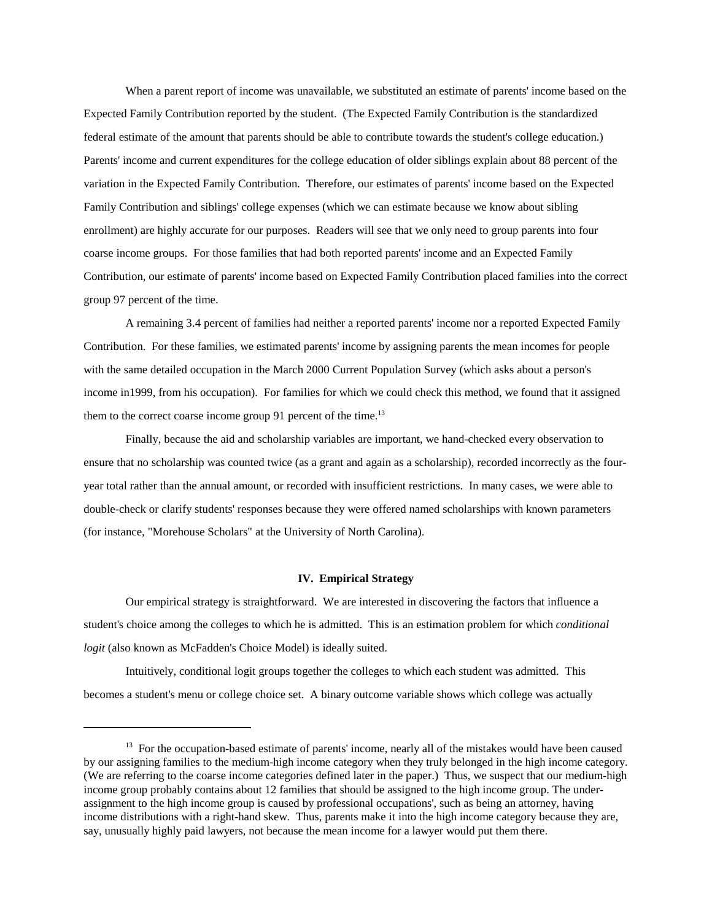When a parent report of income was unavailable, we substituted an estimate of parents' income based on the Expected Family Contribution reported by the student. (The Expected Family Contribution is the standardized federal estimate of the amount that parents should be able to contribute towards the student's college education.) Parents' income and current expenditures for the college education of older siblings explain about 88 percent of the variation in the Expected Family Contribution. Therefore, our estimates of parents' income based on the Expected Family Contribution and siblings' college expenses (which we can estimate because we know about sibling enrollment) are highly accurate for our purposes. Readers will see that we only need to group parents into four coarse income groups. For those families that had both reported parents' income and an Expected Family Contribution, our estimate of parents' income based on Expected Family Contribution placed families into the correct group 97 percent of the time.

A remaining 3.4 percent of families had neither a reported parents' income nor a reported Expected Family Contribution. For these families, we estimated parents' income by assigning parents the mean incomes for people with the same detailed occupation in the March 2000 Current Population Survey (which asks about a person's income in1999, from his occupation). For families for which we could check this method, we found that it assigned them to the correct coarse income group 91 percent of the time.[13]

Finally, because the aid and scholarship variables are important, we hand-checked every observation to ensure that no scholarship was counted twice (as a grant and again as a scholarship), recorded incorrectly as the four-year total rather than the annual amount, or recorded with insufficient restrictions. In many cases, we were able to double-check or clarify students' responses because they were offered named scholarships with known parameters (for instance, "Morehouse Scholars" at the University of North Carolina).

## IV. Empirical Strategy

Our empirical strategy is straightforward. We are interested in discovering the factors that influence a student's choice among the colleges to which he is admitted. This is an estimation problem for which *conditional logit* (also known as McFadden's Choice Model) is ideally suited.

Intuitively, conditional logit groups together the colleges to which each student was admitted. This becomes a student's menu or college choice set. A binary outcome variable shows which college was actually

[13] For the occupation-based estimate of parents' income, nearly all of the mistakes would have been caused by our assigning families to the medium-high income category when they truly belonged in the high income category. (We are referring to the coarse income categories defined later in the paper.) Thus, we suspect that our medium-high income group probably contains about 12 families that should be assigned to the high income group. The under-assignment to the high income group is caused by professional occupations', such as being an attorney, having income distributions with a right-hand skew. Thus, parents make it into the high income category because they are, say, unusually highly paid lawyers, not because the mean income for a lawyer would put them there.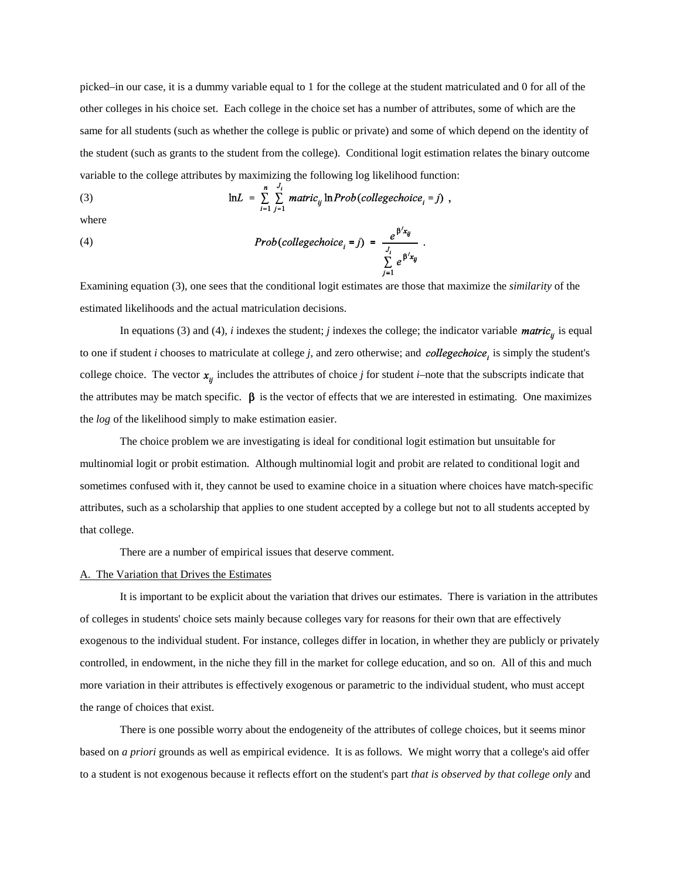picked–in our case, it is a dummy variable equal to 1 for the college at the student matriculated and 0 for all of the other colleges in his choice set. Each college in the choice set has a number of attributes, some of which are the same for all students (such as whether the college is public or private) and some of which depend on the identity of the student (such as grants to the student from the college). Conditional logit estimation relates the binary outcome variable to the college attributes by maximizing the following log likelihood function:

$$\ln L = \sum_{i=1}^{n} \sum_{j=1}^{J_i} matric_{ij} \ln Prob(collegechoice_i = j) \ , \tag{3}$$

where

$$Prob(collegechoice_i = j) = \frac{e^{\beta' x_{ij}}}{\sum_{j=1}^{J_i} e^{\beta' x_{ij}}} \ . \tag{4}$$

Examining equation (3), one sees that the conditional logit estimates are those that maximize the *similarity* of the estimated likelihoods and the actual matriculation decisions.

In equations (3) and (4), *i* indexes the student; *j* indexes the college; the indicator variable $matric_{ij}$ is equal to one if student *i* chooses to matriculate at college *j*, and zero otherwise; and $collegechoice_i$ is simply the student's college choice. The vector $x_{ij}$ includes the attributes of choice *j* for student *i*–note that the subscripts indicate that the attributes may be match specific. $\beta$ is the vector of effects that we are interested in estimating. One maximizes the *log* of the likelihood simply to make estimation easier.

The choice problem we are investigating is ideal for conditional logit estimation but unsuitable for multinomial logit or probit estimation. Although multinomial logit and probit are related to conditional logit and sometimes confused with it, they cannot be used to examine choice in a situation where choices have match-specific attributes, such as a scholarship that applies to one student accepted by a college but not to all students accepted by that college.

There are a number of empirical issues that deserve comment.

A. The Variation that Drives the Estimates

It is important to be explicit about the variation that drives our estimates. There is variation in the attributes of colleges in students' choice sets mainly because colleges vary for reasons for their own that are effectively exogenous to the individual student. For instance, colleges differ in location, in whether they are publicly or privately controlled, in endowment, in the niche they fill in the market for college education, and so on. All of this and much more variation in their attributes is effectively exogenous or parametric to the individual student, who must accept the range of choices that exist.

There is one possible worry about the endogeneity of the attributes of college choices, but it seems minor based on *a priori* grounds as well as empirical evidence. It is as follows. We might worry that a college's aid offer to a student is not exogenous because it reflects effort on the student's part *that is observed by that college only* and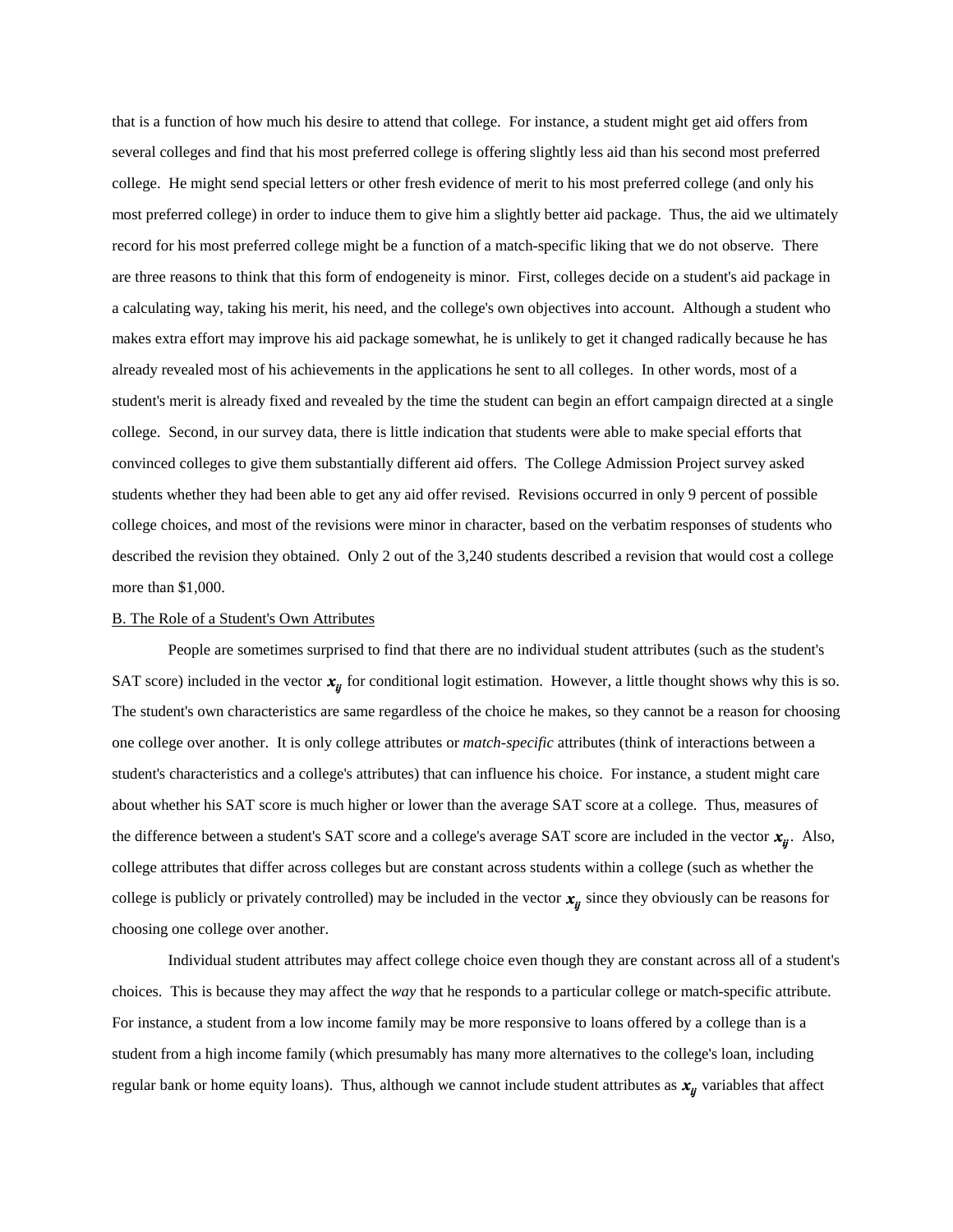that is a function of how much his desire to attend that college. For instance, a student might get aid offers from several colleges and find that his most preferred college is offering slightly less aid than his second most preferred college. He might send special letters or other fresh evidence of merit to his most preferred college (and only his most preferred college) in order to induce them to give him a slightly better aid package. Thus, the aid we ultimately record for his most preferred college might be a function of a match-specific liking that we do not observe. There are three reasons to think that this form of endogeneity is minor. First, colleges decide on a student's aid package in a calculating way, taking his merit, his need, and the college's own objectives into account. Although a student who makes extra effort may improve his aid package somewhat, he is unlikely to get it changed radically because he has already revealed most of his achievements in the applications he sent to all colleges. In other words, most of a student's merit is already fixed and revealed by the time the student can begin an effort campaign directed at a single college. Second, in our survey data, there is little indication that students were able to make special efforts that convinced colleges to give them substantially different aid offers. The College Admission Project survey asked students whether they had been able to get any aid offer revised. Revisions occurred in only 9 percent of possible college choices, and most of the revisions were minor in character, based on the verbatim responses of students who described the revision they obtained. Only 2 out of the 3,240 students described a revision that would cost a college more than $1,000.

B. The Role of a Student's Own Attributes

People are sometimes surprised to find that there are no individual student attributes (such as the student's SAT score) included in the vector $\boldsymbol{x}_{ij}$ for conditional logit estimation. However, a little thought shows why this is so. The student's own characteristics are same regardless of the choice he makes, so they cannot be a reason for choosing one college over another. It is only college attributes or *match-specific* attributes (think of interactions between a student's characteristics and a college's attributes) that can influence his choice. For instance, a student might care about whether his SAT score is much higher or lower than the average SAT score at a college. Thus, measures of the difference between a student's SAT score and a college's average SAT score are included in the vector $\boldsymbol{x}_{ij}$. Also, college attributes that differ across colleges but are constant across students within a college (such as whether the college is publicly or privately controlled) may be included in the vector $\boldsymbol{x}_{ij}$ since they obviously can be reasons for choosing one college over another.

Individual student attributes may affect college choice even though they are constant across all of a student's choices. This is because they may affect the *way* that he responds to a particular college or match-specific attribute. For instance, a student from a low income family may be more responsive to loans offered by a college than is a student from a high income family (which presumably has many more alternatives to the college's loan, including regular bank or home equity loans). Thus, although we cannot include student attributes as $\boldsymbol{x}_{ij}$ variables that affect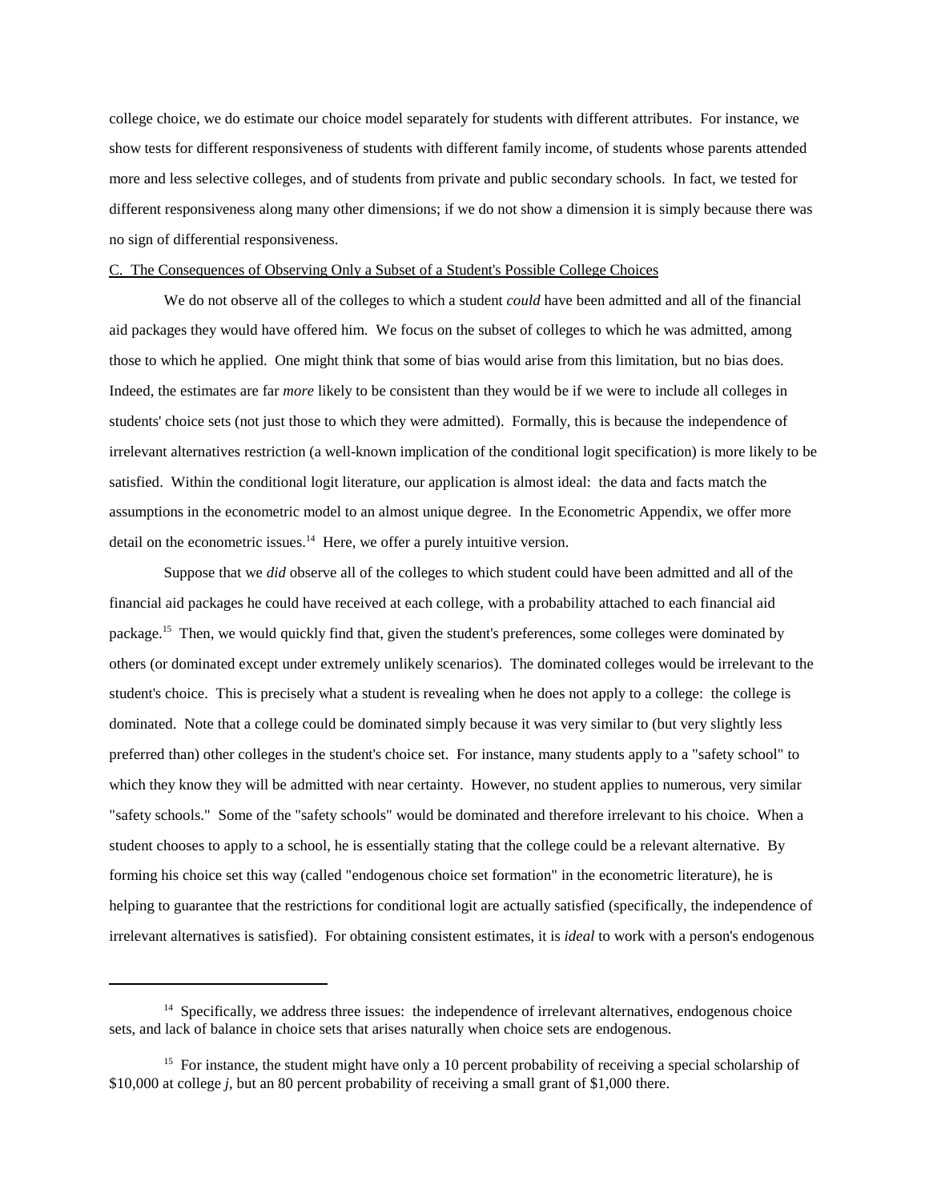college choice, we do estimate our choice model separately for students with different attributes. For instance, we show tests for different responsiveness of students with different family income, of students whose parents attended more and less selective colleges, and of students from private and public secondary schools. In fact, we tested for different responsiveness along many other dimensions; if we do not show a dimension it is simply because there was no sign of differential responsiveness.

C. The Consequences of Observing Only a Subset of a Student's Possible College Choices

We do not observe all of the colleges to which a student *could* have been admitted and all of the financial aid packages they would have offered him. We focus on the subset of colleges to which he was admitted, among those to which he applied. One might think that some of bias would arise from this limitation, but no bias does. Indeed, the estimates are far *more* likely to be consistent than they would be if we were to include all colleges in students' choice sets (not just those to which they were admitted). Formally, this is because the independence of irrelevant alternatives restriction (a well-known implication of the conditional logit specification) is more likely to be satisfied. Within the conditional logit literature, our application is almost ideal: the data and facts match the assumptions in the econometric model to an almost unique degree. In the Econometric Appendix, we offer more detail on the econometric issues.[14] Here, we offer a purely intuitive version.

Suppose that we *did* observe all of the colleges to which student could have been admitted and all of the financial aid packages he could have received at each college, with a probability attached to each financial aid package.[15] Then, we would quickly find that, given the student's preferences, some colleges were dominated by others (or dominated except under extremely unlikely scenarios). The dominated colleges would be irrelevant to the student's choice. This is precisely what a student is revealing when he does not apply to a college: the college is dominated. Note that a college could be dominated simply because it was very similar to (but very slightly less preferred than) other colleges in the student's choice set. For instance, many students apply to a "safety school" to which they know they will be admitted with near certainty. However, no student applies to numerous, very similar "safety schools." Some of the "safety schools" would be dominated and therefore irrelevant to his choice. When a student chooses to apply to a school, he is essentially stating that the college could be a relevant alternative. By forming his choice set this way (called "endogenous choice set formation" in the econometric literature), he is helping to guarantee that the restrictions for conditional logit are actually satisfied (specifically, the independence of irrelevant alternatives is satisfied). For obtaining consistent estimates, it is *ideal* to work with a person's endogenous

---

[14] Specifically, we address three issues: the independence of irrelevant alternatives, endogenous choice sets, and lack of balance in choice sets that arises naturally when choice sets are endogenous.

[15] For instance, the student might have only a 10 percent probability of receiving a special scholarship of \$10,000 at college *j*, but an 80 percent probability of receiving a small grant of \$1,000 there.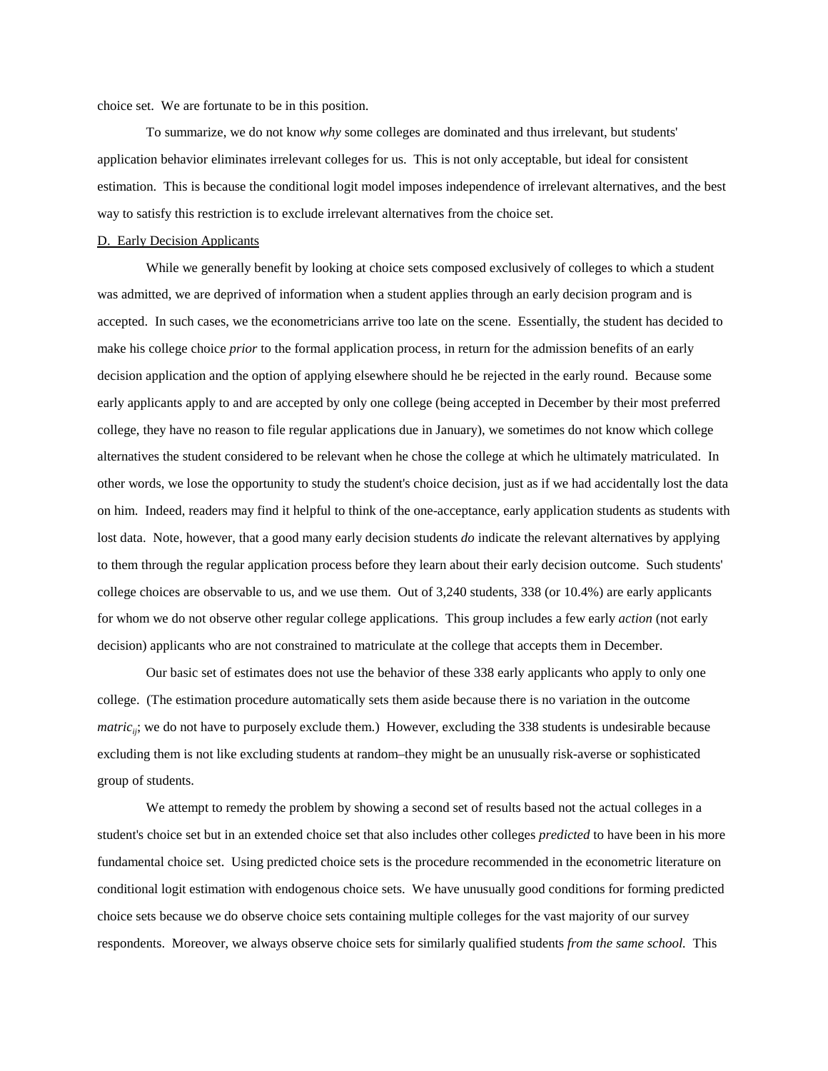choice set. We are fortunate to be in this position.

To summarize, we do not know *why* some colleges are dominated and thus irrelevant, but students' application behavior eliminates irrelevant colleges for us. This is not only acceptable, but ideal for consistent estimation. This is because the conditional logit model imposes independence of irrelevant alternatives, and the best way to satisfy this restriction is to exclude irrelevant alternatives from the choice set.

D. Early Decision Applicants

While we generally benefit by looking at choice sets composed exclusively of colleges to which a student was admitted, we are deprived of information when a student applies through an early decision program and is accepted. In such cases, we the econometricians arrive too late on the scene. Essentially, the student has decided to make his college choice *prior* to the formal application process, in return for the admission benefits of an early decision application and the option of applying elsewhere should he be rejected in the early round. Because some early applicants apply to and are accepted by only one college (being accepted in December by their most preferred college, they have no reason to file regular applications due in January), we sometimes do not know which college alternatives the student considered to be relevant when he chose the college at which he ultimately matriculated. In other words, we lose the opportunity to study the student's choice decision, just as if we had accidentally lost the data on him. Indeed, readers may find it helpful to think of the one-acceptance, early application students as students with lost data. Note, however, that a good many early decision students *do* indicate the relevant alternatives by applying to them through the regular application process before they learn about their early decision outcome. Such students' college choices are observable to us, and we use them. Out of 3,240 students, 338 (or 10.4%) are early applicants for whom we do not observe other regular college applications. This group includes a few early *action* (not early decision) applicants who are not constrained to matriculate at the college that accepts them in December.

Our basic set of estimates does not use the behavior of these 338 early applicants who apply to only one college. (The estimation procedure automatically sets them aside because there is no variation in the outcome $matric_{ij}$; we do not have to purposely exclude them.) However, excluding the 338 students is undesirable because excluding them is not like excluding students at random–they might be an unusually risk-averse or sophisticated group of students.

We attempt to remedy the problem by showing a second set of results based not the actual colleges in a student's choice set but in an extended choice set that also includes other colleges *predicted* to have been in his more fundamental choice set. Using predicted choice sets is the procedure recommended in the econometric literature on conditional logit estimation with endogenous choice sets. We have unusually good conditions for forming predicted choice sets because we do observe choice sets containing multiple colleges for the vast majority of our survey respondents. Moreover, we always observe choice sets for similarly qualified students *from the same school.* This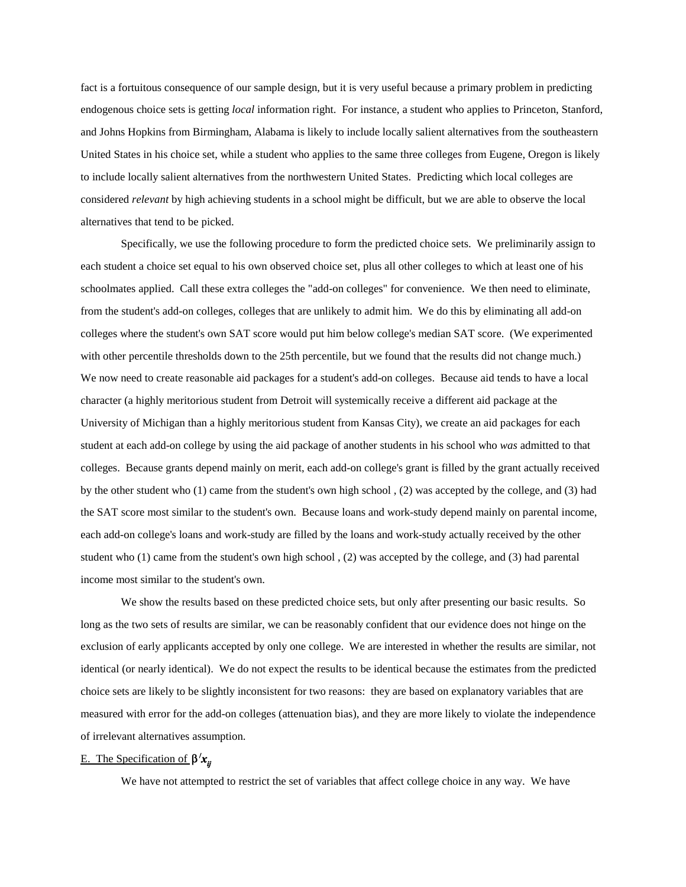fact is a fortuitous consequence of our sample design, but it is very useful because a primary problem in predicting endogenous choice sets is getting *local* information right. For instance, a student who applies to Princeton, Stanford, and Johns Hopkins from Birmingham, Alabama is likely to include locally salient alternatives from the southeastern United States in his choice set, while a student who applies to the same three colleges from Eugene, Oregon is likely to include locally salient alternatives from the northwestern United States. Predicting which local colleges are considered *relevant* by high achieving students in a school might be difficult, but we are able to observe the local alternatives that tend to be picked.

Specifically, we use the following procedure to form the predicted choice sets. We preliminarily assign to each student a choice set equal to his own observed choice set, plus all other colleges to which at least one of his schoolmates applied. Call these extra colleges the "add-on colleges" for convenience. We then need to eliminate, from the student's add-on colleges, colleges that are unlikely to admit him. We do this by eliminating all add-on colleges where the student's own SAT score would put him below college's median SAT score. (We experimented with other percentile thresholds down to the 25th percentile, but we found that the results did not change much.) We now need to create reasonable aid packages for a student's add-on colleges. Because aid tends to have a local character (a highly meritorious student from Detroit will systemically receive a different aid package at the University of Michigan than a highly meritorious student from Kansas City), we create an aid packages for each student at each add-on college by using the aid package of another students in his school who *was* admitted to that colleges. Because grants depend mainly on merit, each add-on college's grant is filled by the grant actually received by the other student who (1) came from the student's own high school , (2) was accepted by the college, and (3) had the SAT score most similar to the student's own. Because loans and work-study depend mainly on parental income, each add-on college's loans and work-study are filled by the loans and work-study actually received by the other student who (1) came from the student's own high school , (2) was accepted by the college, and (3) had parental income most similar to the student's own.

We show the results based on these predicted choice sets, but only after presenting our basic results. So long as the two sets of results are similar, we can be reasonably confident that our evidence does not hinge on the exclusion of early applicants accepted by only one college. We are interested in whether the results are similar, not identical (or nearly identical). We do not expect the results to be identical because the estimates from the predicted choice sets are likely to be slightly inconsistent for two reasons: they are based on explanatory variables that are measured with error for the add-on colleges (attenuation bias), and they are more likely to violate the independence of irrelevant alternatives assumption.

## E. The Specification of $\beta' x_{ij}$

We have not attempted to restrict the set of variables that affect college choice in any way. We have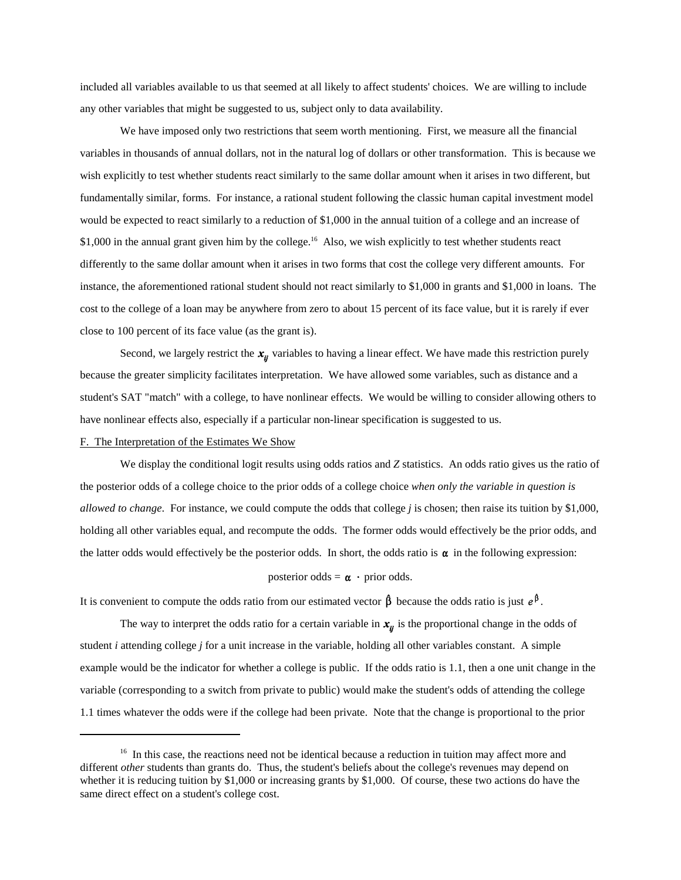included all variables available to us that seemed at all likely to affect students' choices. We are willing to include any other variables that might be suggested to us, subject only to data availability.

We have imposed only two restrictions that seem worth mentioning. First, we measure all the financial variables in thousands of annual dollars, not in the natural log of dollars or other transformation. This is because we wish explicitly to test whether students react similarly to the same dollar amount when it arises in two different, but fundamentally similar, forms. For instance, a rational student following the classic human capital investment model would be expected to react similarly to a reduction of $1,000 in the annual tuition of a college and an increase of $1,000 in the annual grant given him by the college.[16] Also, we wish explicitly to test whether students react differently to the same dollar amount when it arises in two forms that cost the college very different amounts. For instance, the aforementioned rational student should not react similarly to $1,000 in grants and $1,000 in loans. The cost to the college of a loan may be anywhere from zero to about 15 percent of its face value, but it is rarely if ever close to 100 percent of its face value (as the grant is).

Second, we largely restrict the $\boldsymbol{x}_{ij}$ variables to having a linear effect. We have made this restriction purely because the greater simplicity facilitates interpretation. We have allowed some variables, such as distance and a student's SAT "match" with a college, to have nonlinear effects. We would be willing to consider allowing others to have nonlinear effects also, especially if a particular non-linear specification is suggested to us.

F. The Interpretation of the Estimates We Show

We display the conditional logit results using odds ratios and *Z* statistics. An odds ratio gives us the ratio of the posterior odds of a college choice to the prior odds of a college choice *when only the variable in question is allowed to change*. For instance, we could compute the odds that college *j* is chosen; then raise its tuition by $1,000, holding all other variables equal, and recompute the odds. The former odds would effectively be the prior odds, and the latter odds would effectively be the posterior odds. In short, the odds ratio is $\alpha$ in the following expression:

$$\text{posterior odds} = \alpha \cdot \text{prior odds.}$$

It is convenient to compute the odds ratio from our estimated vector $\hat{\beta}$ because the odds ratio is just $e^{\hat{\beta}}$.

The way to interpret the odds ratio for a certain variable in $\boldsymbol{x}_{ij}$ is the proportional change in the odds of student *i* attending college *j* for a unit increase in the variable, holding all other variables constant. A simple example would be the indicator for whether a college is public. If the odds ratio is 1.1, then a one unit change in the variable (corresponding to a switch from private to public) would make the student's odds of attending the college 1.1 times whatever the odds were if the college had been private. Note that the change is proportional to the prior

[16] In this case, the reactions need not be identical because a reduction in tuition may affect more and different *other* students than grants do. Thus, the student's beliefs about the college's revenues may depend on whether it is reducing tuition by $1,000 or increasing grants by $1,000. Of course, these two actions do have the same direct effect on a student's college cost.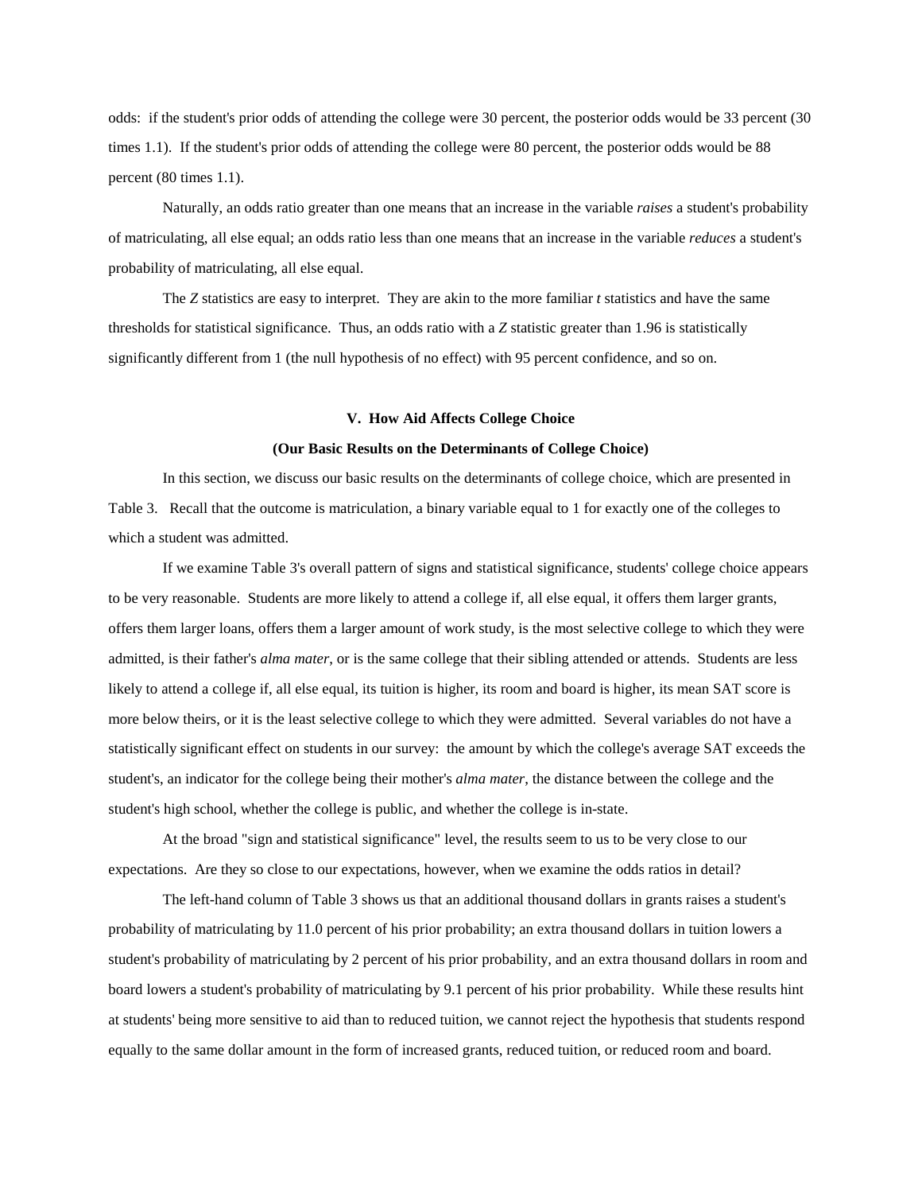odds: if the student's prior odds of attending the college were 30 percent, the posterior odds would be 33 percent (30 times 1.1). If the student's prior odds of attending the college were 80 percent, the posterior odds would be 88 percent (80 times 1.1).

Naturally, an odds ratio greater than one means that an increase in the variable *raises* a student's probability of matriculating, all else equal; an odds ratio less than one means that an increase in the variable *reduces* a student's probability of matriculating, all else equal.

The *Z* statistics are easy to interpret. They are akin to the more familiar *t* statistics and have the same thresholds for statistical significance. Thus, an odds ratio with a *Z* statistic greater than 1.96 is statistically significantly different from 1 (the null hypothesis of no effect) with 95 percent confidence, and so on.

## V. How Aid Affects College Choice

### (Our Basic Results on the Determinants of College Choice)

In this section, we discuss our basic results on the determinants of college choice, which are presented in Table 3. Recall that the outcome is matriculation, a binary variable equal to 1 for exactly one of the colleges to which a student was admitted.

If we examine Table 3's overall pattern of signs and statistical significance, students' college choice appears to be very reasonable. Students are more likely to attend a college if, all else equal, it offers them larger grants, offers them larger loans, offers them a larger amount of work study, is the most selective college to which they were admitted, is their father's *alma mater*, or is the same college that their sibling attended or attends. Students are less likely to attend a college if, all else equal, its tuition is higher, its room and board is higher, its mean SAT score is more below theirs, or it is the least selective college to which they were admitted. Several variables do not have a statistically significant effect on students in our survey: the amount by which the college's average SAT exceeds the student's, an indicator for the college being their mother's *alma mater*, the distance between the college and the student's high school, whether the college is public, and whether the college is in-state.

At the broad "sign and statistical significance" level, the results seem to us to be very close to our expectations. Are they so close to our expectations, however, when we examine the odds ratios in detail?

The left-hand column of Table 3 shows us that an additional thousand dollars in grants raises a student's probability of matriculating by 11.0 percent of his prior probability; an extra thousand dollars in tuition lowers a student's probability of matriculating by 2 percent of his prior probability, and an extra thousand dollars in room and board lowers a student's probability of matriculating by 9.1 percent of his prior probability. While these results hint at students' being more sensitive to aid than to reduced tuition, we cannot reject the hypothesis that students respond equally to the same dollar amount in the form of increased grants, reduced tuition, or reduced room and board.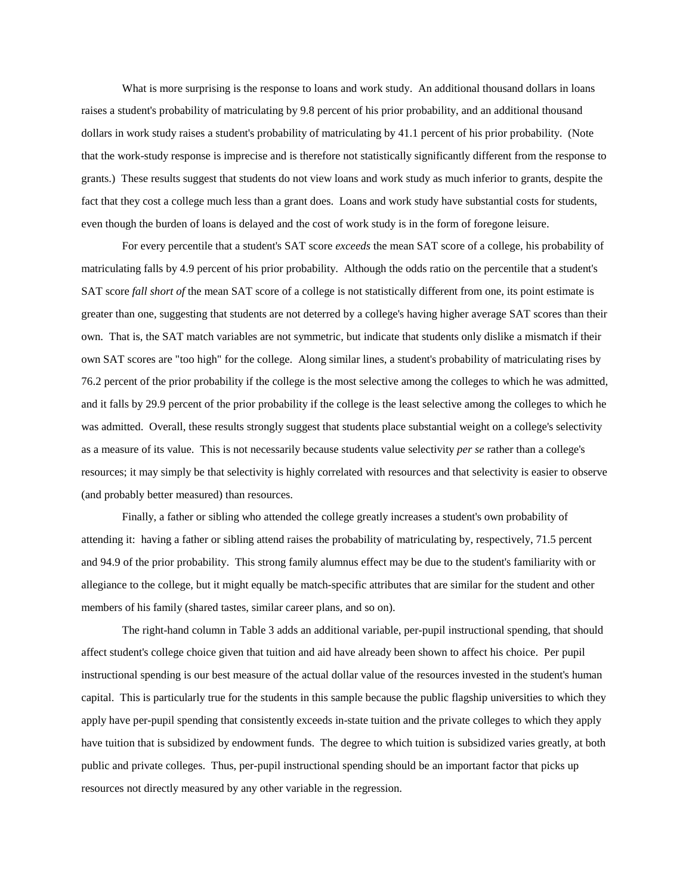What is more surprising is the response to loans and work study. An additional thousand dollars in loans raises a student's probability of matriculating by 9.8 percent of his prior probability, and an additional thousand dollars in work study raises a student's probability of matriculating by 41.1 percent of his prior probability. (Note that the work-study response is imprecise and is therefore not statistically significantly different from the response to grants.) These results suggest that students do not view loans and work study as much inferior to grants, despite the fact that they cost a college much less than a grant does. Loans and work study have substantial costs for students, even though the burden of loans is delayed and the cost of work study is in the form of foregone leisure.

For every percentile that a student's SAT score *exceeds* the mean SAT score of a college, his probability of matriculating falls by 4.9 percent of his prior probability. Although the odds ratio on the percentile that a student's SAT score *fall short of* the mean SAT score of a college is not statistically different from one, its point estimate is greater than one, suggesting that students are not deterred by a college's having higher average SAT scores than their own. That is, the SAT match variables are not symmetric, but indicate that students only dislike a mismatch if their own SAT scores are "too high" for the college. Along similar lines, a student's probability of matriculating rises by 76.2 percent of the prior probability if the college is the most selective among the colleges to which he was admitted, and it falls by 29.9 percent of the prior probability if the college is the least selective among the colleges to which he was admitted. Overall, these results strongly suggest that students place substantial weight on a college's selectivity as a measure of its value. This is not necessarily because students value selectivity *per se* rather than a college's resources; it may simply be that selectivity is highly correlated with resources and that selectivity is easier to observe (and probably better measured) than resources.

Finally, a father or sibling who attended the college greatly increases a student's own probability of attending it: having a father or sibling attend raises the probability of matriculating by, respectively, 71.5 percent and 94.9 of the prior probability. This strong family alumnus effect may be due to the student's familiarity with or allegiance to the college, but it might equally be match-specific attributes that are similar for the student and other members of his family (shared tastes, similar career plans, and so on).

The right-hand column in Table 3 adds an additional variable, per-pupil instructional spending, that should affect student's college choice given that tuition and aid have already been shown to affect his choice. Per pupil instructional spending is our best measure of the actual dollar value of the resources invested in the student's human capital. This is particularly true for the students in this sample because the public flagship universities to which they apply have per-pupil spending that consistently exceeds in-state tuition and the private colleges to which they apply have tuition that is subsidized by endowment funds. The degree to which tuition is subsidized varies greatly, at both public and private colleges. Thus, per-pupil instructional spending should be an important factor that picks up resources not directly measured by any other variable in the regression.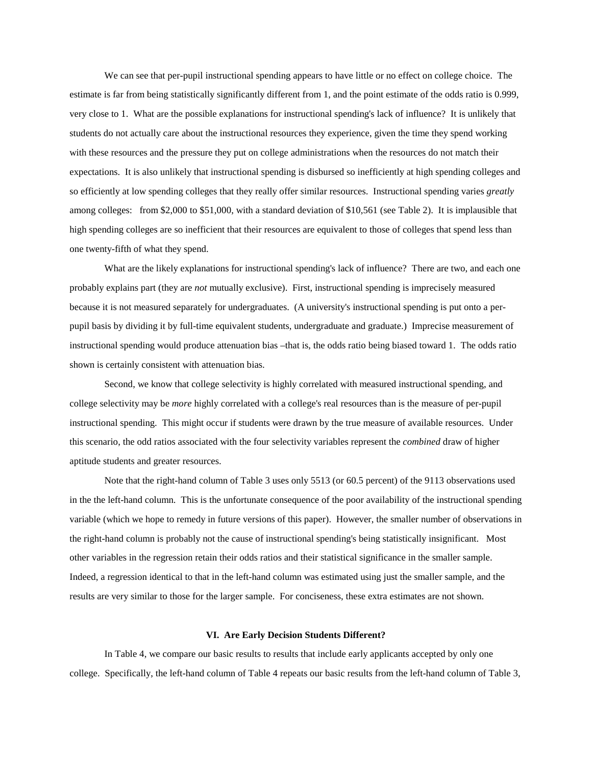We can see that per-pupil instructional spending appears to have little or no effect on college choice. The estimate is far from being statistically significantly different from 1, and the point estimate of the odds ratio is 0.999, very close to 1. What are the possible explanations for instructional spending's lack of influence? It is unlikely that students do not actually care about the instructional resources they experience, given the time they spend working with these resources and the pressure they put on college administrations when the resources do not match their expectations. It is also unlikely that instructional spending is disbursed so inefficiently at high spending colleges and so efficiently at low spending colleges that they really offer similar resources. Instructional spending varies *greatly* among colleges: from \$2,000 to \$51,000, with a standard deviation of \$10,561 (see Table 2). It is implausible that high spending colleges are so inefficient that their resources are equivalent to those of colleges that spend less than one twenty-fifth of what they spend.

What are the likely explanations for instructional spending's lack of influence? There are two, and each one probably explains part (they are *not* mutually exclusive). First, instructional spending is imprecisely measured because it is not measured separately for undergraduates. (A university's instructional spending is put onto a per-pupil basis by dividing it by full-time equivalent students, undergraduate and graduate.) Imprecise measurement of instructional spending would produce attenuation bias –that is, the odds ratio being biased toward 1. The odds ratio shown is certainly consistent with attenuation bias.

Second, we know that college selectivity is highly correlated with measured instructional spending, and college selectivity may be *more* highly correlated with a college's real resources than is the measure of per-pupil instructional spending. This might occur if students were drawn by the true measure of available resources. Under this scenario, the odd ratios associated with the four selectivity variables represent the *combined* draw of higher aptitude students and greater resources.

Note that the right-hand column of Table 3 uses only 5513 (or 60.5 percent) of the 9113 observations used in the the left-hand column. This is the unfortunate consequence of the poor availability of the instructional spending variable (which we hope to remedy in future versions of this paper). However, the smaller number of observations in the right-hand column is probably not the cause of instructional spending's being statistically insignificant. Most other variables in the regression retain their odds ratios and their statistical significance in the smaller sample. Indeed, a regression identical to that in the left-hand column was estimated using just the smaller sample, and the results are very similar to those for the larger sample. For conciseness, these extra estimates are not shown.

## VI. Are Early Decision Students Different?

In Table 4, we compare our basic results to results that include early applicants accepted by only one college. Specifically, the left-hand column of Table 4 repeats our basic results from the left-hand column of Table 3,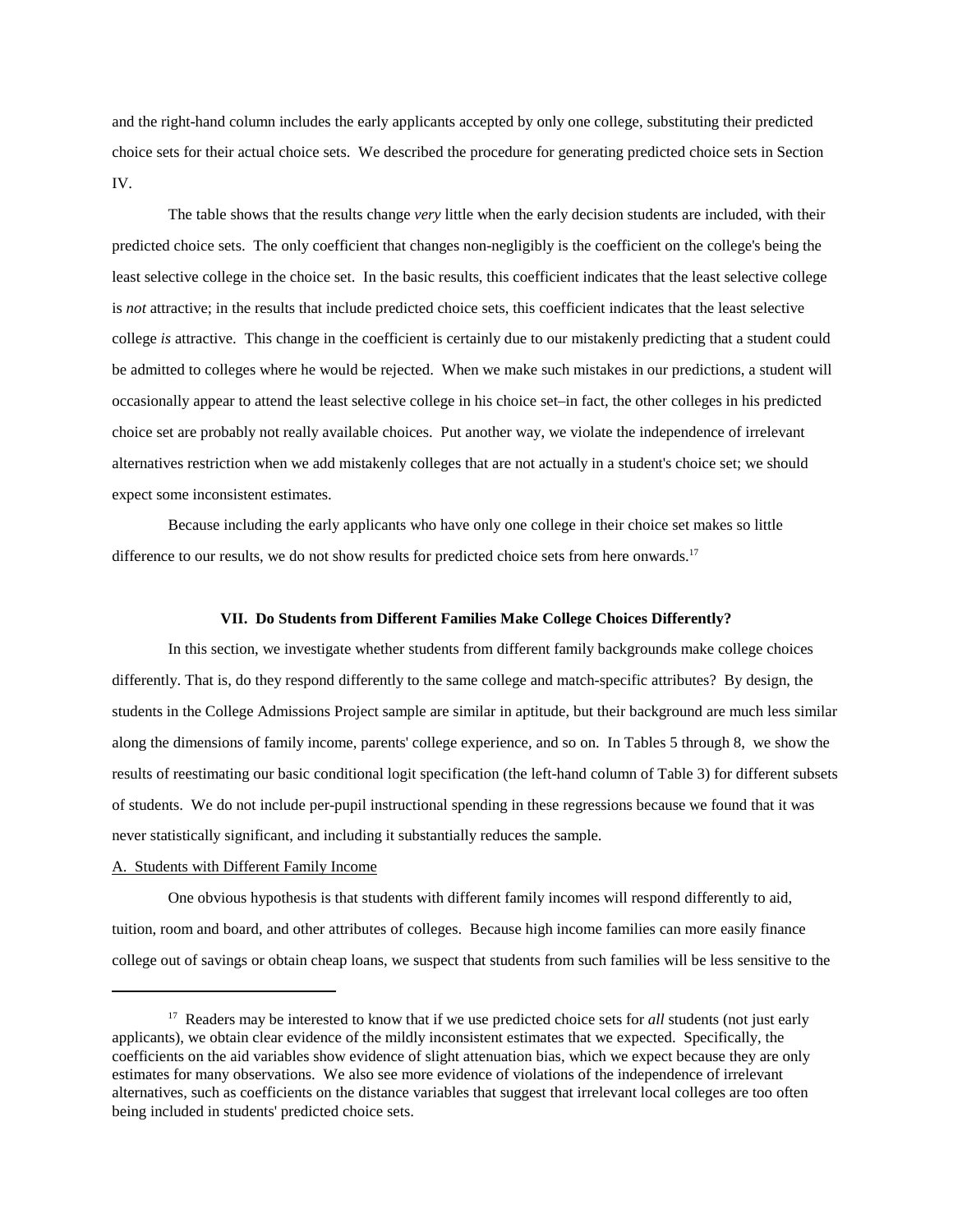and the right-hand column includes the early applicants accepted by only one college, substituting their predicted choice sets for their actual choice sets. We described the procedure for generating predicted choice sets in Section IV.

The table shows that the results change *very* little when the early decision students are included, with their predicted choice sets. The only coefficient that changes non-negligibly is the coefficient on the college's being the least selective college in the choice set. In the basic results, this coefficient indicates that the least selective college is *not* attractive; in the results that include predicted choice sets, this coefficient indicates that the least selective college *is* attractive. This change in the coefficient is certainly due to our mistakenly predicting that a student could be admitted to colleges where he would be rejected. When we make such mistakes in our predictions, a student will occasionally appear to attend the least selective college in his choice set–in fact, the other colleges in his predicted choice set are probably not really available choices. Put another way, we violate the independence of irrelevant alternatives restriction when we add mistakenly colleges that are not actually in a student's choice set; we should expect some inconsistent estimates.

Because including the early applicants who have only one college in their choice set makes so little difference to our results, we do not show results for predicted choice sets from here onwards.[17]

### VII. Do Students from Different Families Make College Choices Differently?

In this section, we investigate whether students from different family backgrounds make college choices differently. That is, do they respond differently to the same college and match-specific attributes? By design, the students in the College Admissions Project sample are similar in aptitude, but their background are much less similar along the dimensions of family income, parents' college experience, and so on. In Tables 5 through 8, we show the results of reestimating our basic conditional logit specification (the left-hand column of Table 3) for different subsets of students. We do not include per-pupil instructional spending in these regressions because we found that it was never statistically significant, and including it substantially reduces the sample.

A. Students with Different Family Income

One obvious hypothesis is that students with different family incomes will respond differently to aid, tuition, room and board, and other attributes of colleges. Because high income families can more easily finance college out of savings or obtain cheap loans, we suspect that students from such families will be less sensitive to the

---

[17] Readers may be interested to know that if we use predicted choice sets for *all* students (not just early applicants), we obtain clear evidence of the mildly inconsistent estimates that we expected. Specifically, the coefficients on the aid variables show evidence of slight attenuation bias, which we expect because they are only estimates for many observations. We also see more evidence of violations of the independence of irrelevant alternatives, such as coefficients on the distance variables that suggest that irrelevant local colleges are too often being included in students' predicted choice sets.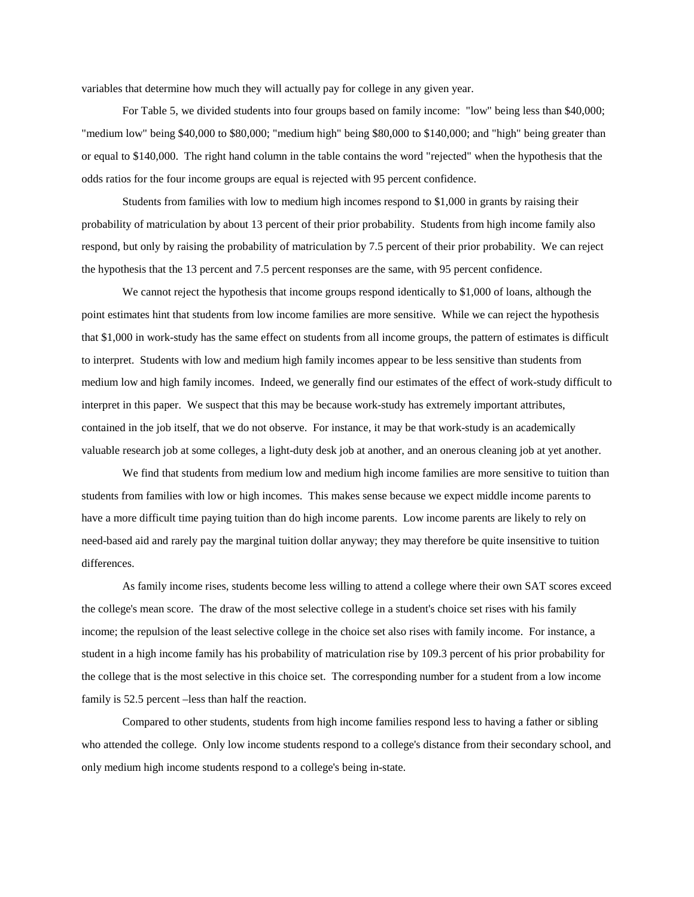variables that determine how much they will actually pay for college in any given year.

For Table 5, we divided students into four groups based on family income: "low" being less than $40,000; "medium low" being $40,000 to $80,000; "medium high" being $80,000 to $140,000; and "high" being greater than or equal to $140,000. The right hand column in the table contains the word "rejected" when the hypothesis that the odds ratios for the four income groups are equal is rejected with 95 percent confidence.

Students from families with low to medium high incomes respond to $1,000 in grants by raising their probability of matriculation by about 13 percent of their prior probability. Students from high income family also respond, but only by raising the probability of matriculation by 7.5 percent of their prior probability. We can reject the hypothesis that the 13 percent and 7.5 percent responses are the same, with 95 percent confidence.

We cannot reject the hypothesis that income groups respond identically to $1,000 of loans, although the point estimates hint that students from low income families are more sensitive. While we can reject the hypothesis that $1,000 in work-study has the same effect on students from all income groups, the pattern of estimates is difficult to interpret. Students with low and medium high family incomes appear to be less sensitive than students from medium low and high family incomes. Indeed, we generally find our estimates of the effect of work-study difficult to interpret in this paper. We suspect that this may be because work-study has extremely important attributes, contained in the job itself, that we do not observe. For instance, it may be that work-study is an academically valuable research job at some colleges, a light-duty desk job at another, and an onerous cleaning job at yet another.

We find that students from medium low and medium high income families are more sensitive to tuition than students from families with low or high incomes. This makes sense because we expect middle income parents to have a more difficult time paying tuition than do high income parents. Low income parents are likely to rely on need-based aid and rarely pay the marginal tuition dollar anyway; they may therefore be quite insensitive to tuition differences.

As family income rises, students become less willing to attend a college where their own SAT scores exceed the college's mean score. The draw of the most selective college in a student's choice set rises with his family income; the repulsion of the least selective college in the choice set also rises with family income. For instance, a student in a high income family has his probability of matriculation rise by 109.3 percent of his prior probability for the college that is the most selective in this choice set. The corresponding number for a student from a low income family is 52.5 percent –less than half the reaction.

Compared to other students, students from high income families respond less to having a father or sibling who attended the college. Only low income students respond to a college's distance from their secondary school, and only medium high income students respond to a college's being in-state.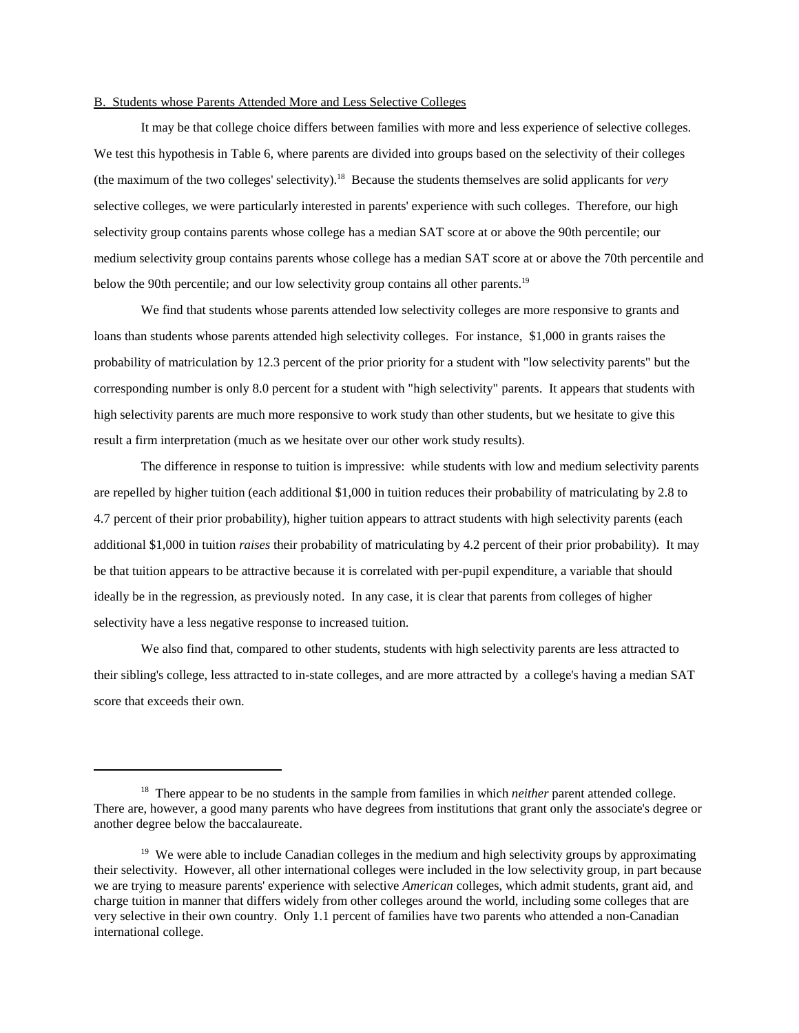B. Students whose Parents Attended More and Less Selective Colleges

It may be that college choice differs between families with more and less experience of selective colleges. We test this hypothesis in Table 6, where parents are divided into groups based on the selectivity of their colleges (the maximum of the two colleges' selectivity).[18] Because the students themselves are solid applicants for *very* selective colleges, we were particularly interested in parents' experience with such colleges. Therefore, our high selectivity group contains parents whose college has a median SAT score at or above the 90th percentile; our medium selectivity group contains parents whose college has a median SAT score at or above the 70th percentile and below the 90th percentile; and our low selectivity group contains all other parents.[19]

We find that students whose parents attended low selectivity colleges are more responsive to grants and loans than students whose parents attended high selectivity colleges. For instance, $1,000 in grants raises the probability of matriculation by 12.3 percent of the prior priority for a student with "low selectivity parents" but the corresponding number is only 8.0 percent for a student with "high selectivity" parents. It appears that students with high selectivity parents are much more responsive to work study than other students, but we hesitate to give this result a firm interpretation (much as we hesitate over our other work study results).

The difference in response to tuition is impressive: while students with low and medium selectivity parents are repelled by higher tuition (each additional $1,000 in tuition reduces their probability of matriculating by 2.8 to 4.7 percent of their prior probability), higher tuition appears to attract students with high selectivity parents (each additional $1,000 in tuition *raises* their probability of matriculating by 4.2 percent of their prior probability). It may be that tuition appears to be attractive because it is correlated with per-pupil expenditure, a variable that should ideally be in the regression, as previously noted. In any case, it is clear that parents from colleges of higher selectivity have a less negative response to increased tuition.

We also find that, compared to other students, students with high selectivity parents are less attracted to their sibling's college, less attracted to in-state colleges, and are more attracted by a college's having a median SAT score that exceeds their own.

---

[18] There appear to be no students in the sample from families in which *neither* parent attended college. There are, however, a good many parents who have degrees from institutions that grant only the associate's degree or another degree below the baccalaureate.

[19] We were able to include Canadian colleges in the medium and high selectivity groups by approximating their selectivity. However, all other international colleges were included in the low selectivity group, in part because we are trying to measure parents' experience with selective *American* colleges, which admit students, grant aid, and charge tuition in manner that differs widely from other colleges around the world, including some colleges that are very selective in their own country. Only 1.1 percent of families have two parents who attended a non-Canadian international college.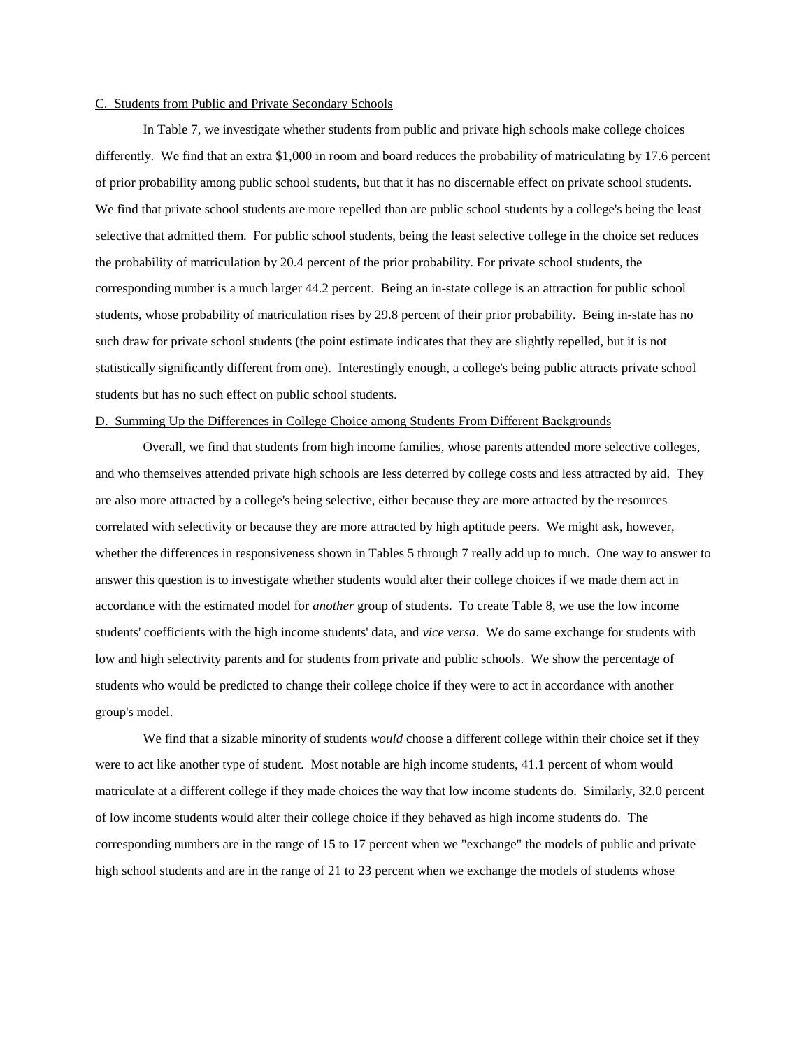C. Students from Public and Private Secondary Schools

In Table 7, we investigate whether students from public and private high schools make college choices differently. We find that an extra $1,000 in room and board reduces the probability of matriculating by 17.6 percent of prior probability among public school students, but that it has no discernable effect on private school students. We find that private school students are more repelled than are public school students by a college's being the least selective that admitted them. For public school students, being the least selective college in the choice set reduces the probability of matriculation by 20.4 percent of the prior probability. For private school students, the corresponding number is a much larger 44.2 percent. Being an in-state college is an attraction for public school students, whose probability of matriculation rises by 29.8 percent of their prior probability. Being in-state has no such draw for private school students (the point estimate indicates that they are slightly repelled, but it is not statistically significantly different from one). Interestingly enough, a college's being public attracts private school students but has no such effect on public school students.

D. Summing Up the Differences in College Choice among Students From Different Backgrounds

Overall, we find that students from high income families, whose parents attended more selective colleges, and who themselves attended private high schools are less deterred by college costs and less attracted by aid. They are also more attracted by a college's being selective, either because they are more attracted by the resources correlated with selectivity or because they are more attracted by high aptitude peers. We might ask, however, whether the differences in responsiveness shown in Tables 5 through 7 really add up to much. One way to answer to answer this question is to investigate whether students would alter their college choices if we made them act in accordance with the estimated model for *another* group of students. To create Table 8, we use the low income students' coefficients with the high income students' data, and *vice versa*. We do same exchange for students with low and high selectivity parents and for students from private and public schools. We show the percentage of students who would be predicted to change their college choice if they were to act in accordance with another group's model.

We find that a sizable minority of students *would* choose a different college within their choice set if they were to act like another type of student. Most notable are high income students, 41.1 percent of whom would matriculate at a different college if they made choices the way that low income students do. Similarly, 32.0 percent of low income students would alter their college choice if they behaved as high income students do. The corresponding numbers are in the range of 15 to 17 percent when we "exchange" the models of public and private high school students and are in the range of 21 to 23 percent when we exchange the models of students whose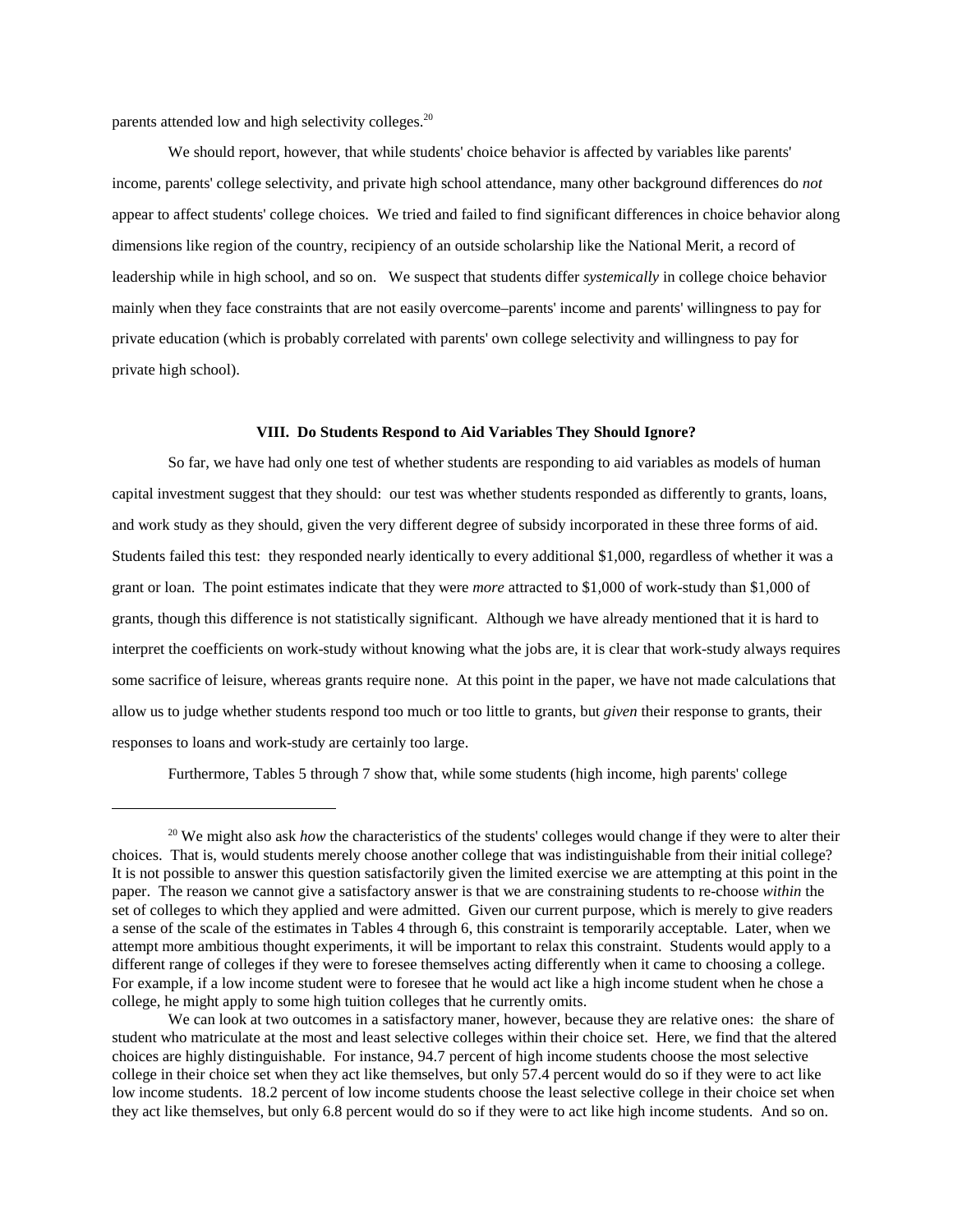parents attended low and high selectivity colleges.[20]

We should report, however, that while students' choice behavior is affected by variables like parents' income, parents' college selectivity, and private high school attendance, many other background differences do *not* appear to affect students' college choices. We tried and failed to find significant differences in choice behavior along dimensions like region of the country, recipiency of an outside scholarship like the National Merit, a record of leadership while in high school, and so on. We suspect that students differ *systemically* in college choice behavior mainly when they face constraints that are not easily overcome–parents' income and parents' willingness to pay for private education (which is probably correlated with parents' own college selectivity and willingness to pay for private high school).

### VIII. Do Students Respond to Aid Variables They Should Ignore?

So far, we have had only one test of whether students are responding to aid variables as models of human capital investment suggest that they should: our test was whether students responded as differently to grants, loans, and work study as they should, given the very different degree of subsidy incorporated in these three forms of aid. Students failed this test: they responded nearly identically to every additional \$1,000, regardless of whether it was a grant or loan. The point estimates indicate that they were *more* attracted to \$1,000 of work-study than \$1,000 of grants, though this difference is not statistically significant. Although we have already mentioned that it is hard to interpret the coefficients on work-study without knowing what the jobs are, it is clear that work-study always requires some sacrifice of leisure, whereas grants require none. At this point in the paper, we have not made calculations that allow us to judge whether students respond too much or too little to grants, but *given* their response to grants, their responses to loans and work-study are certainly too large.

Furthermore, Tables 5 through 7 show that, while some students (high income, high parents' college

---

[20] We might also ask *how* the characteristics of the students' colleges would change if they were to alter their choices. That is, would students merely choose another college that was indistinguishable from their initial college? It is not possible to answer this question satisfactorily given the limited exercise we are attempting at this point in the paper. The reason we cannot give a satisfactory answer is that we are constraining students to re-choose *within* the set of colleges to which they applied and were admitted. Given our current purpose, which is merely to give readers a sense of the scale of the estimates in Tables 4 through 6, this constraint is temporarily acceptable. Later, when we attempt more ambitious thought experiments, it will be important to relax this constraint. Students would apply to a different range of colleges if they were to foresee themselves acting differently when it came to choosing a college. For example, if a low income student were to foresee that he would act like a high income student when he chose a college, he might apply to some high tuition colleges that he currently omits.

We can look at two outcomes in a satisfactory maner, however, because they are relative ones: the share of student who matriculate at the most and least selective colleges within their choice set. Here, we find that the altered choices are highly distinguishable. For instance, 94.7 percent of high income students choose the most selective college in their choice set when they act like themselves, but only 57.4 percent would do so if they were to act like low income students. 18.2 percent of low income students choose the least selective college in their choice set when they act like themselves, but only 6.8 percent would do so if they were to act like high income students. And so on.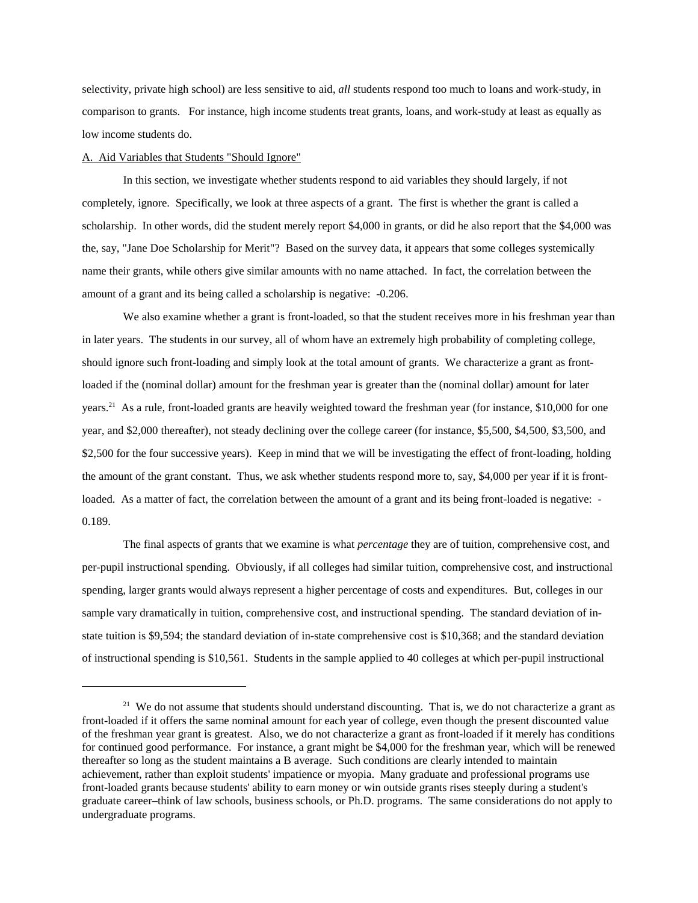selectivity, private high school) are less sensitive to aid, *all* students respond too much to loans and work-study, in comparison to grants. For instance, high income students treat grants, loans, and work-study at least as equally as low income students do.

A. Aid Variables that Students "Should Ignore"

In this section, we investigate whether students respond to aid variables they should largely, if not completely, ignore. Specifically, we look at three aspects of a grant. The first is whether the grant is called a scholarship. In other words, did the student merely report $4,000 in grants, or did he also report that the $4,000 was the, say, "Jane Doe Scholarship for Merit"? Based on the survey data, it appears that some colleges systemically name their grants, while others give similar amounts with no name attached. In fact, the correlation between the amount of a grant and its being called a scholarship is negative: -0.206.

We also examine whether a grant is front-loaded, so that the student receives more in his freshman year than in later years. The students in our survey, all of whom have an extremely high probability of completing college, should ignore such front-loading and simply look at the total amount of grants. We characterize a grant as front-loaded if the (nominal dollar) amount for the freshman year is greater than the (nominal dollar) amount for later years.[21] As a rule, front-loaded grants are heavily weighted toward the freshman year (for instance, $10,000 for one year, and $2,000 thereafter), not steady declining over the college career (for instance, $5,500, $4,500, $3,500, and $2,500 for the four successive years). Keep in mind that we will be investigating the effect of front-loading, holding the amount of the grant constant. Thus, we ask whether students respond more to, say, $4,000 per year if it is front-loaded. As a matter of fact, the correlation between the amount of a grant and its being front-loaded is negative: -0.189.

The final aspects of grants that we examine is what *percentage* they are of tuition, comprehensive cost, and per-pupil instructional spending. Obviously, if all colleges had similar tuition, comprehensive cost, and instructional spending, larger grants would always represent a higher percentage of costs and expenditures. But, colleges in our sample vary dramatically in tuition, comprehensive cost, and instructional spending. The standard deviation of in-state tuition is $9,594; the standard deviation of in-state comprehensive cost is $10,368; and the standard deviation of instructional spending is $10,561. Students in the sample applied to 40 colleges at which per-pupil instructional

[21] We do not assume that students should understand discounting. That is, we do not characterize a grant as front-loaded if it offers the same nominal amount for each year of college, even though the present discounted value of the freshman year grant is greatest. Also, we do not characterize a grant as front-loaded if it merely has conditions for continued good performance. For instance, a grant might be $4,000 for the freshman year, which will be renewed thereafter so long as the student maintains a B average. Such conditions are clearly intended to maintain achievement, rather than exploit students' impatience or myopia. Many graduate and professional programs use front-loaded grants because students' ability to earn money or win outside grants rises steeply during a student's graduate career–think of law schools, business schools, or Ph.D. programs. The same considerations do not apply to undergraduate programs.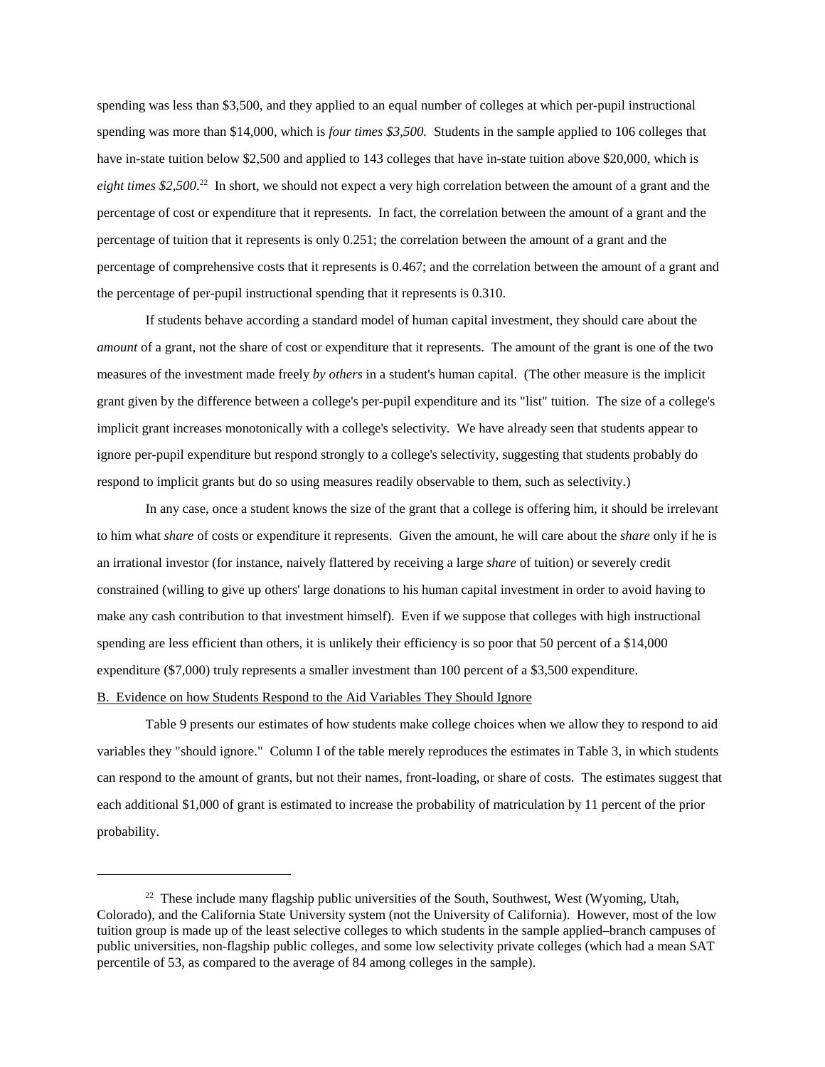spending was less than \$3,500, and they applied to an equal number of colleges at which per-pupil instructional spending was more than \$14,000, which is *four times \$3,500.* Students in the sample applied to 106 colleges that have in-state tuition below \$2,500 and applied to 143 colleges that have in-state tuition above \$20,000, which is *eight times \$2,500*.[22] In short, we should not expect a very high correlation between the amount of a grant and the percentage of cost or expenditure that it represents. In fact, the correlation between the amount of a grant and the percentage of tuition that it represents is only 0.251; the correlation between the amount of a grant and the percentage of comprehensive costs that it represents is 0.467; and the correlation between the amount of a grant and the percentage of per-pupil instructional spending that it represents is 0.310.

If students behave according a standard model of human capital investment, they should care about the *amount* of a grant, not the share of cost or expenditure that it represents. The amount of the grant is one of the two measures of the investment made freely *by others* in a student's human capital. (The other measure is the implicit grant given by the difference between a college's per-pupil expenditure and its "list" tuition. The size of a college's implicit grant increases monotonically with a college's selectivity. We have already seen that students appear to ignore per-pupil expenditure but respond strongly to a college's selectivity, suggesting that students probably do respond to implicit grants but do so using measures readily observable to them, such as selectivity.)

In any case, once a student knows the size of the grant that a college is offering him, it should be irrelevant to him what *share* of costs or expenditure it represents. Given the amount, he will care about the *share* only if he is an irrational investor (for instance, naively flattered by receiving a large *share* of tuition) or severely credit constrained (willing to give up others' large donations to his human capital investment in order to avoid having to make any cash contribution to that investment himself). Even if we suppose that colleges with high instructional spending are less efficient than others, it is unlikely their efficiency is so poor that 50 percent of a \$14,000 expenditure (\$7,000) truly represents a smaller investment than 100 percent of a \$3,500 expenditure.

B. Evidence on how Students Respond to the Aid Variables They Should Ignore

Table 9 presents our estimates of how students make college choices when we allow they to respond to aid variables they "should ignore." Column I of the table merely reproduces the estimates in Table 3, in which students can respond to the amount of grants, but not their names, front-loading, or share of costs. The estimates suggest that each additional \$1,000 of grant is estimated to increase the probability of matriculation by 11 percent of the prior probability.

[22] These include many flagship public universities of the South, Southwest, West (Wyoming, Utah, Colorado), and the California State University system (not the University of California). However, most of the low tuition group is made up of the least selective colleges to which students in the sample applied–branch campuses of public universities, non-flagship public colleges, and some low selectivity private colleges (which had a mean SAT percentile of 53, as compared to the average of 84 among colleges in the sample).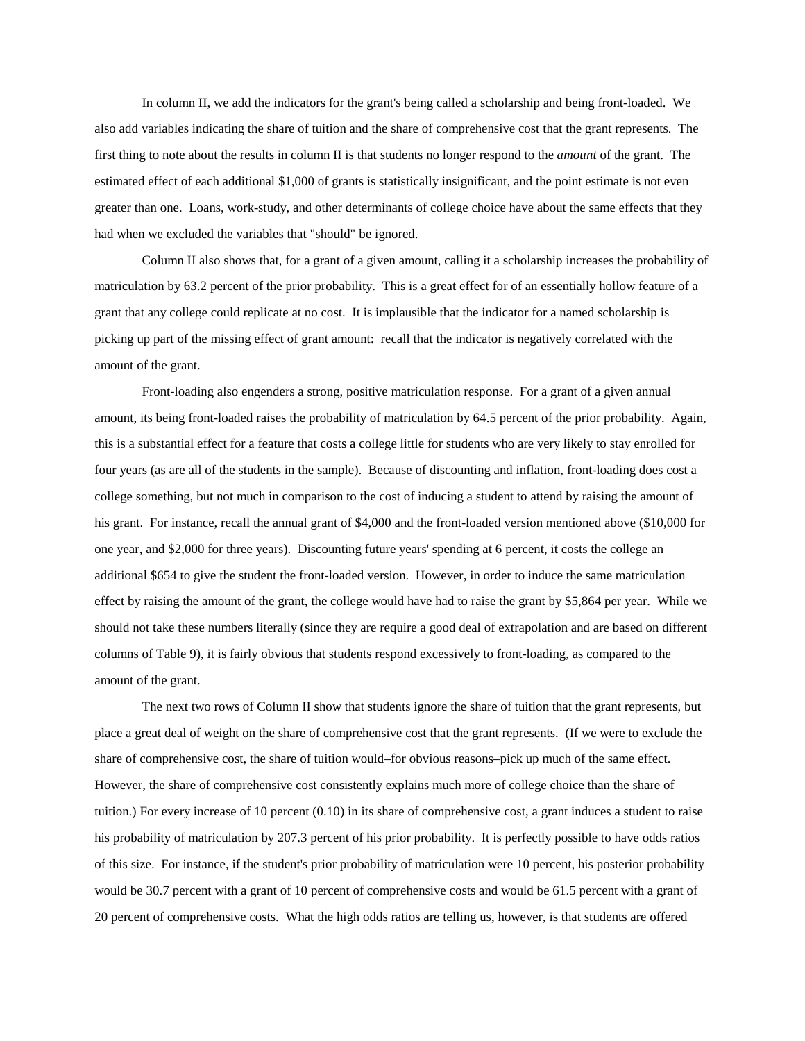In column II, we add the indicators for the grant's being called a scholarship and being front-loaded. We also add variables indicating the share of tuition and the share of comprehensive cost that the grant represents. The first thing to note about the results in column II is that students no longer respond to the *amount* of the grant. The estimated effect of each additional $1,000 of grants is statistically insignificant, and the point estimate is not even greater than one. Loans, work-study, and other determinants of college choice have about the same effects that they had when we excluded the variables that "should" be ignored.

Column II also shows that, for a grant of a given amount, calling it a scholarship increases the probability of matriculation by 63.2 percent of the prior probability. This is a great effect for of an essentially hollow feature of a grant that any college could replicate at no cost. It is implausible that the indicator for a named scholarship is picking up part of the missing effect of grant amount: recall that the indicator is negatively correlated with the amount of the grant.

Front-loading also engenders a strong, positive matriculation response. For a grant of a given annual amount, its being front-loaded raises the probability of matriculation by 64.5 percent of the prior probability. Again, this is a substantial effect for a feature that costs a college little for students who are very likely to stay enrolled for four years (as are all of the students in the sample). Because of discounting and inflation, front-loading does cost a college something, but not much in comparison to the cost of inducing a student to attend by raising the amount of his grant. For instance, recall the annual grant of $4,000 and the front-loaded version mentioned above ($10,000 for one year, and $2,000 for three years). Discounting future years' spending at 6 percent, it costs the college an additional $654 to give the student the front-loaded version. However, in order to induce the same matriculation effect by raising the amount of the grant, the college would have had to raise the grant by $5,864 per year. While we should not take these numbers literally (since they are require a good deal of extrapolation and are based on different columns of Table 9), it is fairly obvious that students respond excessively to front-loading, as compared to the amount of the grant.

The next two rows of Column II show that students ignore the share of tuition that the grant represents, but place a great deal of weight on the share of comprehensive cost that the grant represents. (If we were to exclude the share of comprehensive cost, the share of tuition would–for obvious reasons–pick up much of the same effect. However, the share of comprehensive cost consistently explains much more of college choice than the share of tuition.) For every increase of 10 percent (0.10) in its share of comprehensive cost, a grant induces a student to raise his probability of matriculation by 207.3 percent of his prior probability. It is perfectly possible to have odds ratios of this size. For instance, if the student's prior probability of matriculation were 10 percent, his posterior probability would be 30.7 percent with a grant of 10 percent of comprehensive costs and would be 61.5 percent with a grant of 20 percent of comprehensive costs. What the high odds ratios are telling us, however, is that students are offered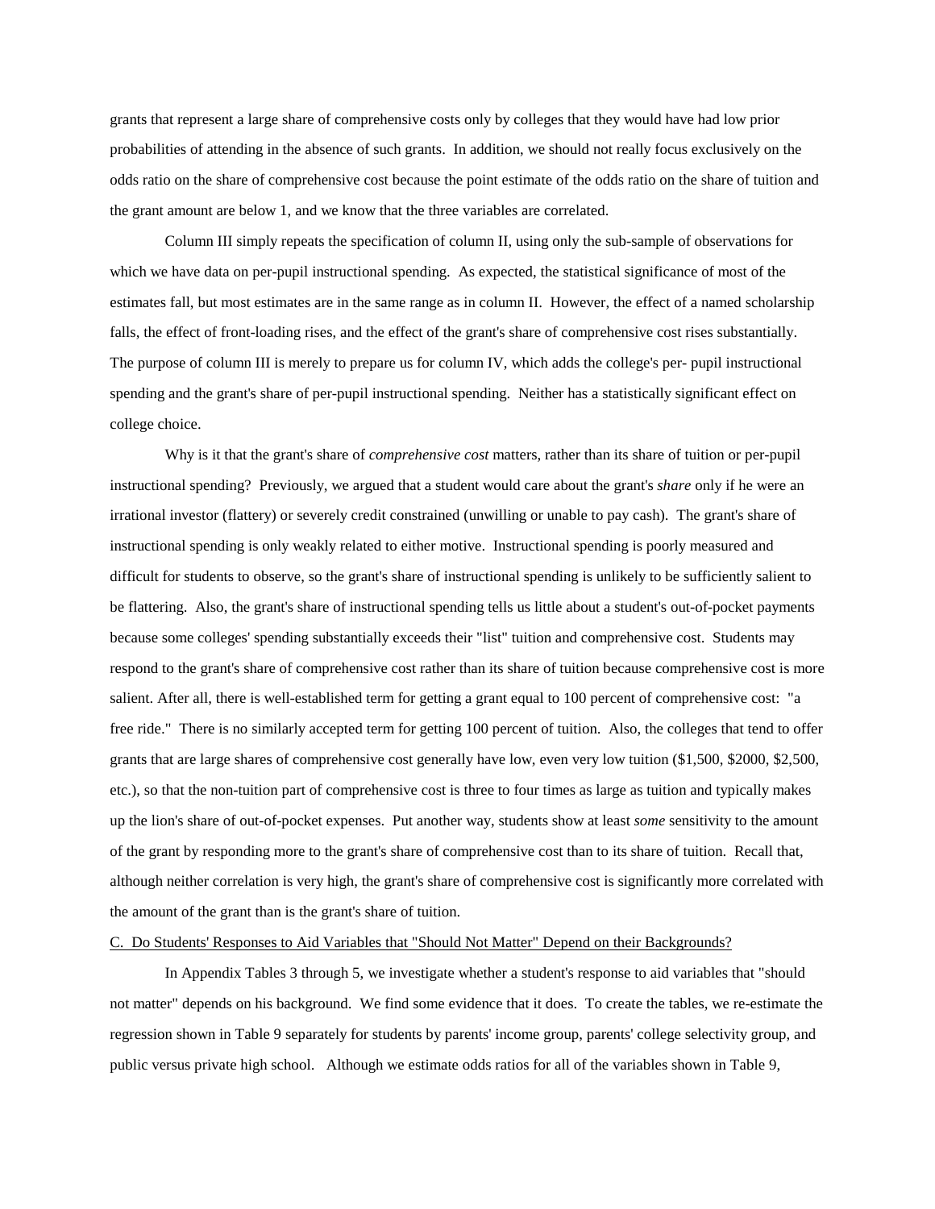grants that represent a large share of comprehensive costs only by colleges that they would have had low prior probabilities of attending in the absence of such grants. In addition, we should not really focus exclusively on the odds ratio on the share of comprehensive cost because the point estimate of the odds ratio on the share of tuition and the grant amount are below 1, and we know that the three variables are correlated.

Column III simply repeats the specification of column II, using only the sub-sample of observations for which we have data on per-pupil instructional spending. As expected, the statistical significance of most of the estimates fall, but most estimates are in the same range as in column II. However, the effect of a named scholarship falls, the effect of front-loading rises, and the effect of the grant's share of comprehensive cost rises substantially. The purpose of column III is merely to prepare us for column IV, which adds the college's per- pupil instructional spending and the grant's share of per-pupil instructional spending. Neither has a statistically significant effect on college choice.

Why is it that the grant's share of *comprehensive cost* matters, rather than its share of tuition or per-pupil instructional spending? Previously, we argued that a student would care about the grant's *share* only if he were an irrational investor (flattery) or severely credit constrained (unwilling or unable to pay cash). The grant's share of instructional spending is only weakly related to either motive. Instructional spending is poorly measured and difficult for students to observe, so the grant's share of instructional spending is unlikely to be sufficiently salient to be flattering. Also, the grant's share of instructional spending tells us little about a student's out-of-pocket payments because some colleges' spending substantially exceeds their "list" tuition and comprehensive cost. Students may respond to the grant's share of comprehensive cost rather than its share of tuition because comprehensive cost is more salient. After all, there is well-established term for getting a grant equal to 100 percent of comprehensive cost: "a free ride." There is no similarly accepted term for getting 100 percent of tuition. Also, the colleges that tend to offer grants that are large shares of comprehensive cost generally have low, even very low tuition ($1,500, $2000, $2,500, etc.), so that the non-tuition part of comprehensive cost is three to four times as large as tuition and typically makes up the lion's share of out-of-pocket expenses. Put another way, students show at least *some* sensitivity to the amount of the grant by responding more to the grant's share of comprehensive cost than to its share of tuition. Recall that, although neither correlation is very high, the grant's share of comprehensive cost is significantly more correlated with the amount of the grant than is the grant's share of tuition.

C. Do Students' Responses to Aid Variables that "Should Not Matter" Depend on their Backgrounds?

In Appendix Tables 3 through 5, we investigate whether a student's response to aid variables that "should not matter" depends on his background. We find some evidence that it does. To create the tables, we re-estimate the regression shown in Table 9 separately for students by parents' income group, parents' college selectivity group, and public versus private high school. Although we estimate odds ratios for all of the variables shown in Table 9,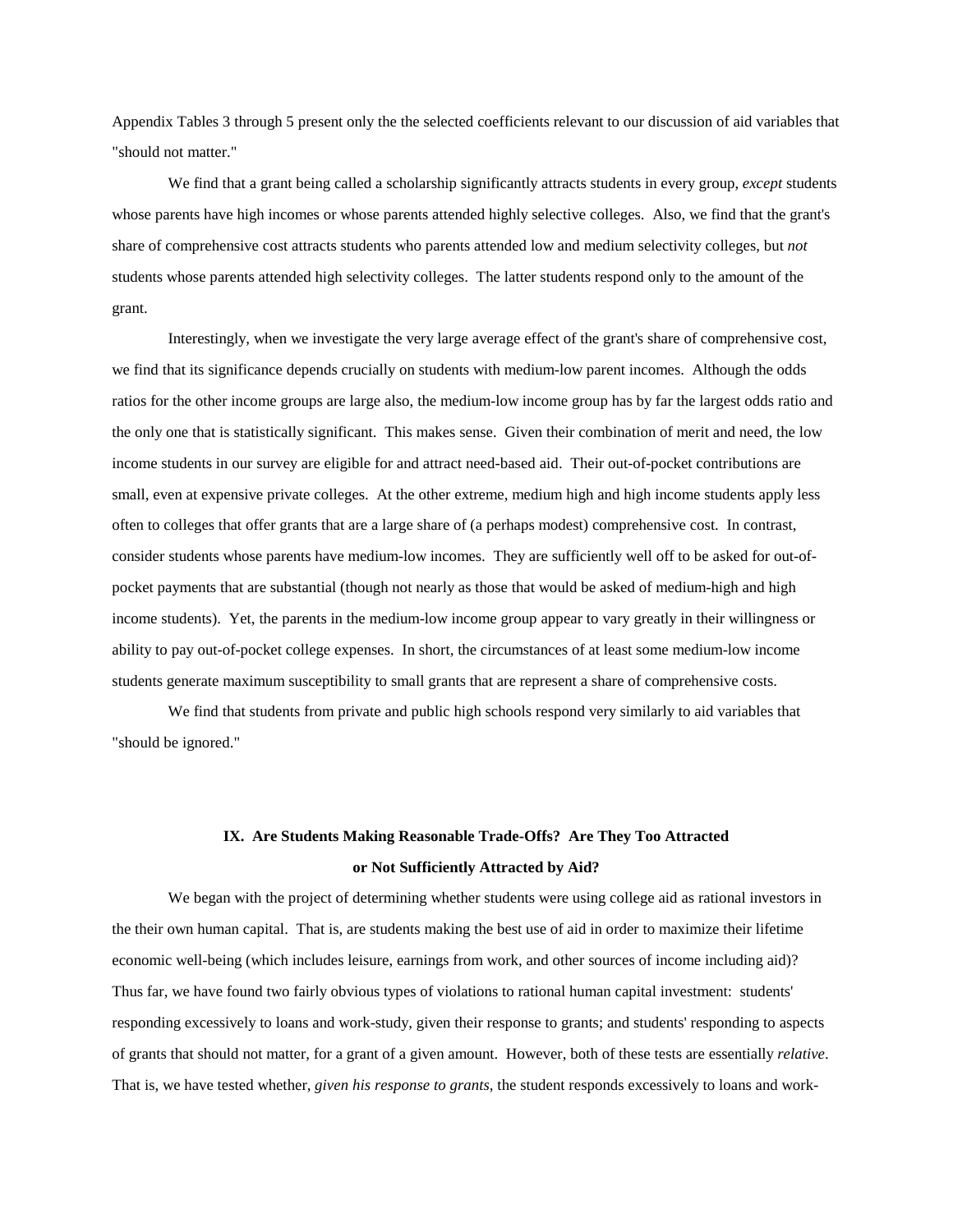Appendix Tables 3 through 5 present only the the selected coefficients relevant to our discussion of aid variables that "should not matter."

We find that a grant being called a scholarship significantly attracts students in every group, *except* students whose parents have high incomes or whose parents attended highly selective colleges. Also, we find that the grant's share of comprehensive cost attracts students who parents attended low and medium selectivity colleges, but *not* students whose parents attended high selectivity colleges. The latter students respond only to the amount of the grant.

Interestingly, when we investigate the very large average effect of the grant's share of comprehensive cost, we find that its significance depends crucially on students with medium-low parent incomes. Although the odds ratios for the other income groups are large also, the medium-low income group has by far the largest odds ratio and the only one that is statistically significant. This makes sense. Given their combination of merit and need, the low income students in our survey are eligible for and attract need-based aid. Their out-of-pocket contributions are small, even at expensive private colleges. At the other extreme, medium high and high income students apply less often to colleges that offer grants that are a large share of (a perhaps modest) comprehensive cost. In contrast, consider students whose parents have medium-low incomes. They are sufficiently well off to be asked for out-of-pocket payments that are substantial (though not nearly as those that would be asked of medium-high and high income students). Yet, the parents in the medium-low income group appear to vary greatly in their willingness or ability to pay out-of-pocket college expenses. In short, the circumstances of at least some medium-low income students generate maximum susceptibility to small grants that are represent a share of comprehensive costs.

We find that students from private and public high schools respond very similarly to aid variables that "should be ignored."

## IX. Are Students Making Reasonable Trade-Offs? Are They Too Attracted or Not Sufficiently Attracted by Aid?

We began with the project of determining whether students were using college aid as rational investors in the their own human capital. That is, are students making the best use of aid in order to maximize their lifetime economic well-being (which includes leisure, earnings from work, and other sources of income including aid)? Thus far, we have found two fairly obvious types of violations to rational human capital investment: students' responding excessively to loans and work-study, given their response to grants; and students' responding to aspects of grants that should not matter, for a grant of a given amount. However, both of these tests are essentially *relative*. That is, we have tested whether, *given his response to grants*, the student responds excessively to loans and work-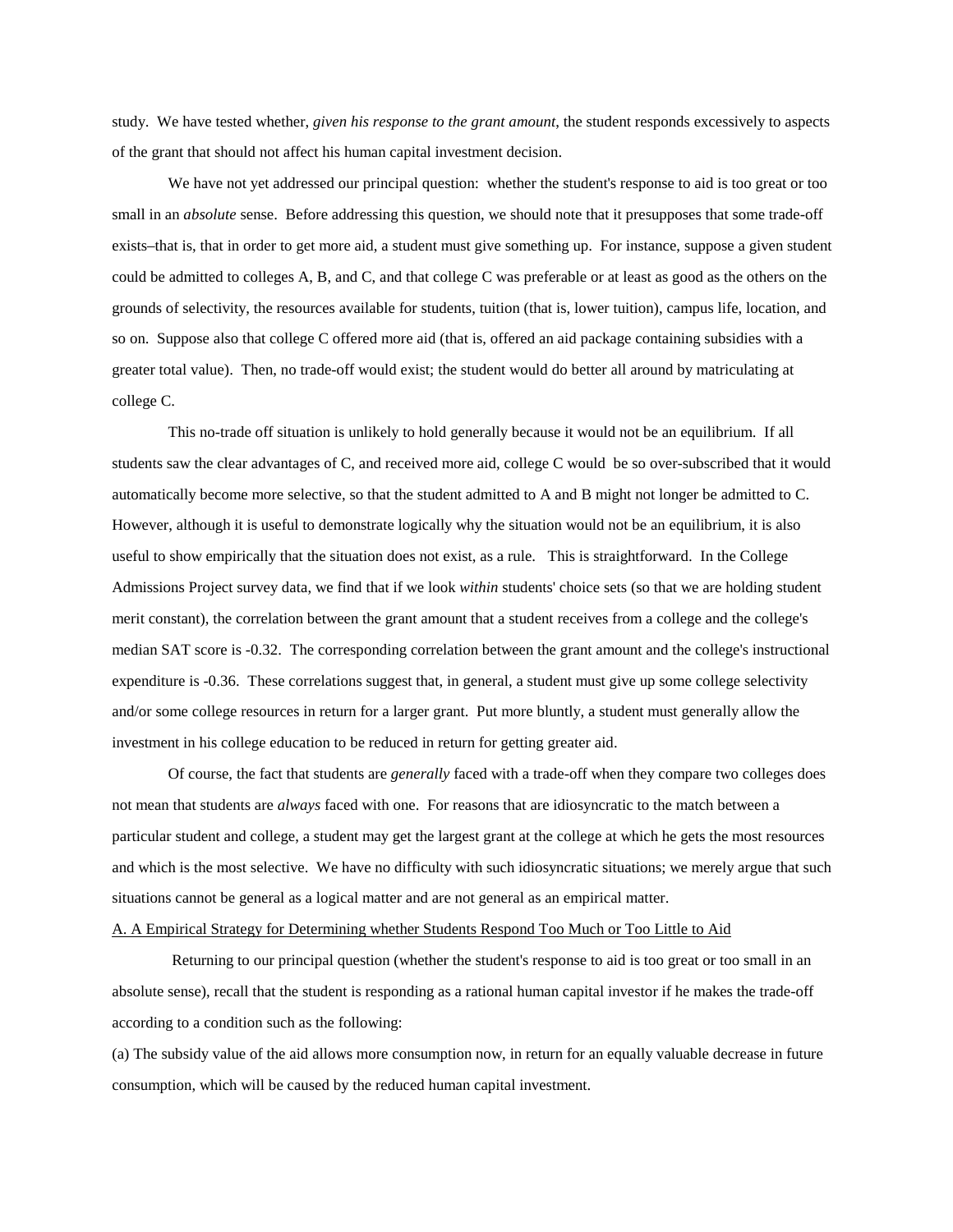study. We have tested whether, *given his response to the grant amount*, the student responds excessively to aspects of the grant that should not affect his human capital investment decision.

We have not yet addressed our principal question: whether the student's response to aid is too great or too small in an *absolute* sense. Before addressing this question, we should note that it presupposes that some trade-off exists–that is, that in order to get more aid, a student must give something up. For instance, suppose a given student could be admitted to colleges A, B, and C, and that college C was preferable or at least as good as the others on the grounds of selectivity, the resources available for students, tuition (that is, lower tuition), campus life, location, and so on. Suppose also that college C offered more aid (that is, offered an aid package containing subsidies with a greater total value). Then, no trade-off would exist; the student would do better all around by matriculating at college C.

This no-trade off situation is unlikely to hold generally because it would not be an equilibrium. If all students saw the clear advantages of C, and received more aid, college C would be so over-subscribed that it would automatically become more selective, so that the student admitted to A and B might not longer be admitted to C. However, although it is useful to demonstrate logically why the situation would not be an equilibrium, it is also useful to show empirically that the situation does not exist, as a rule. This is straightforward. In the College Admissions Project survey data, we find that if we look *within* students' choice sets (so that we are holding student merit constant), the correlation between the grant amount that a student receives from a college and the college's median SAT score is -0.32. The corresponding correlation between the grant amount and the college's instructional expenditure is -0.36. These correlations suggest that, in general, a student must give up some college selectivity and/or some college resources in return for a larger grant. Put more bluntly, a student must generally allow the investment in his college education to be reduced in return for getting greater aid.

Of course, the fact that students are *generally* faced with a trade-off when they compare two colleges does not mean that students are *always* faced with one. For reasons that are idiosyncratic to the match between a particular student and college, a student may get the largest grant at the college at which he gets the most resources and which is the most selective. We have no difficulty with such idiosyncratic situations; we merely argue that such situations cannot be general as a logical matter and are not general as an empirical matter.

A. A Empirical Strategy for Determining whether Students Respond Too Much or Too Little to Aid

Returning to our principal question (whether the student's response to aid is too great or too small in an absolute sense), recall that the student is responding as a rational human capital investor if he makes the trade-off according to a condition such as the following:

(a) The subsidy value of the aid allows more consumption now, in return for an equally valuable decrease in future consumption, which will be caused by the reduced human capital investment.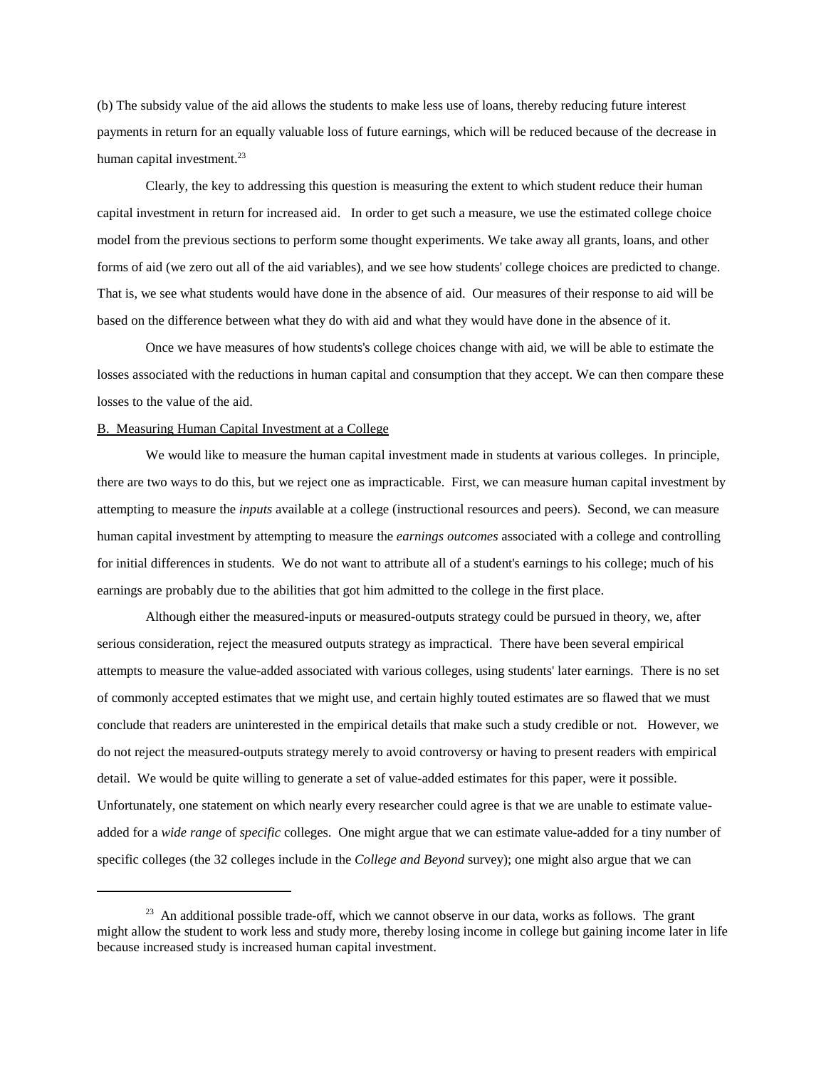(b) The subsidy value of the aid allows the students to make less use of loans, thereby reducing future interest payments in return for an equally valuable loss of future earnings, which will be reduced because of the decrease in human capital investment.[23]

Clearly, the key to addressing this question is measuring the extent to which student reduce their human capital investment in return for increased aid. In order to get such a measure, we use the estimated college choice model from the previous sections to perform some thought experiments. We take away all grants, loans, and other forms of aid (we zero out all of the aid variables), and we see how students' college choices are predicted to change. That is, we see what students would have done in the absence of aid. Our measures of their response to aid will be based on the difference between what they do with aid and what they would have done in the absence of it.

Once we have measures of how students's college choices change with aid, we will be able to estimate the losses associated with the reductions in human capital and consumption that they accept. We can then compare these losses to the value of the aid.

## B. Measuring Human Capital Investment at a College

We would like to measure the human capital investment made in students at various colleges. In principle, there are two ways to do this, but we reject one as impracticable. First, we can measure human capital investment by attempting to measure the *inputs* available at a college (instructional resources and peers). Second, we can measure human capital investment by attempting to measure the *earnings outcomes* associated with a college and controlling for initial differences in students. We do not want to attribute all of a student's earnings to his college; much of his earnings are probably due to the abilities that got him admitted to the college in the first place.

Although either the measured-inputs or measured-outputs strategy could be pursued in theory, we, after serious consideration, reject the measured outputs strategy as impractical. There have been several empirical attempts to measure the value-added associated with various colleges, using students' later earnings. There is no set of commonly accepted estimates that we might use, and certain highly touted estimates are so flawed that we must conclude that readers are uninterested in the empirical details that make such a study credible or not. However, we do not reject the measured-outputs strategy merely to avoid controversy or having to present readers with empirical detail. We would be quite willing to generate a set of value-added estimates for this paper, were it possible. Unfortunately, one statement on which nearly every researcher could agree is that we are unable to estimate value-added for a *wide range* of *specific* colleges. One might argue that we can estimate value-added for a tiny number of specific colleges (the 32 colleges include in the *College and Beyond* survey); one might also argue that we can

---

[23] An additional possible trade-off, which we cannot observe in our data, works as follows. The grant might allow the student to work less and study more, thereby losing income in college but gaining income later in life because increased study is increased human capital investment.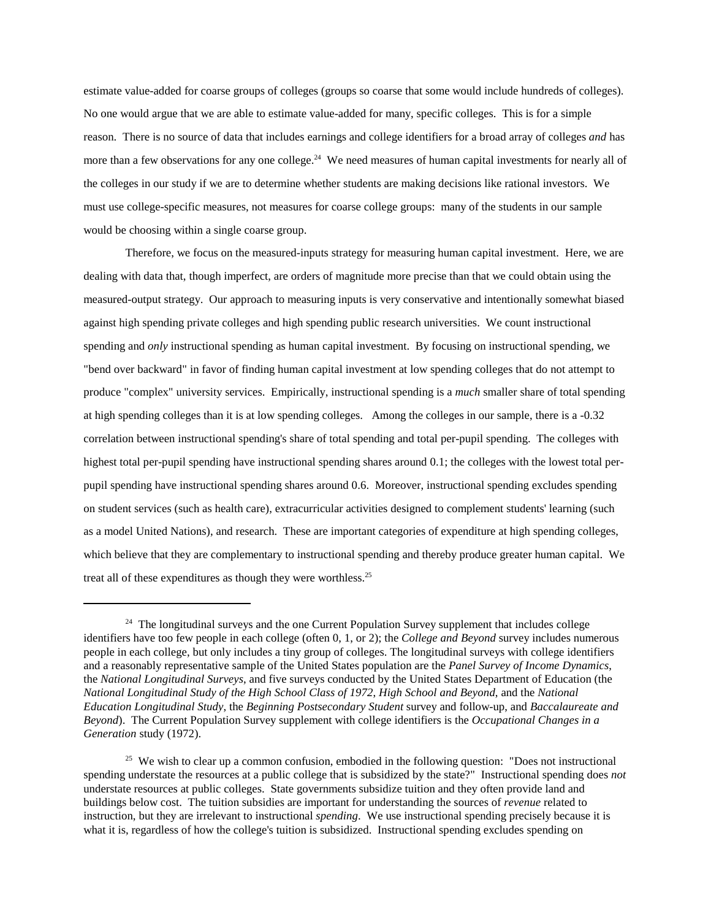estimate value-added for coarse groups of colleges (groups so coarse that some would include hundreds of colleges). No one would argue that we are able to estimate value-added for many, specific colleges. This is for a simple reason. There is no source of data that includes earnings and college identifiers for a broad array of colleges *and* has more than a few observations for any one college.[24] We need measures of human capital investments for nearly all of the colleges in our study if we are to determine whether students are making decisions like rational investors. We must use college-specific measures, not measures for coarse college groups: many of the students in our sample would be choosing within a single coarse group.

Therefore, we focus on the measured-inputs strategy for measuring human capital investment. Here, we are dealing with data that, though imperfect, are orders of magnitude more precise than that we could obtain using the measured-output strategy. Our approach to measuring inputs is very conservative and intentionally somewhat biased against high spending private colleges and high spending public research universities. We count instructional spending and *only* instructional spending as human capital investment. By focusing on instructional spending, we "bend over backward" in favor of finding human capital investment at low spending colleges that do not attempt to produce "complex" university services. Empirically, instructional spending is a *much* smaller share of total spending at high spending colleges than it is at low spending colleges. Among the colleges in our sample, there is a -0.32 correlation between instructional spending's share of total spending and total per-pupil spending. The colleges with highest total per-pupil spending have instructional spending shares around 0.1; the colleges with the lowest total per-pupil spending have instructional spending shares around 0.6. Moreover, instructional spending excludes spending on student services (such as health care), extracurricular activities designed to complement students' learning (such as a model United Nations), and research. These are important categories of expenditure at high spending colleges, which believe that they are complementary to instructional spending and thereby produce greater human capital. We treat all of these expenditures as though they were worthless.[25]

---

[24] The longitudinal surveys and the one Current Population Survey supplement that includes college identifiers have too few people in each college (often 0, 1, or 2); the *College and Beyond* survey includes numerous people in each college, but only includes a tiny group of colleges. The longitudinal surveys with college identifiers and a reasonably representative sample of the United States population are the *Panel Survey of Income Dynamics*, the *National Longitudinal Surveys*, and five surveys conducted by the United States Department of Education (the *National Longitudinal Study of the High School Class of 1972*, *High School and Beyond*, and the *National Education Longitudinal Study*, the *Beginning Postsecondary Student* survey and follow-up, and *Baccalaureate and Beyond*). The Current Population Survey supplement with college identifiers is the *Occupational Changes in a Generation* study (1972).

[25] We wish to clear up a common confusion, embodied in the following question: "Does not instructional spending understate the resources at a public college that is subsidized by the state?" Instructional spending does *not* understate resources at public colleges. State governments subsidize tuition and they often provide land and buildings below cost. The tuition subsidies are important for understanding the sources of *revenue* related to instruction, but they are irrelevant to instructional *spending*. We use instructional spending precisely because it is what it is, regardless of how the college's tuition is subsidized. Instructional spending excludes spending on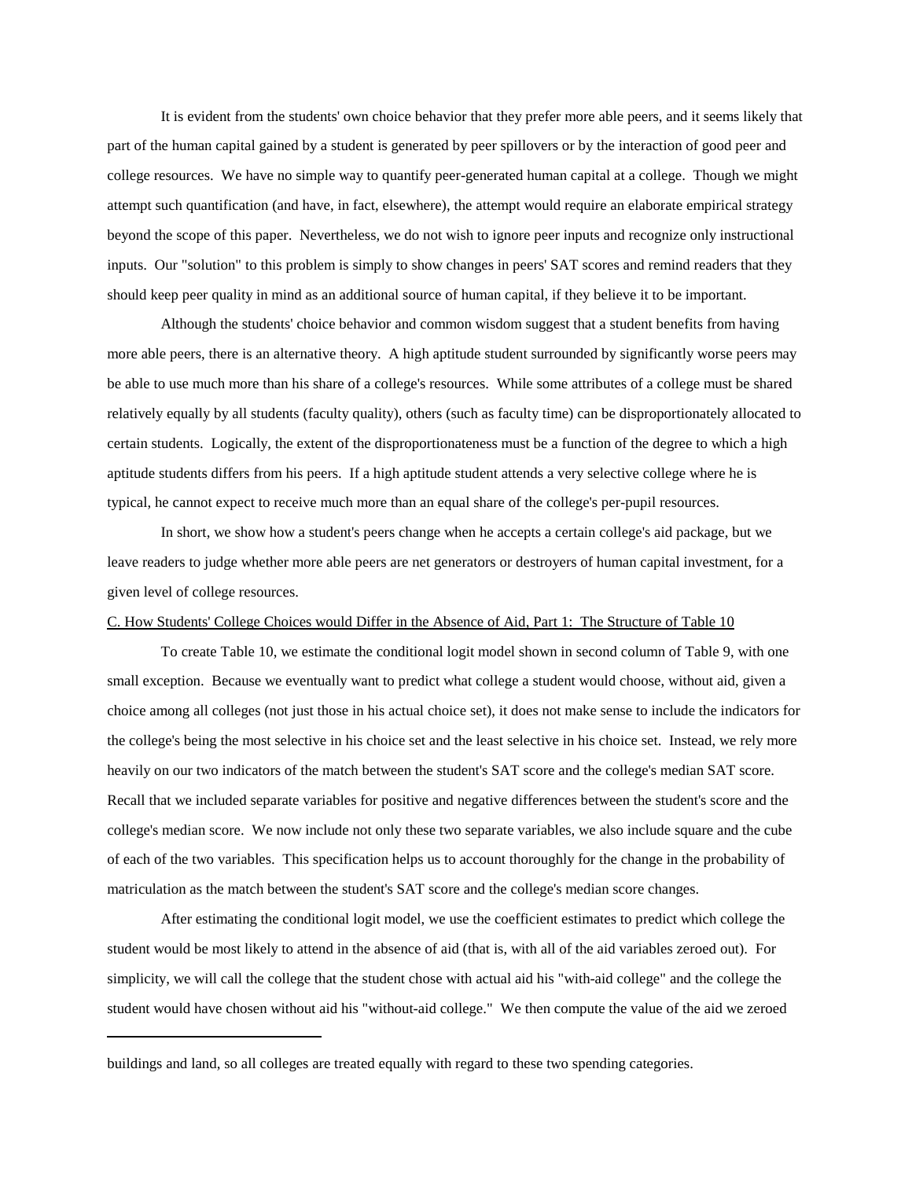It is evident from the students' own choice behavior that they prefer more able peers, and it seems likely that part of the human capital gained by a student is generated by peer spillovers or by the interaction of good peer and college resources. We have no simple way to quantify peer-generated human capital at a college. Though we might attempt such quantification (and have, in fact, elsewhere), the attempt would require an elaborate empirical strategy beyond the scope of this paper. Nevertheless, we do not wish to ignore peer inputs and recognize only instructional inputs. Our "solution" to this problem is simply to show changes in peers' SAT scores and remind readers that they should keep peer quality in mind as an additional source of human capital, if they believe it to be important.

Although the students' choice behavior and common wisdom suggest that a student benefits from having more able peers, there is an alternative theory. A high aptitude student surrounded by significantly worse peers may be able to use much more than his share of a college's resources. While some attributes of a college must be shared relatively equally by all students (faculty quality), others (such as faculty time) can be disproportionately allocated to certain students. Logically, the extent of the disproportionateness must be a function of the degree to which a high aptitude students differs from his peers. If a high aptitude student attends a very selective college where he is typical, he cannot expect to receive much more than an equal share of the college's per-pupil resources.

In short, we show how a student's peers change when he accepts a certain college's aid package, but we leave readers to judge whether more able peers are net generators or destroyers of human capital investment, for a given level of college resources.

C. How Students' College Choices would Differ in the Absence of Aid, Part 1: The Structure of Table 10

To create Table 10, we estimate the conditional logit model shown in second column of Table 9, with one small exception. Because we eventually want to predict what college a student would choose, without aid, given a choice among all colleges (not just those in his actual choice set), it does not make sense to include the indicators for the college's being the most selective in his choice set and the least selective in his choice set. Instead, we rely more heavily on our two indicators of the match between the student's SAT score and the college's median SAT score. Recall that we included separate variables for positive and negative differences between the student's score and the college's median score. We now include not only these two separate variables, we also include square and the cube of each of the two variables. This specification helps us to account thoroughly for the change in the probability of matriculation as the match between the student's SAT score and the college's median score changes.

After estimating the conditional logit model, we use the coefficient estimates to predict which college the student would be most likely to attend in the absence of aid (that is, with all of the aid variables zeroed out). For simplicity, we will call the college that the student chose with actual aid his "with-aid college" and the college the student would have chosen without aid his "without-aid college." We then compute the value of the aid we zeroed

---

buildings and land, so all colleges are treated equally with regard to these two spending categories.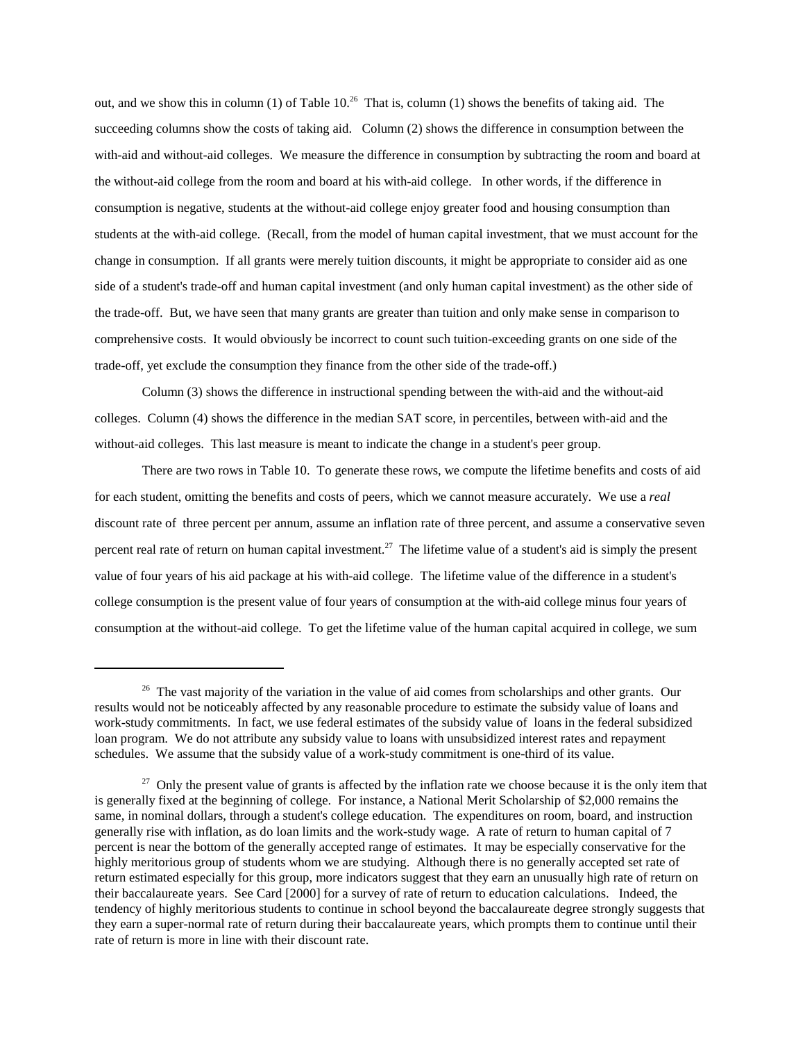out, and we show this in column (1) of Table 10.[26] That is, column (1) shows the benefits of taking aid. The succeeding columns show the costs of taking aid. Column (2) shows the difference in consumption between the with-aid and without-aid colleges. We measure the difference in consumption by subtracting the room and board at the without-aid college from the room and board at his with-aid college. In other words, if the difference in consumption is negative, students at the without-aid college enjoy greater food and housing consumption than students at the with-aid college. (Recall, from the model of human capital investment, that we must account for the change in consumption. If all grants were merely tuition discounts, it might be appropriate to consider aid as one side of a student's trade-off and human capital investment (and only human capital investment) as the other side of the trade-off. But, we have seen that many grants are greater than tuition and only make sense in comparison to comprehensive costs. It would obviously be incorrect to count such tuition-exceeding grants on one side of the trade-off, yet exclude the consumption they finance from the other side of the trade-off.)

Column (3) shows the difference in instructional spending between the with-aid and the without-aid colleges. Column (4) shows the difference in the median SAT score, in percentiles, between with-aid and the without-aid colleges. This last measure is meant to indicate the change in a student's peer group.

There are two rows in Table 10. To generate these rows, we compute the lifetime benefits and costs of aid for each student, omitting the benefits and costs of peers, which we cannot measure accurately. We use a *real* discount rate of three percent per annum, assume an inflation rate of three percent, and assume a conservative seven percent real rate of return on human capital investment.[27] The lifetime value of a student's aid is simply the present value of four years of his aid package at his with-aid college. The lifetime value of the difference in a student's college consumption is the present value of four years of consumption at the with-aid college minus four years of consumption at the without-aid college. To get the lifetime value of the human capital acquired in college, we sum

---

[26] The vast majority of the variation in the value of aid comes from scholarships and other grants. Our results would not be noticeably affected by any reasonable procedure to estimate the subsidy value of loans and work-study commitments. In fact, we use federal estimates of the subsidy value of loans in the federal subsidized loan program. We do not attribute any subsidy value to loans with unsubsidized interest rates and repayment schedules. We assume that the subsidy value of a work-study commitment is one-third of its value.

[27] Only the present value of grants is affected by the inflation rate we choose because it is the only item that is generally fixed at the beginning of college. For instance, a National Merit Scholarship of $2,000 remains the same, in nominal dollars, through a student's college education. The expenditures on room, board, and instruction generally rise with inflation, as do loan limits and the work-study wage. A rate of return to human capital of 7 percent is near the bottom of the generally accepted range of estimates. It may be especially conservative for the highly meritorious group of students whom we are studying. Although there is no generally accepted set rate of return estimated especially for this group, more indicators suggest that they earn an unusually high rate of return on their baccalaureate years. See Card [2000] for a survey of rate of return to education calculations. Indeed, the tendency of highly meritorious students to continue in school beyond the baccalaureate degree strongly suggests that they earn a super-normal rate of return during their baccalaureate years, which prompts them to continue until their rate of return is more in line with their discount rate.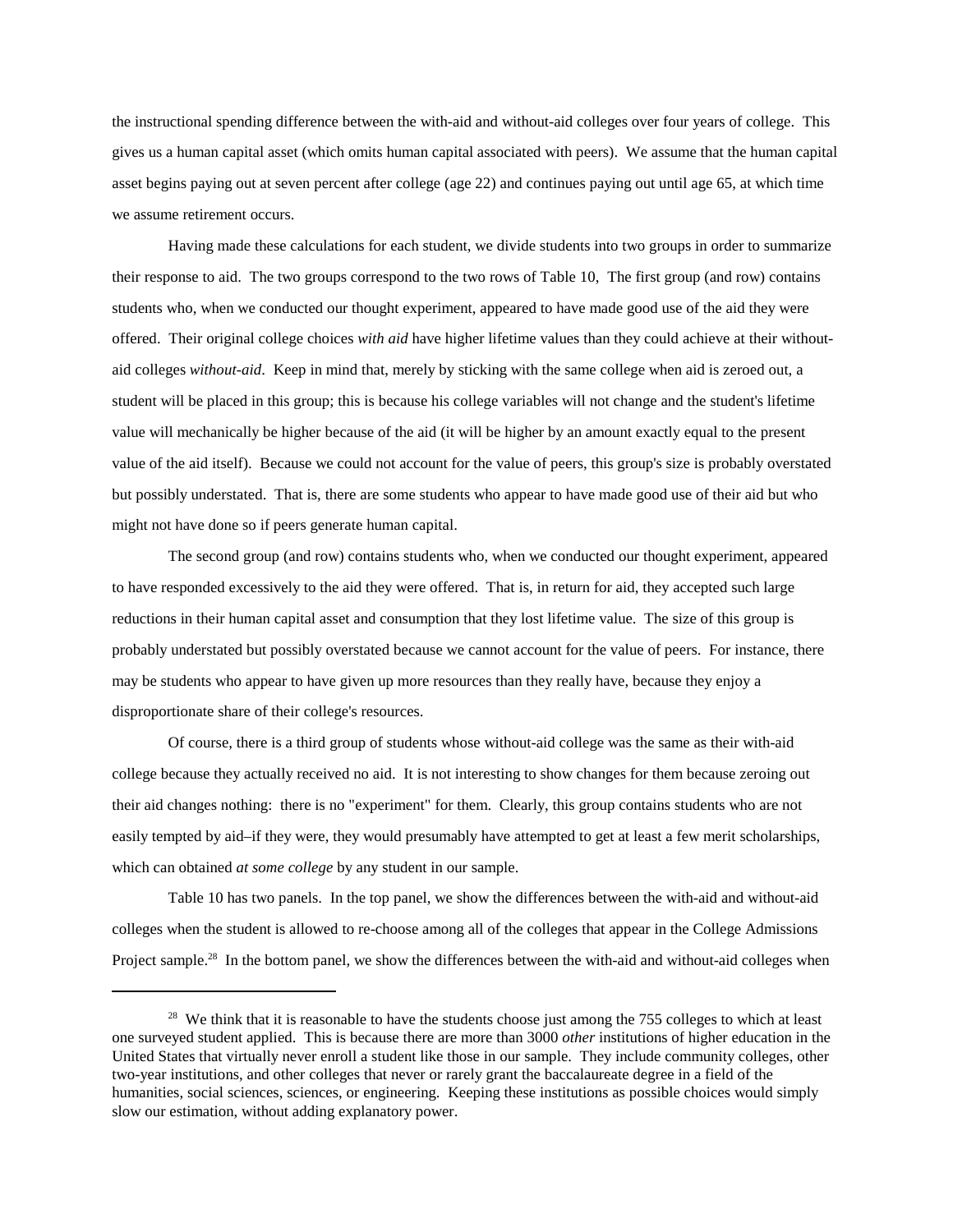the instructional spending difference between the with-aid and without-aid colleges over four years of college. This gives us a human capital asset (which omits human capital associated with peers). We assume that the human capital asset begins paying out at seven percent after college (age 22) and continues paying out until age 65, at which time we assume retirement occurs.

Having made these calculations for each student, we divide students into two groups in order to summarize their response to aid. The two groups correspond to the two rows of Table 10, The first group (and row) contains students who, when we conducted our thought experiment, appeared to have made good use of the aid they were offered. Their original college choices *with aid* have higher lifetime values than they could achieve at their without-aid colleges *without-aid*. Keep in mind that, merely by sticking with the same college when aid is zeroed out, a student will be placed in this group; this is because his college variables will not change and the student's lifetime value will mechanically be higher because of the aid (it will be higher by an amount exactly equal to the present value of the aid itself). Because we could not account for the value of peers, this group's size is probably overstated but possibly understated. That is, there are some students who appear to have made good use of their aid but who might not have done so if peers generate human capital.

The second group (and row) contains students who, when we conducted our thought experiment, appeared to have responded excessively to the aid they were offered. That is, in return for aid, they accepted such large reductions in their human capital asset and consumption that they lost lifetime value. The size of this group is probably understated but possibly overstated because we cannot account for the value of peers. For instance, there may be students who appear to have given up more resources than they really have, because they enjoy a disproportionate share of their college's resources.

Of course, there is a third group of students whose without-aid college was the same as their with-aid college because they actually received no aid. It is not interesting to show changes for them because zeroing out their aid changes nothing: there is no "experiment" for them. Clearly, this group contains students who are not easily tempted by aid–if they were, they would presumably have attempted to get at least a few merit scholarships, which can obtained *at some college* by any student in our sample.

Table 10 has two panels. In the top panel, we show the differences between the with-aid and without-aid colleges when the student is allowed to re-choose among all of the colleges that appear in the College Admissions Project sample.[28] In the bottom panel, we show the differences between the with-aid and without-aid colleges when

[28] We think that it is reasonable to have the students choose just among the 755 colleges to which at least one surveyed student applied. This is because there are more than 3000 *other* institutions of higher education in the United States that virtually never enroll a student like those in our sample. They include community colleges, other two-year institutions, and other colleges that never or rarely grant the baccalaureate degree in a field of the humanities, social sciences, sciences, or engineering. Keeping these institutions as possible choices would simply slow our estimation, without adding explanatory power.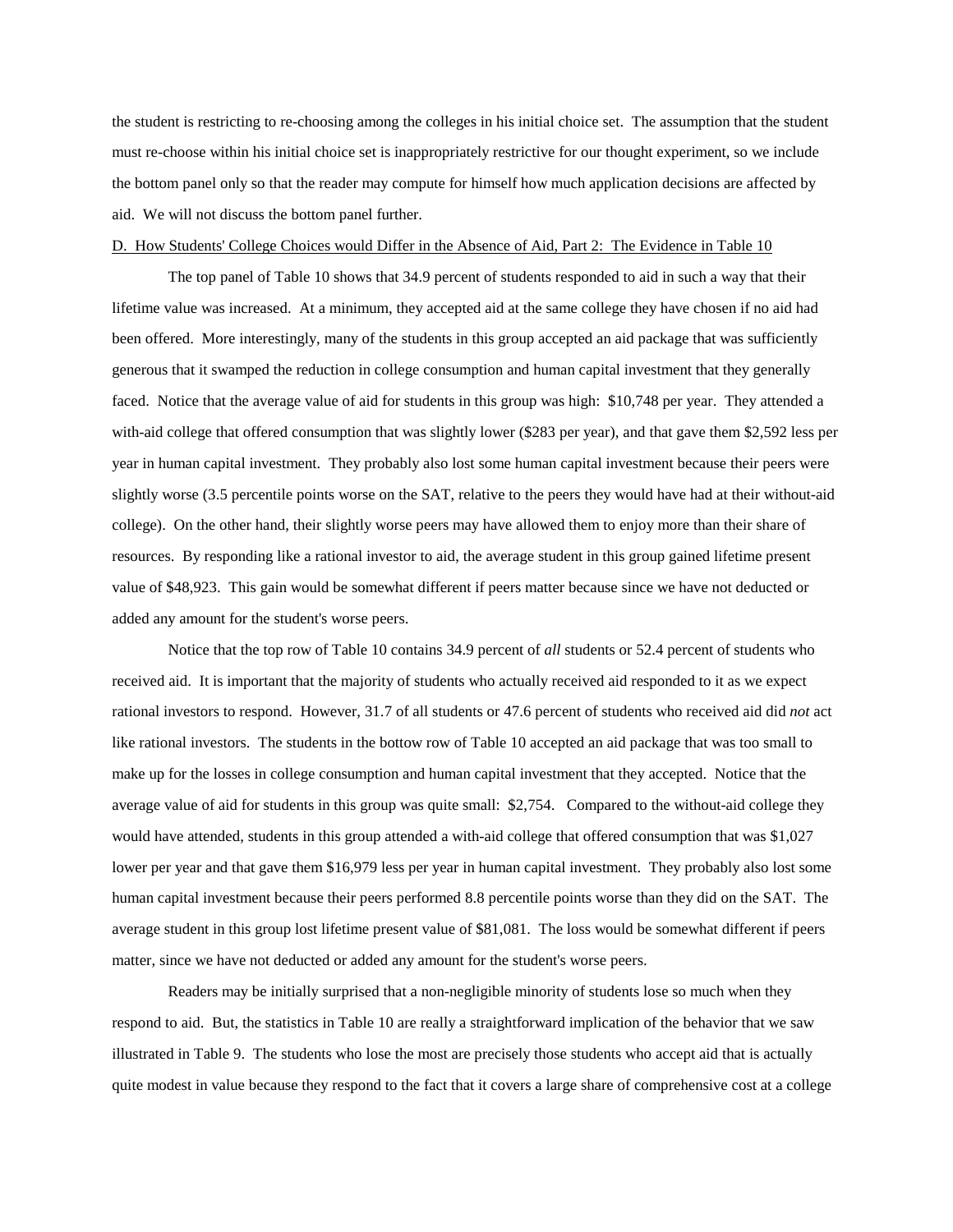the student is restricting to re-choosing among the colleges in his initial choice set. The assumption that the student must re-choose within his initial choice set is inappropriately restrictive for our thought experiment, so we include the bottom panel only so that the reader may compute for himself how much application decisions are affected by aid. We will not discuss the bottom panel further.

D. How Students' College Choices would Differ in the Absence of Aid, Part 2: The Evidence in Table 10

The top panel of Table 10 shows that 34.9 percent of students responded to aid in such a way that their lifetime value was increased. At a minimum, they accepted aid at the same college they have chosen if no aid had been offered. More interestingly, many of the students in this group accepted an aid package that was sufficiently generous that it swamped the reduction in college consumption and human capital investment that they generally faced. Notice that the average value of aid for students in this group was high: $10,748 per year. They attended a with-aid college that offered consumption that was slightly lower ($283 per year), and that gave them $2,592 less per year in human capital investment. They probably also lost some human capital investment because their peers were slightly worse (3.5 percentile points worse on the SAT, relative to the peers they would have had at their without-aid college). On the other hand, their slightly worse peers may have allowed them to enjoy more than their share of resources. By responding like a rational investor to aid, the average student in this group gained lifetime present value of $48,923. This gain would be somewhat different if peers matter because since we have not deducted or added any amount for the student's worse peers.

Notice that the top row of Table 10 contains 34.9 percent of *all* students or 52.4 percent of students who received aid. It is important that the majority of students who actually received aid responded to it as we expect rational investors to respond. However, 31.7 of all students or 47.6 percent of students who received aid did *not* act like rational investors. The students in the bottow row of Table 10 accepted an aid package that was too small to make up for the losses in college consumption and human capital investment that they accepted. Notice that the average value of aid for students in this group was quite small: $2,754. Compared to the without-aid college they would have attended, students in this group attended a with-aid college that offered consumption that was $1,027 lower per year and that gave them $16,979 less per year in human capital investment. They probably also lost some human capital investment because their peers performed 8.8 percentile points worse than they did on the SAT. The average student in this group lost lifetime present value of $81,081. The loss would be somewhat different if peers matter, since we have not deducted or added any amount for the student's worse peers.

Readers may be initially surprised that a non-negligible minority of students lose so much when they respond to aid. But, the statistics in Table 10 are really a straightforward implication of the behavior that we saw illustrated in Table 9. The students who lose the most are precisely those students who accept aid that is actually quite modest in value because they respond to the fact that it covers a large share of comprehensive cost at a college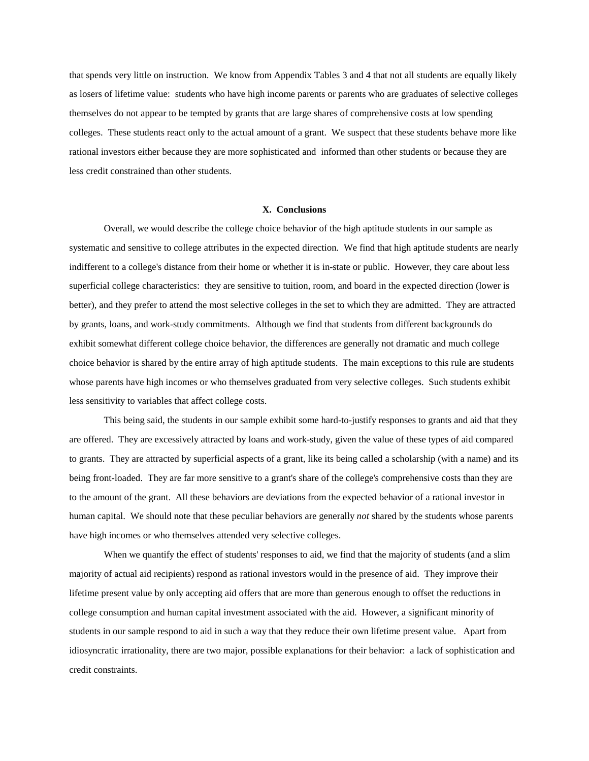that spends very little on instruction. We know from Appendix Tables 3 and 4 that not all students are equally likely as losers of lifetime value: students who have high income parents or parents who are graduates of selective colleges themselves do not appear to be tempted by grants that are large shares of comprehensive costs at low spending colleges. These students react only to the actual amount of a grant. We suspect that these students behave more like rational investors either because they are more sophisticated and informed than other students or because they are less credit constrained than other students.

## X. Conclusions

Overall, we would describe the college choice behavior of the high aptitude students in our sample as systematic and sensitive to college attributes in the expected direction. We find that high aptitude students are nearly indifferent to a college's distance from their home or whether it is in-state or public. However, they care about less superficial college characteristics: they are sensitive to tuition, room, and board in the expected direction (lower is better), and they prefer to attend the most selective colleges in the set to which they are admitted. They are attracted by grants, loans, and work-study commitments. Although we find that students from different backgrounds do exhibit somewhat different college choice behavior, the differences are generally not dramatic and much college choice behavior is shared by the entire array of high aptitude students. The main exceptions to this rule are students whose parents have high incomes or who themselves graduated from very selective colleges. Such students exhibit less sensitivity to variables that affect college costs.

This being said, the students in our sample exhibit some hard-to-justify responses to grants and aid that they are offered. They are excessively attracted by loans and work-study, given the value of these types of aid compared to grants. They are attracted by superficial aspects of a grant, like its being called a scholarship (with a name) and its being front-loaded. They are far more sensitive to a grant's share of the college's comprehensive costs than they are to the amount of the grant. All these behaviors are deviations from the expected behavior of a rational investor in human capital. We should note that these peculiar behaviors are generally *not* shared by the students whose parents have high incomes or who themselves attended very selective colleges.

When we quantify the effect of students' responses to aid, we find that the majority of students (and a slim majority of actual aid recipients) respond as rational investors would in the presence of aid. They improve their lifetime present value by only accepting aid offers that are more than generous enough to offset the reductions in college consumption and human capital investment associated with the aid. However, a significant minority of students in our sample respond to aid in such a way that they reduce their own lifetime present value. Apart from idiosyncratic irrationality, there are two major, possible explanations for their behavior: a lack of sophistication and credit constraints.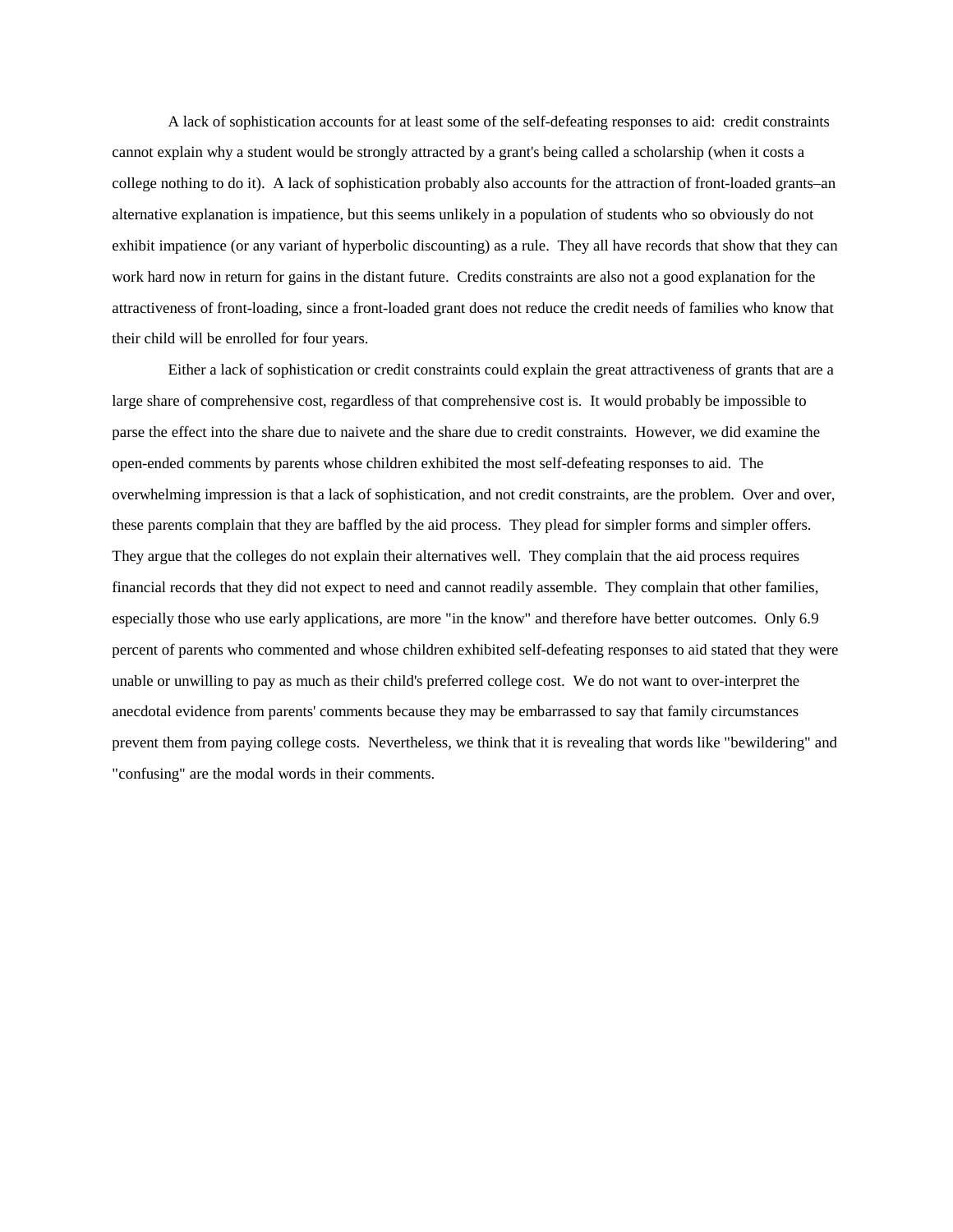A lack of sophistication accounts for at least some of the self-defeating responses to aid: credit constraints cannot explain why a student would be strongly attracted by a grant's being called a scholarship (when it costs a college nothing to do it). A lack of sophistication probably also accounts for the attraction of front-loaded grants–an alternative explanation is impatience, but this seems unlikely in a population of students who so obviously do not exhibit impatience (or any variant of hyperbolic discounting) as a rule. They all have records that show that they can work hard now in return for gains in the distant future. Credits constraints are also not a good explanation for the attractiveness of front-loading, since a front-loaded grant does not reduce the credit needs of families who know that their child will be enrolled for four years.

Either a lack of sophistication or credit constraints could explain the great attractiveness of grants that are a large share of comprehensive cost, regardless of that comprehensive cost is. It would probably be impossible to parse the effect into the share due to naivete and the share due to credit constraints. However, we did examine the open-ended comments by parents whose children exhibited the most self-defeating responses to aid. The overwhelming impression is that a lack of sophistication, and not credit constraints, are the problem. Over and over, these parents complain that they are baffled by the aid process. They plead for simpler forms and simpler offers. They argue that the colleges do not explain their alternatives well. They complain that the aid process requires financial records that they did not expect to need and cannot readily assemble. They complain that other families, especially those who use early applications, are more "in the know" and therefore have better outcomes. Only 6.9 percent of parents who commented and whose children exhibited self-defeating responses to aid stated that they were unable or unwilling to pay as much as their child's preferred college cost. We do not want to over-interpret the anecdotal evidence from parents' comments because they may be embarrassed to say that family circumstances prevent them from paying college costs. Nevertheless, we think that it is revealing that words like "bewildering" and "confusing" are the modal words in their comments.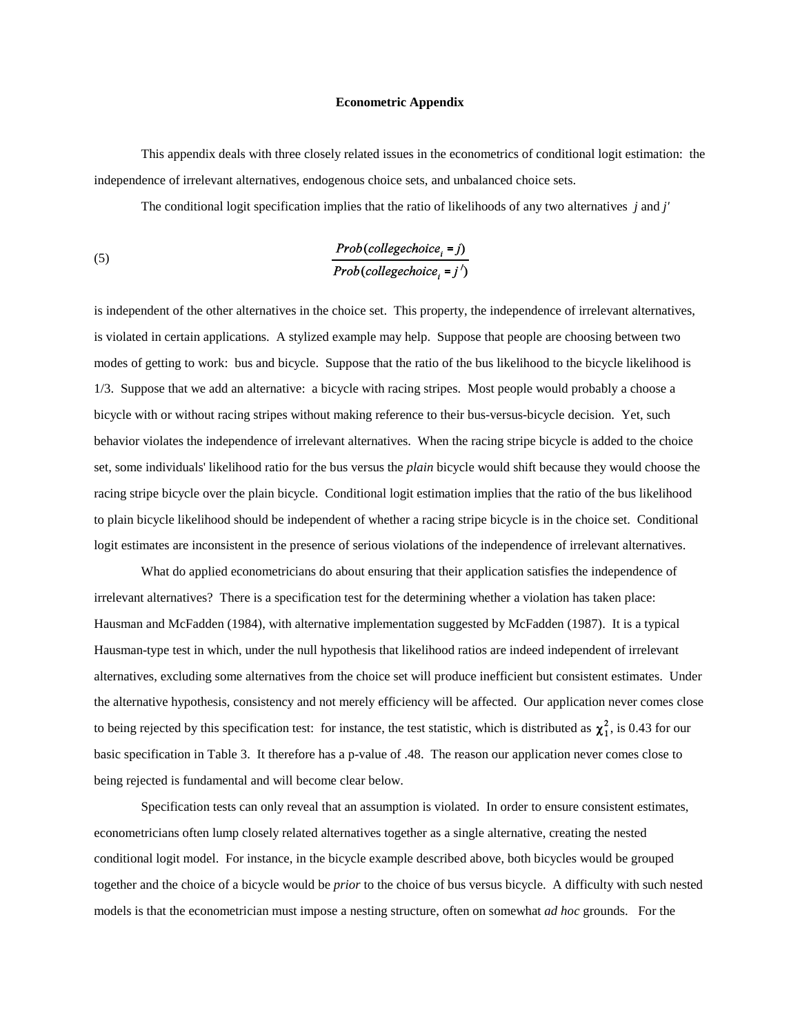**Econometric Appendix**

This appendix deals with three closely related issues in the econometrics of conditional logit estimation: the independence of irrelevant alternatives, endogenous choice sets, and unbalanced choice sets.

The conditional logit specification implies that the ratio of likelihoods of any two alternatives *j* and *j'*

$$(5) \qquad \frac{Prob(collegechoice_i = j)}{Prob(collegechoice_i = j')}$$

is independent of the other alternatives in the choice set. This property, the independence of irrelevant alternatives, is violated in certain applications. A stylized example may help. Suppose that people are choosing between two modes of getting to work: bus and bicycle. Suppose that the ratio of the bus likelihood to the bicycle likelihood is 1/3. Suppose that we add an alternative: a bicycle with racing stripes. Most people would probably a choose a bicycle with or without racing stripes without making reference to their bus-versus-bicycle decision. Yet, such behavior violates the independence of irrelevant alternatives. When the racing stripe bicycle is added to the choice set, some individuals' likelihood ratio for the bus versus the *plain* bicycle would shift because they would choose the racing stripe bicycle over the plain bicycle. Conditional logit estimation implies that the ratio of the bus likelihood to plain bicycle likelihood should be independent of whether a racing stripe bicycle is in the choice set. Conditional logit estimates are inconsistent in the presence of serious violations of the independence of irrelevant alternatives.

What do applied econometricians do about ensuring that their application satisfies the independence of irrelevant alternatives? There is a specification test for the determining whether a violation has taken place: Hausman and McFadden (1984), with alternative implementation suggested by McFadden (1987). It is a typical Hausman-type test in which, under the null hypothesis that likelihood ratios are indeed independent of irrelevant alternatives, excluding some alternatives from the choice set will produce inefficient but consistent estimates. Under the alternative hypothesis, consistency and not merely efficiency will be affected. Our application never comes close to being rejected by this specification test: for instance, the test statistic, which is distributed as $\chi^2_1$, is 0.43 for our basic specification in Table 3. It therefore has a p-value of .48. The reason our application never comes close to being rejected is fundamental and will become clear below.

Specification tests can only reveal that an assumption is violated. In order to ensure consistent estimates, econometricians often lump closely related alternatives together as a single alternative, creating the nested conditional logit model. For instance, in the bicycle example described above, both bicycles would be grouped together and the choice of a bicycle would be *prior* to the choice of bus versus bicycle. A difficulty with such nested models is that the econometrician must impose a nesting structure, often on somewhat *ad hoc* grounds. For the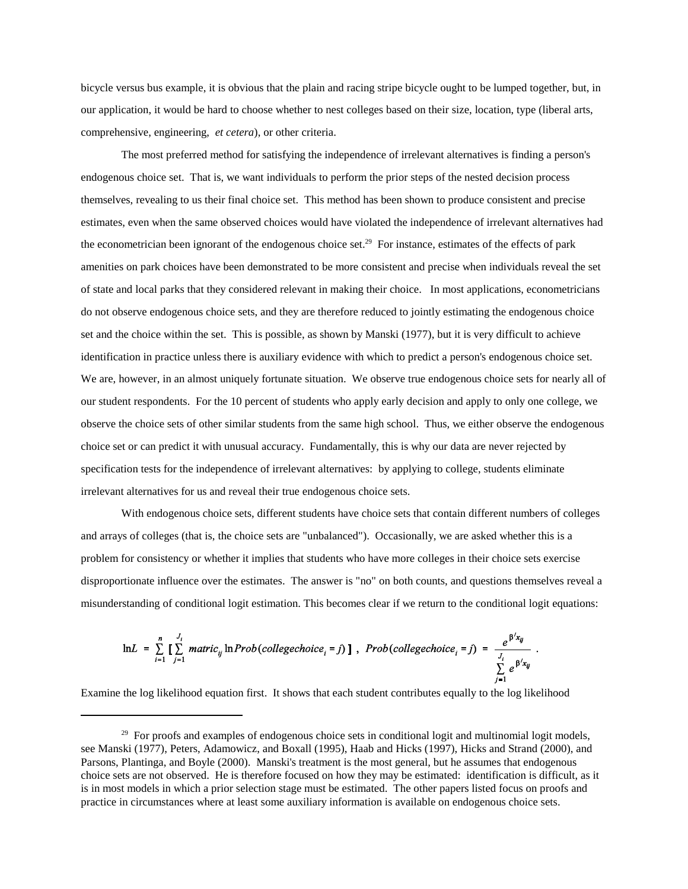bicycle versus bus example, it is obvious that the plain and racing stripe bicycle ought to be lumped together, but, in our application, it would be hard to choose whether to nest colleges based on their size, location, type (liberal arts, comprehensive, engineering, *et cetera*), or other criteria.

The most preferred method for satisfying the independence of irrelevant alternatives is finding a person's endogenous choice set. That is, we want individuals to perform the prior steps of the nested decision process themselves, revealing to us their final choice set. This method has been shown to produce consistent and precise estimates, even when the same observed choices would have violated the independence of irrelevant alternatives had the econometrician been ignorant of the endogenous choice set.[29] For instance, estimates of the effects of park amenities on park choices have been demonstrated to be more consistent and precise when individuals reveal the set of state and local parks that they considered relevant in making their choice. In most applications, econometricians do not observe endogenous choice sets, and they are therefore reduced to jointly estimating the endogenous choice set and the choice within the set. This is possible, as shown by Manski (1977), but it is very difficult to achieve identification in practice unless there is auxiliary evidence with which to predict a person's endogenous choice set. We are, however, in an almost uniquely fortunate situation. We observe true endogenous choice sets for nearly all of our student respondents. For the 10 percent of students who apply early decision and apply to only one college, we observe the choice sets of other similar students from the same high school. Thus, we either observe the endogenous choice set or can predict it with unusual accuracy. Fundamentally, this is why our data are never rejected by specification tests for the independence of irrelevant alternatives: by applying to college, students eliminate irrelevant alternatives for us and reveal their true endogenous choice sets.

With endogenous choice sets, different students have choice sets that contain different numbers of colleges and arrays of colleges (that is, the choice sets are "unbalanced"). Occasionally, we are asked whether this is a problem for consistency or whether it implies that students who have more colleges in their choice sets exercise disproportionate influence over the estimates. The answer is "no" on both counts, and questions themselves reveal a misunderstanding of conditional logit estimation. This becomes clear if we return to the conditional logit equations:

$$\ln L = \sum_{i=1}^{n} \left[ \sum_{j=1}^{J_i} matric_{ij} \ln Prob(collegechoice_i = j) \right], \quad Prob(collegechoice_i = j) = \frac{e^{\beta' x_{ij}}}{\sum_{j=1}^{J_i} e^{\beta' x_{ij}}} .$$

Examine the log likelihood equation first. It shows that each student contributes equally to the log likelihood

---

[29] For proofs and examples of endogenous choice sets in conditional logit and multinomial logit models, see Manski (1977), Peters, Adamowicz, and Boxall (1995), Haab and Hicks (1997), Hicks and Strand (2000), and Parsons, Plantinga, and Boyle (2000). Manski's treatment is the most general, but he assumes that endogenous choice sets are not observed. He is therefore focused on how they may be estimated: identification is difficult, as it is in most models in which a prior selection stage must be estimated. The other papers listed focus on proofs and practice in circumstances where at least some auxiliary information is available on endogenous choice sets.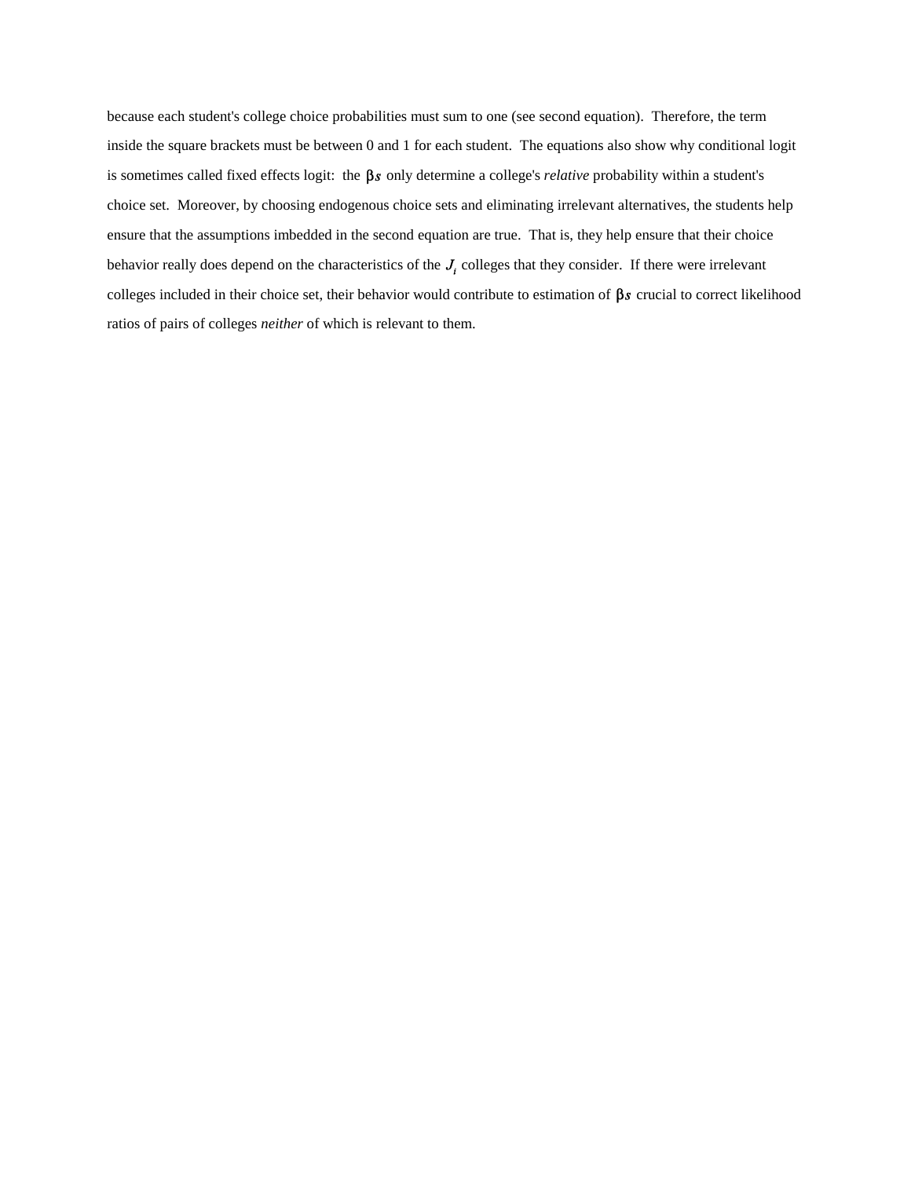because each student's college choice probabilities must sum to one (see second equation). Therefore, the term inside the square brackets must be between 0 and 1 for each student. The equations also show why conditional logit is sometimes called fixed effects logit: the $\beta s$ only determine a college's *relative* probability within a student's choice set. Moreover, by choosing endogenous choice sets and eliminating irrelevant alternatives, the students help ensure that the assumptions imbedded in the second equation are true. That is, they help ensure that their choice behavior really does depend on the characteristics of the $J_i$ colleges that they consider. If there were irrelevant colleges included in their choice set, their behavior would contribute to estimation of $\beta s$ crucial to correct likelihood ratios of pairs of colleges *neither* of which is relevant to them.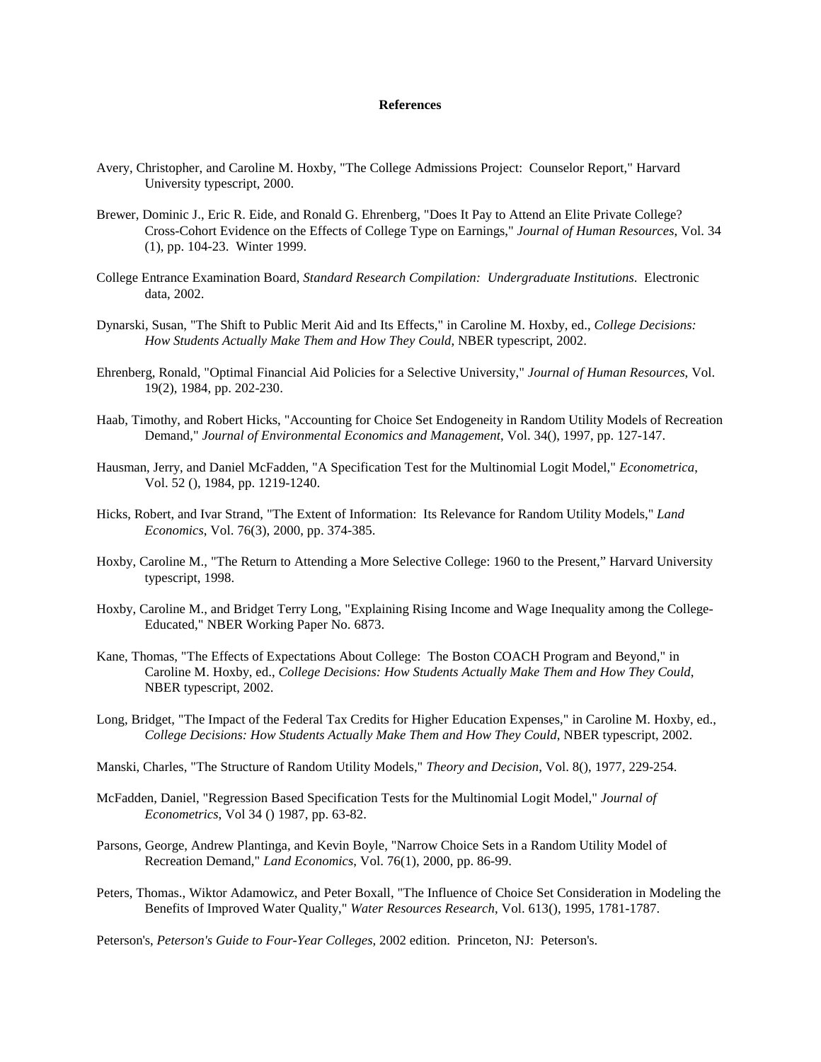# References

Avery, Christopher, and Caroline M. Hoxby, "The College Admissions Project: Counselor Report," Harvard University typescript, 2000.

Brewer, Dominic J., Eric R. Eide, and Ronald G. Ehrenberg, "Does It Pay to Attend an Elite Private College? Cross-Cohort Evidence on the Effects of College Type on Earnings," *Journal of Human Resources*, Vol. 34 (1), pp. 104-23. Winter 1999.

College Entrance Examination Board, *Standard Research Compilation: Undergraduate Institutions*. Electronic data, 2002.

Dynarski, Susan, "The Shift to Public Merit Aid and Its Effects," in Caroline M. Hoxby, ed., *College Decisions: How Students Actually Make Them and How They Could*, NBER typescript, 2002.

Ehrenberg, Ronald, "Optimal Financial Aid Policies for a Selective University," *Journal of Human Resources*, Vol. 19(2), 1984, pp. 202-230.

Haab, Timothy, and Robert Hicks, "Accounting for Choice Set Endogeneity in Random Utility Models of Recreation Demand," *Journal of Environmental Economics and Management*, Vol. 34(), 1997, pp. 127-147.

Hausman, Jerry, and Daniel McFadden, "A Specification Test for the Multinomial Logit Model," *Econometrica*, Vol. 52 (), 1984, pp. 1219-1240.

Hicks, Robert, and Ivar Strand, "The Extent of Information: Its Relevance for Random Utility Models," *Land Economics*, Vol. 76(3), 2000, pp. 374-385.

Hoxby, Caroline M., "The Return to Attending a More Selective College: 1960 to the Present," Harvard University typescript, 1998.

Hoxby, Caroline M., and Bridget Terry Long, "Explaining Rising Income and Wage Inequality among the College-Educated," NBER Working Paper No. 6873.

Kane, Thomas, "The Effects of Expectations About College: The Boston COACH Program and Beyond," in Caroline M. Hoxby, ed., *College Decisions: How Students Actually Make Them and How They Could*, NBER typescript, 2002.

Long, Bridget, "The Impact of the Federal Tax Credits for Higher Education Expenses," in Caroline M. Hoxby, ed., *College Decisions: How Students Actually Make Them and How They Could*, NBER typescript, 2002.

Manski, Charles, "The Structure of Random Utility Models," *Theory and Decision*, Vol. 8(), 1977, 229-254.

McFadden, Daniel, "Regression Based Specification Tests for the Multinomial Logit Model," *Journal of Econometrics*, Vol 34 () 1987, pp. 63-82.

Parsons, George, Andrew Plantinga, and Kevin Boyle, "Narrow Choice Sets in a Random Utility Model of Recreation Demand," *Land Economics*, Vol. 76(1), 2000, pp. 86-99.

Peters, Thomas., Wiktor Adamowicz, and Peter Boxall, "The Influence of Choice Set Consideration in Modeling the Benefits of Improved Water Quality," *Water Resources Research*, Vol. 613(), 1995, 1781-1787.

Peterson's, *Peterson's Guide to Four-Year Colleges*, 2002 edition. Princeton, NJ: Peterson's.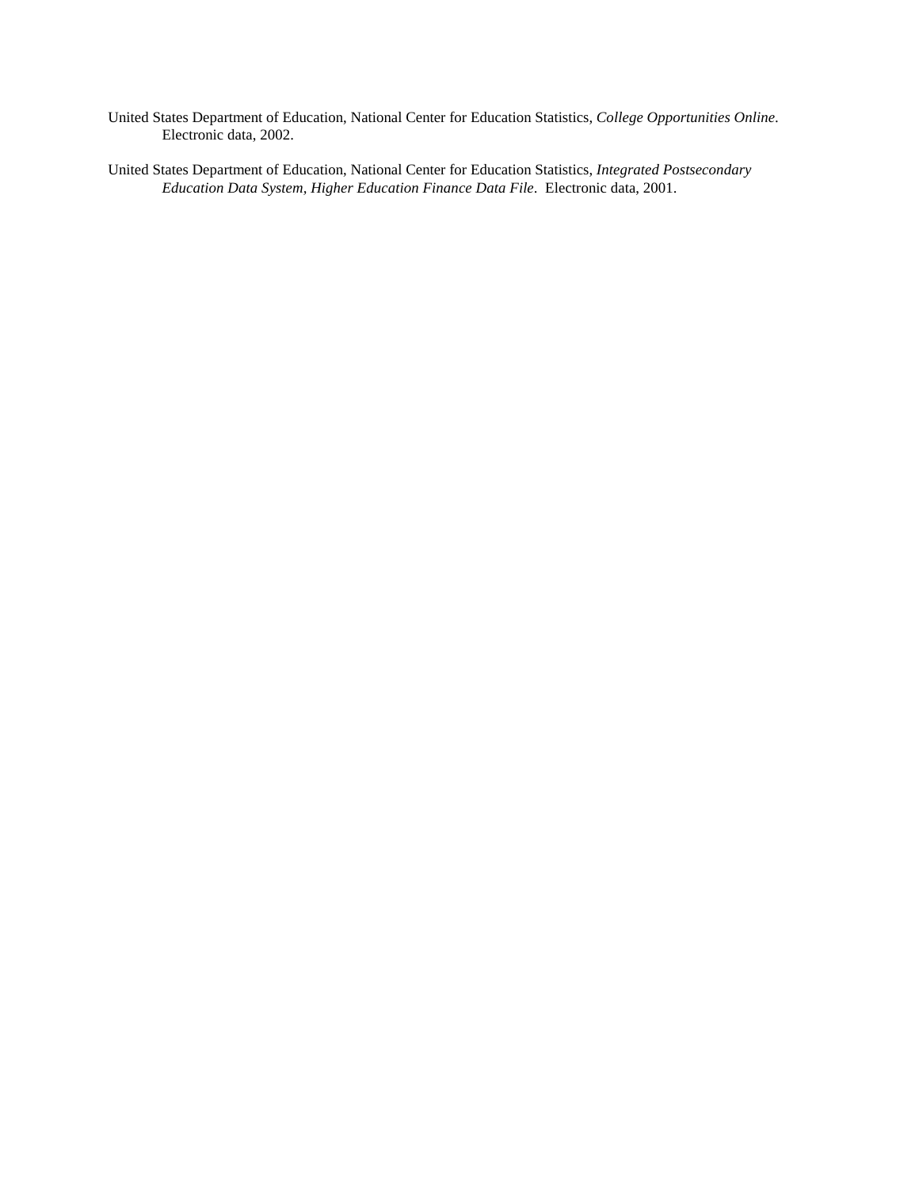United States Department of Education, National Center for Education Statistics, *College Opportunities Online*. Electronic data, 2002.

United States Department of Education, National Center for Education Statistics, *Integrated Postsecondary Education Data System, Higher Education Finance Data File*. Electronic data, 2001.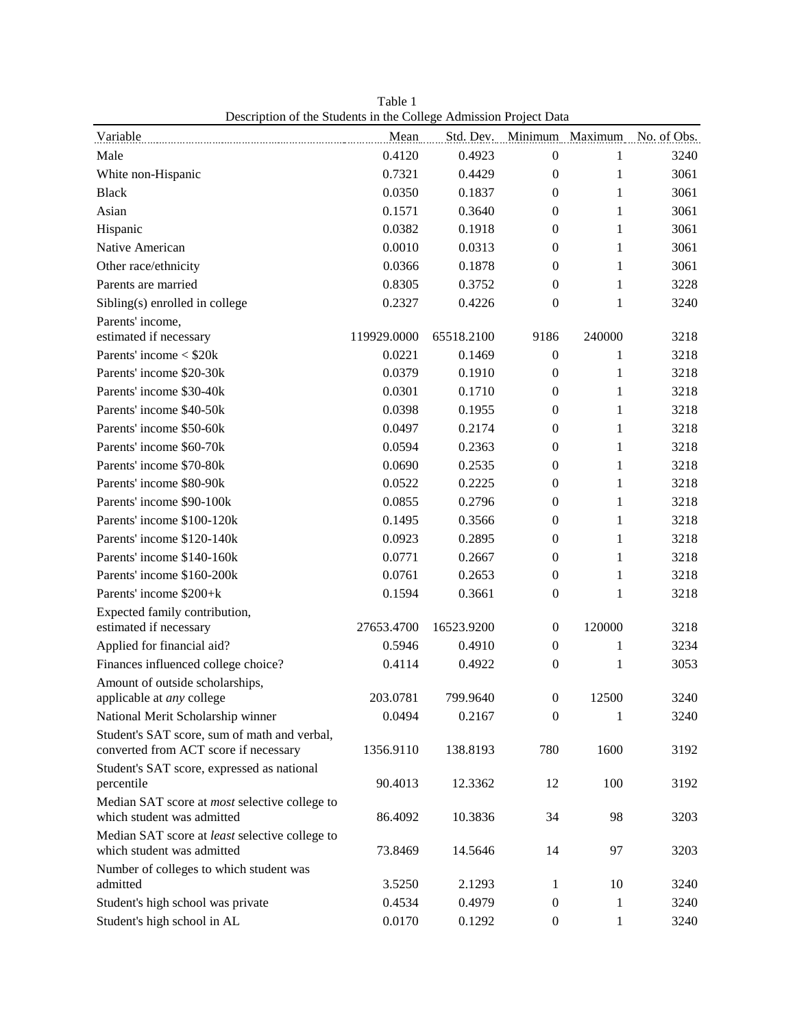Table 1
Description of the Students in the College Admission Project Data

| Variable | Mean | Std. Dev. | Minimum | Maximum | No. of Obs. |
|---|---|---|---|---|---|
| Male | 0.4120 | 0.4923 | 0 | 1 | 3240 |
| White non-Hispanic | 0.7321 | 0.4429 | 0 | 1 | 3061 |
| Black | 0.0350 | 0.1837 | 0 | 1 | 3061 |
| Asian | 0.1571 | 0.3640 | 0 | 1 | 3061 |
| Hispanic | 0.0382 | 0.1918 | 0 | 1 | 3061 |
| Native American | 0.0010 | 0.0313 | 0 | 1 | 3061 |
| Other race/ethnicity | 0.0366 | 0.1878 | 0 | 1 | 3061 |
| Parents are married | 0.8305 | 0.3752 | 0 | 1 | 3228 |
| Sibling(s) enrolled in college | 0.2327 | 0.4226 | 0 | 1 | 3240 |
| Parents' income, estimated if necessary | 119929.0000 | 65518.2100 | 9186 | 240000 | 3218 |
| Parents' income < $20k | 0.0221 | 0.1469 | 0 | 1 | 3218 |
| Parents' income $20-30k | 0.0379 | 0.1910 | 0 | 1 | 3218 |
| Parents' income $30-40k | 0.0301 | 0.1710 | 0 | 1 | 3218 |
| Parents' income $40-50k | 0.0398 | 0.1955 | 0 | 1 | 3218 |
| Parents' income $50-60k | 0.0497 | 0.2174 | 0 | 1 | 3218 |
| Parents' income $60-70k | 0.0594 | 0.2363 | 0 | 1 | 3218 |
| Parents' income $70-80k | 0.0690 | 0.2535 | 0 | 1 | 3218 |
| Parents' income $80-90k | 0.0522 | 0.2225 | 0 | 1 | 3218 |
| Parents' income $90-100k | 0.0855 | 0.2796 | 0 | 1 | 3218 |
| Parents' income $100-120k | 0.1495 | 0.3566 | 0 | 1 | 3218 |
| Parents' income $120-140k | 0.0923 | 0.2895 | 0 | 1 | 3218 |
| Parents' income $140-160k | 0.0771 | 0.2667 | 0 | 1 | 3218 |
| Parents' income $160-200k | 0.0761 | 0.2653 | 0 | 1 | 3218 |
| Parents' income $200+k | 0.1594 | 0.3661 | 0 | 1 | 3218 |
| Expected family contribution, estimated if necessary | 27653.4700 | 16523.9200 | 0 | 120000 | 3218 |
| Applied for financial aid? | 0.5946 | 0.4910 | 0 | 1 | 3234 |
| Finances influenced college choice? | 0.4114 | 0.4922 | 0 | 1 | 3053 |
| Amount of outside scholarships, applicable at *any* college | 203.0781 | 799.9640 | 0 | 12500 | 3240 |
| National Merit Scholarship winner | 0.0494 | 0.2167 | 0 | 1 | 3240 |
| Student's SAT score, sum of math and verbal, converted from ACT score if necessary | 1356.9110 | 138.8193 | 780 | 1600 | 3192 |
| Student's SAT score, expressed as national percentile | 90.4013 | 12.3362 | 12 | 100 | 3192 |
| Median SAT score at *most* selective college to which student was admitted | 86.4092 | 10.3836 | 34 | 98 | 3203 |
| Median SAT score at *least* selective college to which student was admitted | 73.8469 | 14.5646 | 14 | 97 | 3203 |
| Number of colleges to which student was admitted | 3.5250 | 2.1293 | 1 | 10 | 3240 |
| Student's high school was private | 0.4534 | 0.4979 | 0 | 1 | 3240 |
| Student's high school in AL | 0.0170 | 0.1292 | 0 | 1 | 3240 |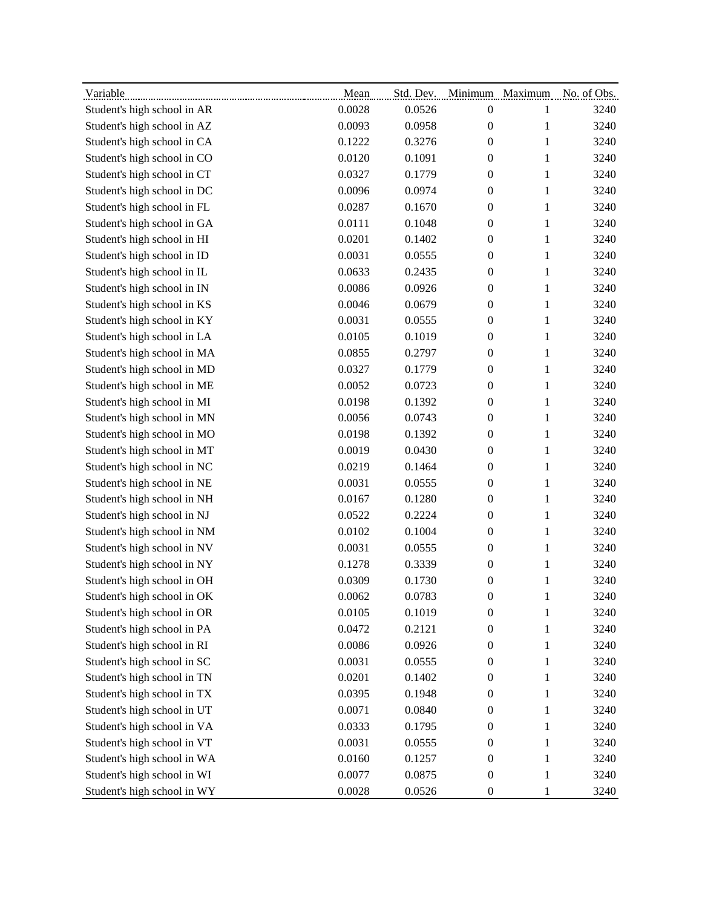| Variable | Mean | Std. Dev. | Minimum | Maximum | No. of Obs. |
|---|---|---|---|---|---|
| Student's high school in AR | 0.0028 | 0.0526 | 0 | 1 | 3240 |
| Student's high school in AZ | 0.0093 | 0.0958 | 0 | 1 | 3240 |
| Student's high school in CA | 0.1222 | 0.3276 | 0 | 1 | 3240 |
| Student's high school in CO | 0.0120 | 0.1091 | 0 | 1 | 3240 |
| Student's high school in CT | 0.0327 | 0.1779 | 0 | 1 | 3240 |
| Student's high school in DC | 0.0096 | 0.0974 | 0 | 1 | 3240 |
| Student's high school in FL | 0.0287 | 0.1670 | 0 | 1 | 3240 |
| Student's high school in GA | 0.0111 | 0.1048 | 0 | 1 | 3240 |
| Student's high school in HI | 0.0201 | 0.1402 | 0 | 1 | 3240 |
| Student's high school in ID | 0.0031 | 0.0555 | 0 | 1 | 3240 |
| Student's high school in IL | 0.0633 | 0.2435 | 0 | 1 | 3240 |
| Student's high school in IN | 0.0086 | 0.0926 | 0 | 1 | 3240 |
| Student's high school in KS | 0.0046 | 0.0679 | 0 | 1 | 3240 |
| Student's high school in KY | 0.0031 | 0.0555 | 0 | 1 | 3240 |
| Student's high school in LA | 0.0105 | 0.1019 | 0 | 1 | 3240 |
| Student's high school in MA | 0.0855 | 0.2797 | 0 | 1 | 3240 |
| Student's high school in MD | 0.0327 | 0.1779 | 0 | 1 | 3240 |
| Student's high school in ME | 0.0052 | 0.0723 | 0 | 1 | 3240 |
| Student's high school in MI | 0.0198 | 0.1392 | 0 | 1 | 3240 |
| Student's high school in MN | 0.0056 | 0.0743 | 0 | 1 | 3240 |
| Student's high school in MO | 0.0198 | 0.1392 | 0 | 1 | 3240 |
| Student's high school in MT | 0.0019 | 0.0430 | 0 | 1 | 3240 |
| Student's high school in NC | 0.0219 | 0.1464 | 0 | 1 | 3240 |
| Student's high school in NE | 0.0031 | 0.0555 | 0 | 1 | 3240 |
| Student's high school in NH | 0.0167 | 0.1280 | 0 | 1 | 3240 |
| Student's high school in NJ | 0.0522 | 0.2224 | 0 | 1 | 3240 |
| Student's high school in NM | 0.0102 | 0.1004 | 0 | 1 | 3240 |
| Student's high school in NV | 0.0031 | 0.0555 | 0 | 1 | 3240 |
| Student's high school in NY | 0.1278 | 0.3339 | 0 | 1 | 3240 |
| Student's high school in OH | 0.0309 | 0.1730 | 0 | 1 | 3240 |
| Student's high school in OK | 0.0062 | 0.0783 | 0 | 1 | 3240 |
| Student's high school in OR | 0.0105 | 0.1019 | 0 | 1 | 3240 |
| Student's high school in PA | 0.0472 | 0.2121 | 0 | 1 | 3240 |
| Student's high school in RI | 0.0086 | 0.0926 | 0 | 1 | 3240 |
| Student's high school in SC | 0.0031 | 0.0555 | 0 | 1 | 3240 |
| Student's high school in TN | 0.0201 | 0.1402 | 0 | 1 | 3240 |
| Student's high school in TX | 0.0395 | 0.1948 | 0 | 1 | 3240 |
| Student's high school in UT | 0.0071 | 0.0840 | 0 | 1 | 3240 |
| Student's high school in VA | 0.0333 | 0.1795 | 0 | 1 | 3240 |
| Student's high school in VT | 0.0031 | 0.0555 | 0 | 1 | 3240 |
| Student's high school in WA | 0.0160 | 0.1257 | 0 | 1 | 3240 |
| Student's high school in WI | 0.0077 | 0.0875 | 0 | 1 | 3240 |
| Student's high school in WY | 0.0028 | 0.0526 | 0 | 1 | 3240 |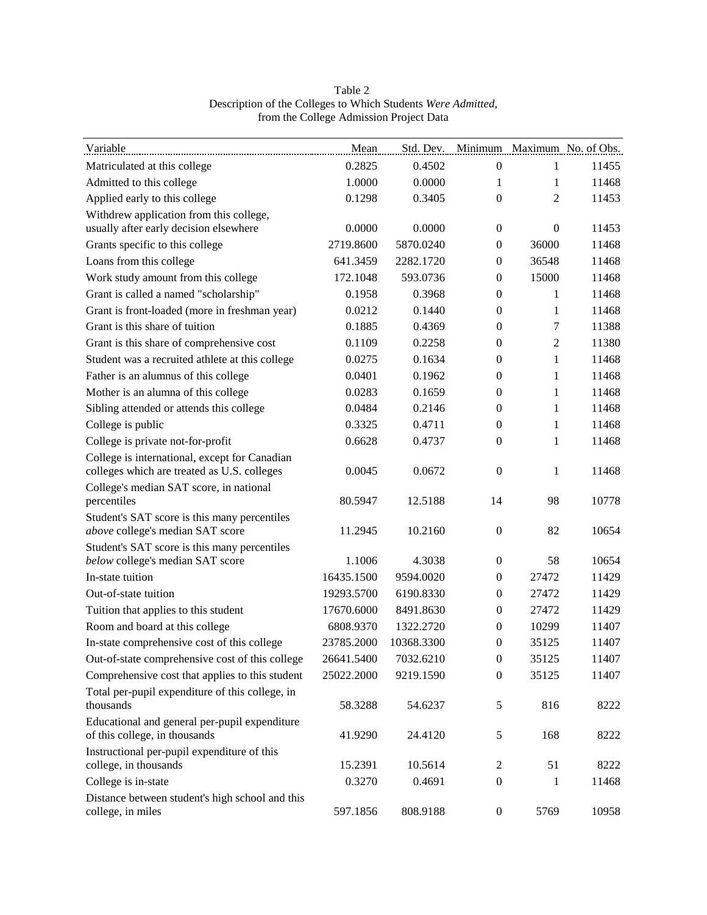Table 2
Description of the Colleges to Which Students *Were Admitted*, from the College Admission Project Data

| Variable | Mean | Std. Dev. | Minimum | Maximum | No. of Obs. |
|---|---|---|---|---|---|
| Matriculated at this college | 0.2825 | 0.4502 | 0 | 1 | 11455 |
| Admitted to this college | 1.0000 | 0.0000 | 1 | 1 | 11468 |
| Applied early to this college | 0.1298 | 0.3405 | 0 | 2 | 11453 |
| Withdrew application from this college, usually after early decision elsewhere | 0.0000 | 0.0000 | 0 | 0 | 11453 |
| Grants specific to this college | 2719.8600 | 5870.0240 | 0 | 36000 | 11468 |
| Loans from this college | 641.3459 | 2282.1720 | 0 | 36548 | 11468 |
| Work study amount from this college | 172.1048 | 593.0736 | 0 | 15000 | 11468 |
| Grant is called a named "scholarship" | 0.1958 | 0.3968 | 0 | 1 | 11468 |
| Grant is front-loaded (more in freshman year) | 0.0212 | 0.1440 | 0 | 1 | 11468 |
| Grant is this share of tuition | 0.1885 | 0.4369 | 0 | 7 | 11388 |
| Grant is this share of comprehensive cost | 0.1109 | 0.2258 | 0 | 2 | 11380 |
| Student was a recruited athlete at this college | 0.0275 | 0.1634 | 0 | 1 | 11468 |
| Father is an alumnus of this college | 0.0401 | 0.1962 | 0 | 1 | 11468 |
| Mother is an alumna of this college | 0.0283 | 0.1659 | 0 | 1 | 11468 |
| Sibling attended or attends this college | 0.0484 | 0.2146 | 0 | 1 | 11468 |
| College is public | 0.3325 | 0.4711 | 0 | 1 | 11468 |
| College is private not-for-profit | 0.6628 | 0.4737 | 0 | 1 | 11468 |
| College is international, except for Canadian colleges which are treated as U.S. colleges | 0.0045 | 0.0672 | 0 | 1 | 11468 |
| College's median SAT score, in national percentiles | 80.5947 | 12.5188 | 14 | 98 | 10778 |
| Student's SAT score is this many percentiles *above* college's median SAT score | 11.2945 | 10.2160 | 0 | 82 | 10654 |
| Student's SAT score is this many percentiles *below* college's median SAT score | 1.1006 | 4.3038 | 0 | 58 | 10654 |
| In-state tuition | 16435.1500 | 9594.0020 | 0 | 27472 | 11429 |
| Out-of-state tuition | 19293.5700 | 6190.8330 | 0 | 27472 | 11429 |
| Tuition that applies to this student | 17670.6000 | 8491.8630 | 0 | 27472 | 11429 |
| Room and board at this college | 6808.9370 | 1322.2720 | 0 | 10299 | 11407 |
| In-state comprehensive cost of this college | 23785.2000 | 10368.3300 | 0 | 35125 | 11407 |
| Out-of-state comprehensive cost of this college | 26641.5400 | 7032.6210 | 0 | 35125 | 11407 |
| Comprehensive cost that applies to this student | 25022.2000 | 9219.1590 | 0 | 35125 | 11407 |
| Total per-pupil expenditure of this college, in thousands | 58.3288 | 54.6237 | 5 | 816 | 8222 |
| Educational and general per-pupil expenditure of this college, in thousands | 41.9290 | 24.4120 | 5 | 168 | 8222 |
| Instructional per-pupil expenditure of this college, in thousands | 15.2391 | 10.5614 | 2 | 51 | 8222 |
| College is in-state | 0.3270 | 0.4691 | 0 | 1 | 11468 |
| Distance between student's high school and this college, in miles | 597.1856 | 808.9188 | 0 | 5769 | 10958 |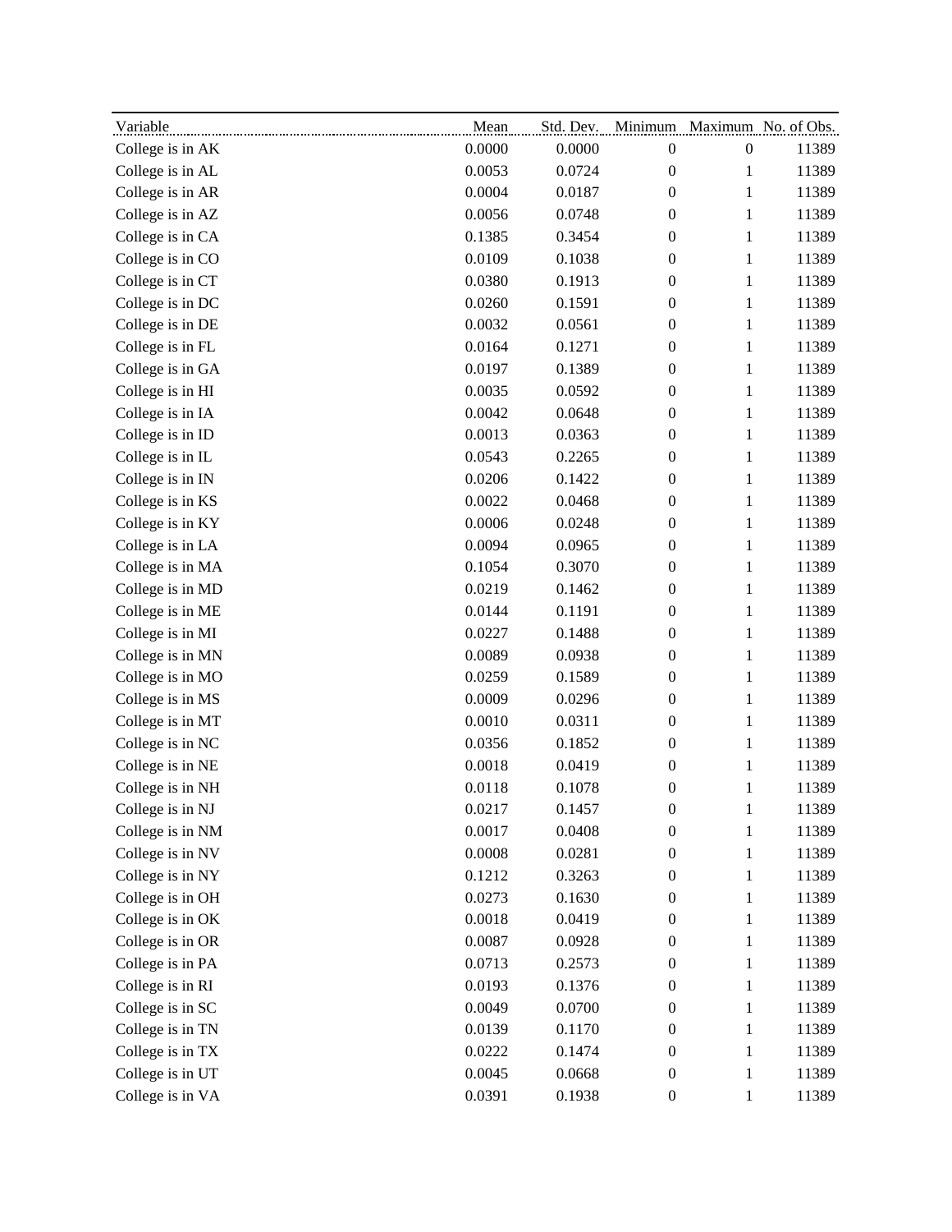| Variable | Mean | Std. Dev. | Minimum | Maximum | No. of Obs. |
| --- | --- | --- | --- | --- | --- |
| College is in AK | 0.0000 | 0.0000 | 0 | 0 | 11389 |
| College is in AL | 0.0053 | 0.0724 | 0 | 1 | 11389 |
| College is in AR | 0.0004 | 0.0187 | 0 | 1 | 11389 |
| College is in AZ | 0.0056 | 0.0748 | 0 | 1 | 11389 |
| College is in CA | 0.1385 | 0.3454 | 0 | 1 | 11389 |
| College is in CO | 0.0109 | 0.1038 | 0 | 1 | 11389 |
| College is in CT | 0.0380 | 0.1913 | 0 | 1 | 11389 |
| College is in DC | 0.0260 | 0.1591 | 0 | 1 | 11389 |
| College is in DE | 0.0032 | 0.0561 | 0 | 1 | 11389 |
| College is in FL | 0.0164 | 0.1271 | 0 | 1 | 11389 |
| College is in GA | 0.0197 | 0.1389 | 0 | 1 | 11389 |
| College is in HI | 0.0035 | 0.0592 | 0 | 1 | 11389 |
| College is in IA | 0.0042 | 0.0648 | 0 | 1 | 11389 |
| College is in ID | 0.0013 | 0.0363 | 0 | 1 | 11389 |
| College is in IL | 0.0543 | 0.2265 | 0 | 1 | 11389 |
| College is in IN | 0.0206 | 0.1422 | 0 | 1 | 11389 |
| College is in KS | 0.0022 | 0.0468 | 0 | 1 | 11389 |
| College is in KY | 0.0006 | 0.0248 | 0 | 1 | 11389 |
| College is in LA | 0.0094 | 0.0965 | 0 | 1 | 11389 |
| College is in MA | 0.1054 | 0.3070 | 0 | 1 | 11389 |
| College is in MD | 0.0219 | 0.1462 | 0 | 1 | 11389 |
| College is in ME | 0.0144 | 0.1191 | 0 | 1 | 11389 |
| College is in MI | 0.0227 | 0.1488 | 0 | 1 | 11389 |
| College is in MN | 0.0089 | 0.0938 | 0 | 1 | 11389 |
| College is in MO | 0.0259 | 0.1589 | 0 | 1 | 11389 |
| College is in MS | 0.0009 | 0.0296 | 0 | 1 | 11389 |
| College is in MT | 0.0010 | 0.0311 | 0 | 1 | 11389 |
| College is in NC | 0.0356 | 0.1852 | 0 | 1 | 11389 |
| College is in NE | 0.0018 | 0.0419 | 0 | 1 | 11389 |
| College is in NH | 0.0118 | 0.1078 | 0 | 1 | 11389 |
| College is in NJ | 0.0217 | 0.1457 | 0 | 1 | 11389 |
| College is in NM | 0.0017 | 0.0408 | 0 | 1 | 11389 |
| College is in NV | 0.0008 | 0.0281 | 0 | 1 | 11389 |
| College is in NY | 0.1212 | 0.3263 | 0 | 1 | 11389 |
| College is in OH | 0.0273 | 0.1630 | 0 | 1 | 11389 |
| College is in OK | 0.0018 | 0.0419 | 0 | 1 | 11389 |
| College is in OR | 0.0087 | 0.0928 | 0 | 1 | 11389 |
| College is in PA | 0.0713 | 0.2573 | 0 | 1 | 11389 |
| College is in RI | 0.0193 | 0.1376 | 0 | 1 | 11389 |
| College is in SC | 0.0049 | 0.0700 | 0 | 1 | 11389 |
| College is in TN | 0.0139 | 0.1170 | 0 | 1 | 11389 |
| College is in TX | 0.0222 | 0.1474 | 0 | 1 | 11389 |
| College is in UT | 0.0045 | 0.0668 | 0 | 1 | 11389 |
| College is in VA | 0.0391 | 0.1938 | 0 | 1 | 11389 |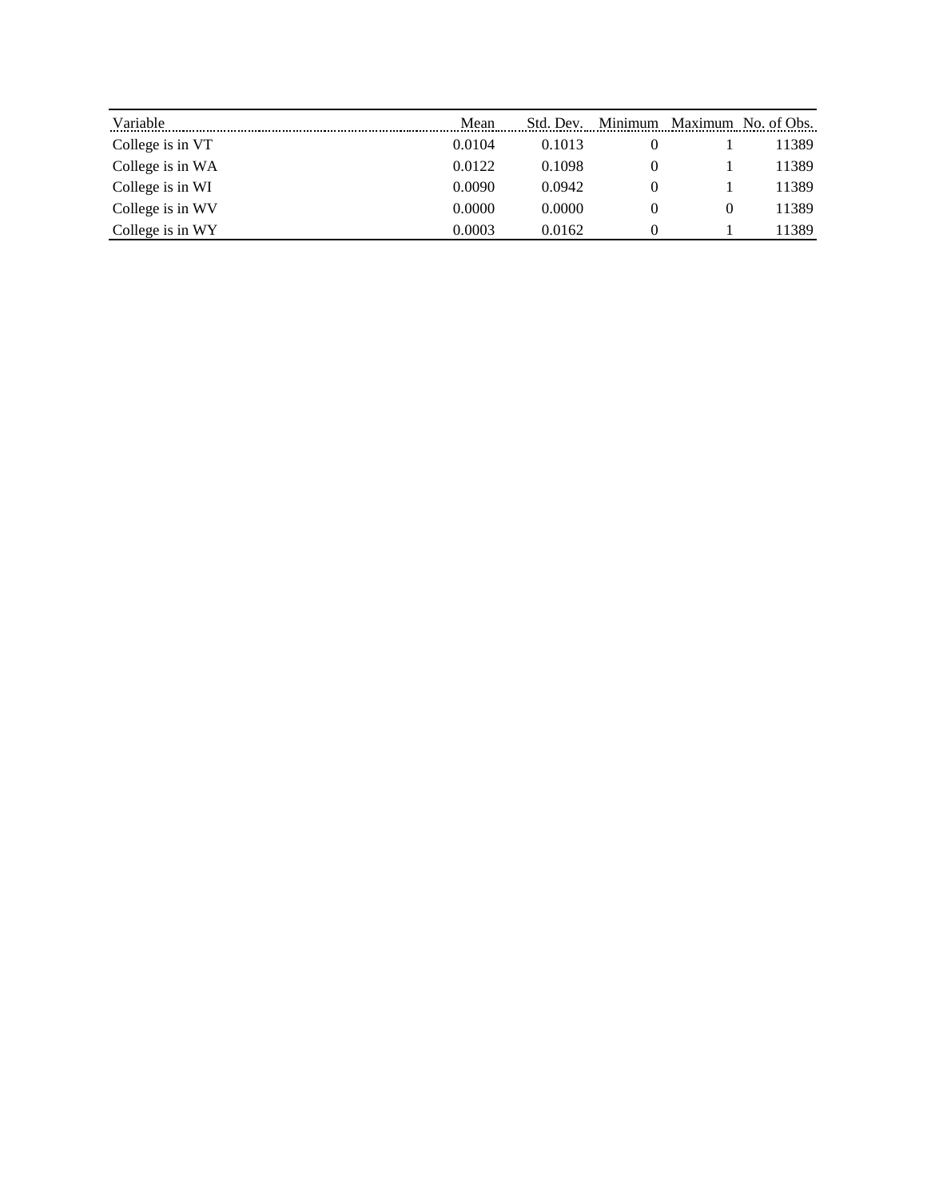| Variable | Mean | Std. Dev. | Minimum | Maximum | No. of Obs. |
|---|---|---|---|---|---|
| College is in VT | 0.0104 | 0.1013 | 0 | 1 | 11389 |
| College is in WA | 0.0122 | 0.1098 | 0 | 1 | 11389 |
| College is in WI | 0.0090 | 0.0942 | 0 | 1 | 11389 |
| College is in WV | 0.0000 | 0.0000 | 0 | 0 | 11389 |
| College is in WY | 0.0003 | 0.0162 | 0 | 1 | 11389 |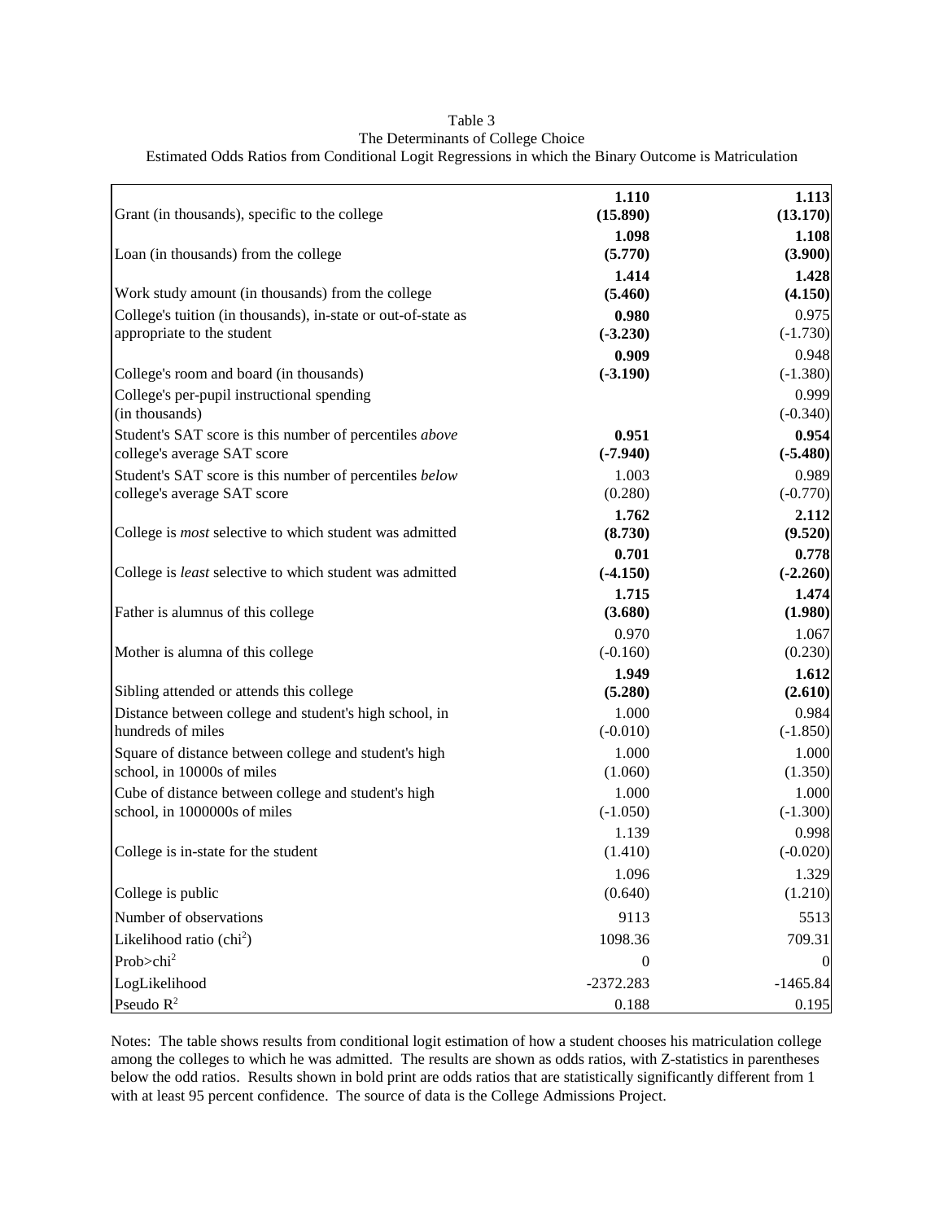Table 3
The Determinants of College Choice
Estimated Odds Ratios from Conditional Logit Regressions in which the Binary Outcome is Matriculation

| | | |
|---|---|---|
| Grant (in thousands), specific to the college | **1.110** | **1.113** |
| | **(15.890)** | **(13.170)** |
| Loan (in thousands) from the college | **1.098** | **1.108** |
| | **(5.770)** | **(3.900)** |
| Work study amount (in thousands) from the college | **1.414** | **1.428** |
| | **(5.460)** | **(4.150)** |
| College's tuition (in thousands), in-state or out-of-state as appropriate to the student | **0.980** | 0.975 |
| | **(-3.230)** | (-1.730) |
| College's room and board (in thousands) | **0.909** | 0.948 |
| | **(-3.190)** | (-1.380) |
| College's per-pupil instructional spending (in thousands) | | 0.999 |
| | | (-0.340) |
| Student's SAT score is this number of percentiles *above* college's average SAT score | **0.951** | **0.954** |
| | **(-7.940)** | **(-5.480)** |
| Student's SAT score is this number of percentiles *below* college's average SAT score | 1.003 | 0.989 |
| | (0.280) | (-0.770) |
| College is *most* selective to which student was admitted | **1.762** | **2.112** |
| | **(8.730)** | **(9.520)** |
| College is *least* selective to which student was admitted | **0.701** | **0.778** |
| | **(-4.150)** | **(-2.260)** |
| Father is alumnus of this college | **1.715** | **1.474** |
| | **(3.680)** | **(1.980)** |
| Mother is alumna of this college | 0.970 | 1.067 |
| | (-0.160) | (0.230) |
| Sibling attended or attends this college | **1.949** | **1.612** |
| | **(5.280)** | **(2.610)** |
| Distance between college and student's high school, in hundreds of miles | 1.000 | 0.984 |
| | (-0.010) | (-1.850) |
| Square of distance between college and student's high school, in 10000s of miles | 1.000 | 1.000 |
| | (1.060) | (1.350) |
| Cube of distance between college and student's high school, in 1000000s of miles | 1.000 | 1.000 |
| | (-1.050) | (-1.300) |
| College is in-state for the student | 1.139 | 0.998 |
| | (1.410) | (-0.020) |
| College is public | 1.096 | 1.329 |
| | (0.640) | (1.210) |
| Number of observations | 9113 | 5513 |
| Likelihood ratio ($chi^2$) | 1098.36 | 709.31 |
| Prob>$chi^2$ | 0 | 0 |
| LogLikelihood | -2372.283 | -1465.84 |
| Pseudo $R^2$ | 0.188 | 0.195 |

Notes: The table shows results from conditional logit estimation of how a student chooses his matriculation college among the colleges to which he was admitted. The results are shown as odds ratios, with Z-statistics in parentheses below the odd ratios. Results shown in bold print are odds ratios that are statistically significantly different from 1 with at least 95 percent confidence. The source of data is the College Admissions Project.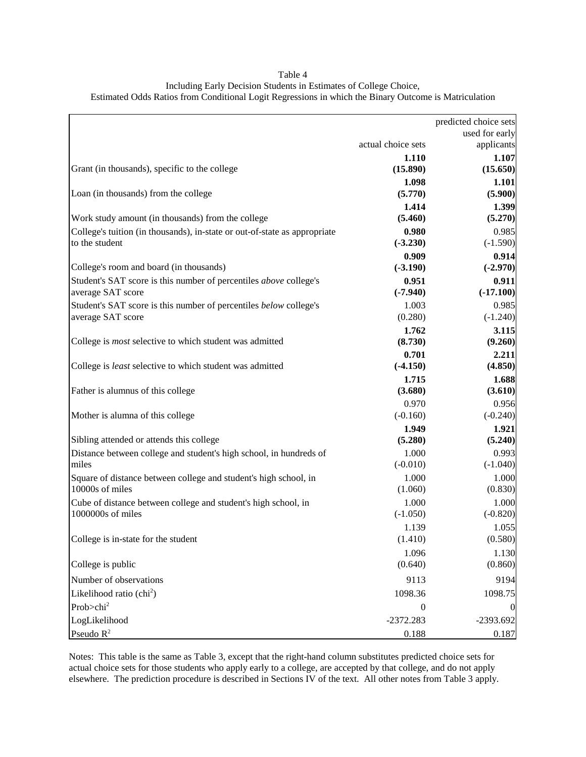Table 4

Including Early Decision Students in Estimates of College Choice,
Estimated Odds Ratios from Conditional Logit Regressions in which the Binary Outcome is Matriculation

| | actual choice sets | predicted choice sets used for early applicants |
|---|---|---|
| Grant (in thousands), specific to the college | **1.110** **(15.890)** | **1.107** **(15.650)** |
| Loan (in thousands) from the college | **1.098** **(5.770)** | **1.101** **(5.900)** |
| Work study amount (in thousands) from the college | **1.414** **(5.460)** | **1.399** **(5.270)** |
| College's tuition (in thousands), in-state or out-of-state as appropriate to the student | **0.980** **(-3.230)** | 0.985 (-1.590) |
| College's room and board (in thousands) | **0.909** **(-3.190)** | **0.914** **(-2.970)** |
| Student's SAT score is this number of percentiles *above* college's average SAT score | **0.951** **(-7.940)** | **0.911** **(-17.100)** |
| Student's SAT score is this number of percentiles *below* college's average SAT score | 1.003 (0.280) | 0.985 (-1.240) |
| College is *most* selective to which student was admitted | **1.762** **(8.730)** | **3.115** **(9.260)** |
| College is *least* selective to which student was admitted | **0.701** **(-4.150)** | **2.211** **(4.850)** |
| Father is alumnus of this college | **1.715** **(3.680)** | **1.688** **(3.610)** |
| Mother is alumna of this college | 0.970 (-0.160) | 0.956 (-0.240) |
| Sibling attended or attends this college | **1.949** **(5.280)** | **1.921** **(5.240)** |
| Distance between college and student's high school, in hundreds of miles | 1.000 (-0.010) | 0.993 (-1.040) |
| Square of distance between college and student's high school, in 10000s of miles | 1.000 (1.060) | 1.000 (0.830) |
| Cube of distance between college and student's high school, in 1000000s of miles | 1.000 (-1.050) | 1.000 (-0.820) |
| College is in-state for the student | 1.139 (1.410) | 1.055 (0.580) |
| College is public | 1.096 (0.640) | 1.130 (0.860) |
| Number of observations | 9113 | 9194 |
| Likelihood ratio ($chi^2$) | 1098.36 | 1098.75 |
| Prob>$chi^2$ | 0 | 0 |
| LogLikelihood | -2372.283 | -2393.692 |
| Pseudo $R^2$ | 0.188 | 0.187 |

Notes: This table is the same as Table 3, except that the right-hand column substitutes predicted choice sets for actual choice sets for those students who apply early to a college, are accepted by that college, and do not apply elsewhere. The prediction procedure is described in Sections IV of the text. All other notes from Table 3 apply.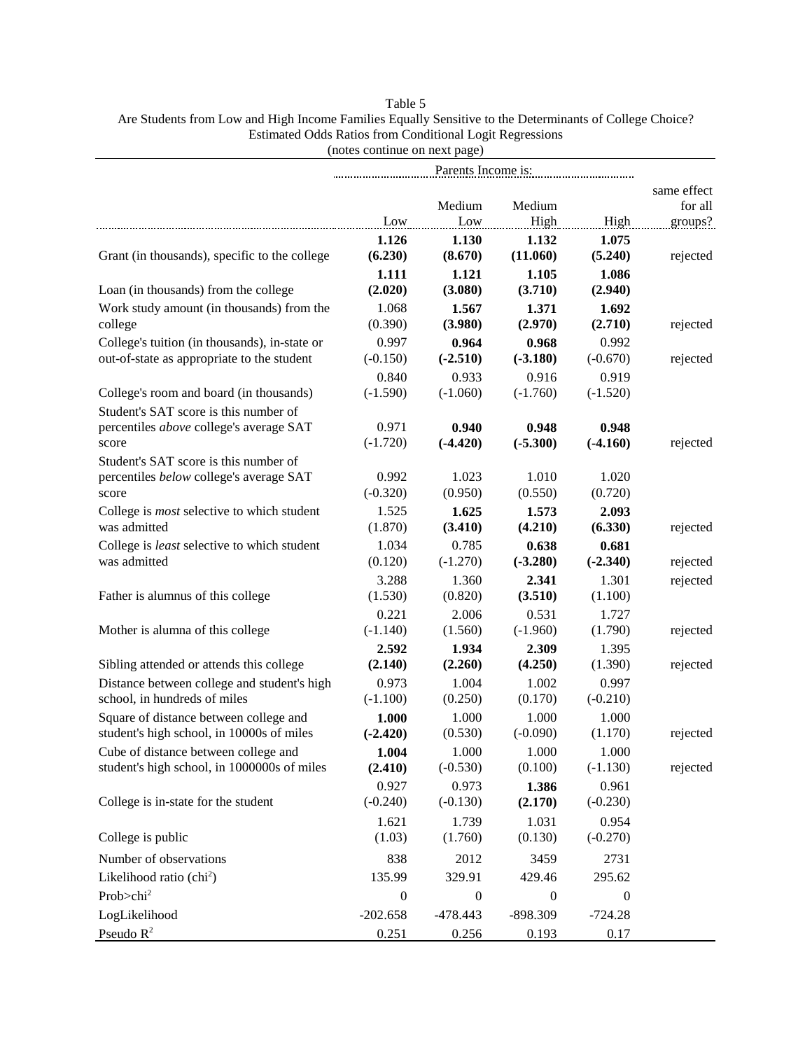Table 5
Are Students from Low and High Income Families Equally Sensitive to the Determinants of College Choice?
Estimated Odds Ratios from Conditional Logit Regressions
(notes continue on next page)

| | Parents Income is: | | | | |
|---|---|---|---|---|---|
| | Low | Medium Low | Medium High | High | same effect for all groups? |
| Grant (in thousands), specific to the college | **1.126** **(6.230)** | **1.130** **(8.670)** | **1.132** **(11.060)** | **1.075** **(5.240)** | rejected |
| Loan (in thousands) from the college | **1.111** **(2.020)** | **1.121** **(3.080)** | **1.105** **(3.710)** | **1.086** **(2.940)** | |
| Work study amount (in thousands) from the college | 1.068 (0.390) | **1.567** **(3.980)** | **1.371** **(2.970)** | **1.692** **(2.710)** | rejected |
| College's tuition (in thousands), in-state or out-of-state as appropriate to the student | 0.997 (-0.150) | **0.964** **(-2.510)** | **0.968** **(-3.180)** | 0.992 (-0.670) | rejected |
| College's room and board (in thousands) | 0.840 (-1.590) | 0.933 (-1.060) | 0.916 (-1.760) | 0.919 (-1.520) | |
| Student's SAT score is this number of percentiles *above* college's average SAT score | 0.971 (-1.720) | **0.940** **(-4.420)** | **0.948** **(-5.300)** | **0.948** **(-4.160)** | rejected |
| Student's SAT score is this number of percentiles *below* college's average SAT score | 0.992 (-0.320) | 1.023 (0.950) | 1.010 (0.550) | 1.020 (0.720) | |
| College is *most* selective to which student was admitted | 1.525 (1.870) | **1.625** **(3.410)** | **1.573** **(4.210)** | **2.093** **(6.330)** | rejected |
| College is *least* selective to which student was admitted | 1.034 (0.120) | 0.785 (-1.270) | **0.638** **(-3.280)** | **0.681** **(-2.340)** | rejected |
| Father is alumnus of this college | 3.288 (1.530) | 1.360 (0.820) | **2.341** **(3.510)** | 1.301 (1.100) | rejected |
| Mother is alumna of this college | 0.221 (-1.140) | 2.006 (1.560) | 0.531 (-1.960) | 1.727 (1.790) | rejected |
| Sibling attended or attends this college | **2.592** **(2.140)** | **1.934** **(2.260)** | **2.309** **(4.250)** | 1.395 (1.390) | rejected |
| Distance between college and student's high school, in hundreds of miles | 0.973 (-1.100) | 1.004 (0.250) | 1.002 (0.170) | 0.997 (-0.210) | |
| Square of distance between college and student's high school, in 10000s of miles | **1.000** **(-2.420)** | 1.000 (0.530) | 1.000 (-0.090) | 1.000 (1.170) | rejected |
| Cube of distance between college and student's high school, in 1000000s of miles | **1.004** **(2.410)** | 1.000 (-0.530) | 1.000 (0.100) | 1.000 (-1.130) | rejected |
| College is in-state for the student | 0.927 (-0.240) | 0.973 (-0.130) | **1.386** **(2.170)** | 0.961 (-0.230) | |
| College is public | 1.621 (1.03) | 1.739 (1.760) | 1.031 (0.130) | 0.954 (-0.270) | |
| Number of observations | 838 | 2012 | 3459 | 2731 | |
| Likelihood ratio ($chi^2$) | 135.99 | 329.91 | 429.46 | 295.62 | |
| Prob>$chi^2$ | 0 | 0 | 0 | 0 | |
| LogLikelihood | -202.658 | -478.443 | -898.309 | -724.28 | |
| Pseudo $R^2$ | 0.251 | 0.256 | 0.193 | 0.17 | |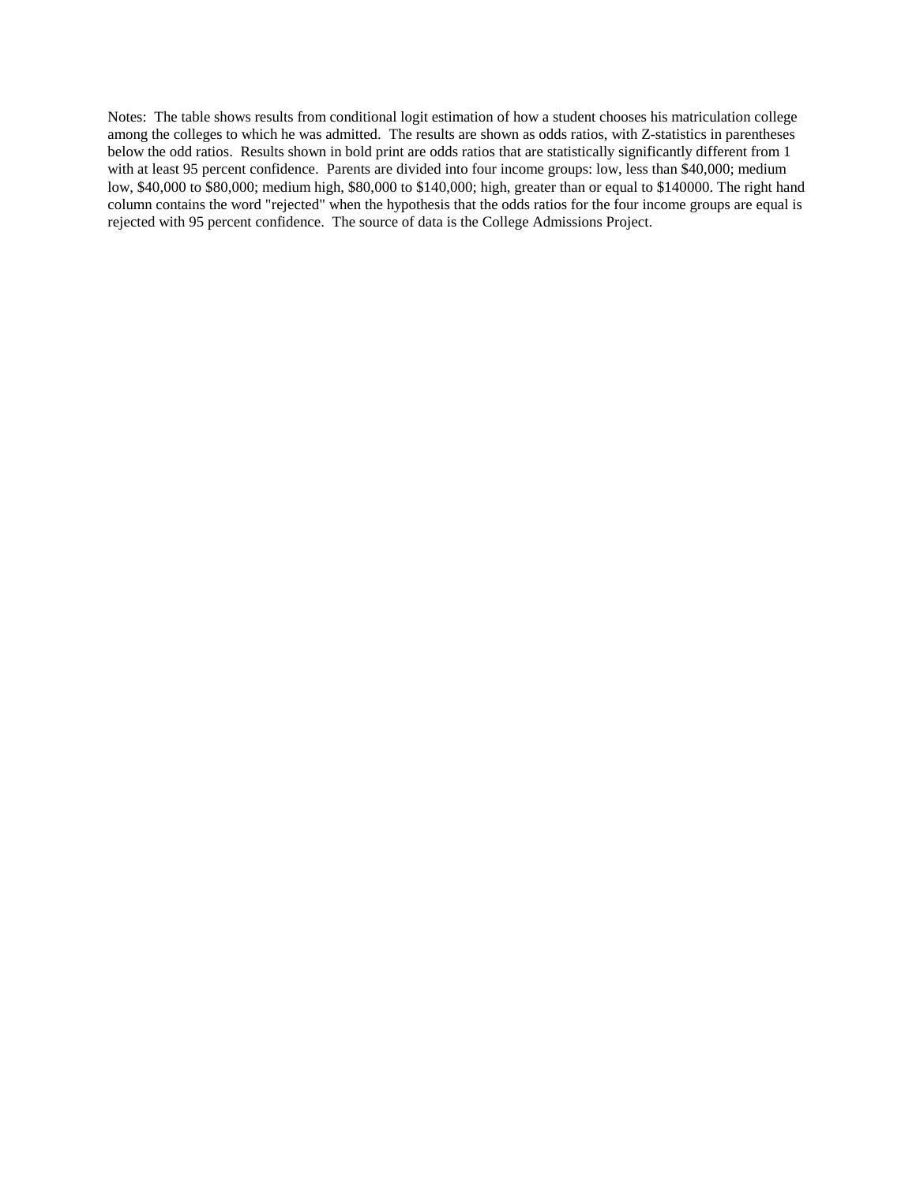Notes: The table shows results from conditional logit estimation of how a student chooses his matriculation college among the colleges to which he was admitted. The results are shown as odds ratios, with Z-statistics in parentheses below the odd ratios. Results shown in bold print are odds ratios that are statistically significantly different from 1 with at least 95 percent confidence. Parents are divided into four income groups: low, less than $40,000; medium low, $40,000 to $80,000; medium high, $80,000 to $140,000; high, greater than or equal to $140000. The right hand column contains the word "rejected" when the hypothesis that the odds ratios for the four income groups are equal is rejected with 95 percent confidence. The source of data is the College Admissions Project.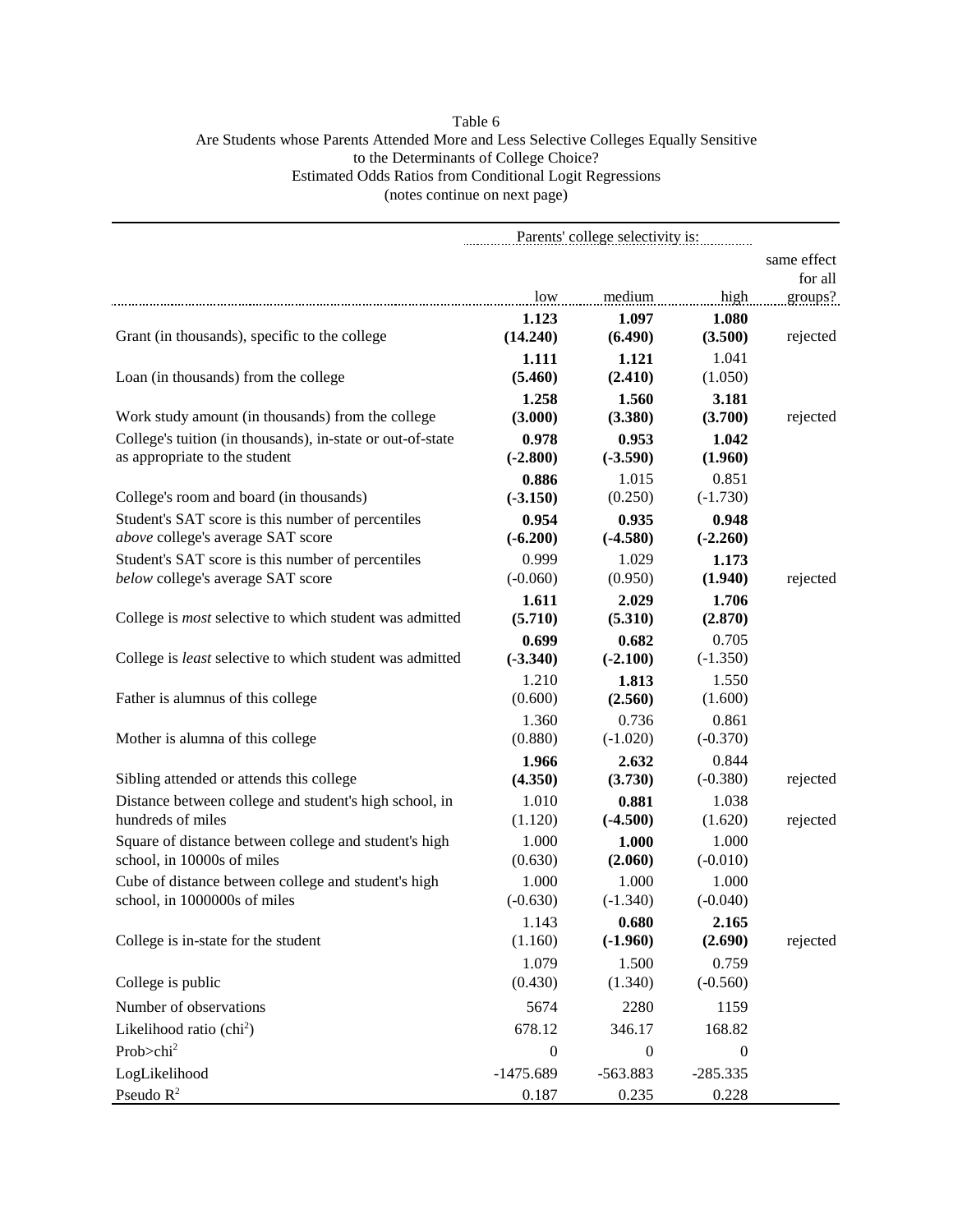Table 6
Are Students whose Parents Attended More and Less Selective Colleges Equally Sensitive to the Determinants of College Choice?
Estimated Odds Ratios from Conditional Logit Regressions
(notes continue on next page)

| | Parents' college selectivity is: | | | |
|---|---|---|---|---|
| | low | medium | high | same effect for all groups? |
| Grant (in thousands), specific to the college | **1.123** **(14.240)** | **1.097** **(6.490)** | **1.080** **(3.500)** | rejected |
| Loan (in thousands) from the college | **1.111** **(5.460)** | **1.121** **(2.410)** | 1.041 (1.050) | |
| Work study amount (in thousands) from the college | **1.258** **(3.000)** | **1.560** **(3.380)** | **3.181** **(3.700)** | rejected |
| College's tuition (in thousands), in-state or out-of-state as appropriate to the student | **0.978** **(-2.800)** | **0.953** **(-3.590)** | **1.042** **(1.960)** | |
| College's room and board (in thousands) | **0.886** **(-3.150)** | 1.015 (0.250) | 0.851 (-1.730) | |
| Student's SAT score is this number of percentiles *above* college's average SAT score | **0.954** **(-6.200)** | **0.935** **(-4.580)** | **0.948** **(-2.260)** | |
| Student's SAT score is this number of percentiles *below* college's average SAT score | 0.999 (-0.060) | 1.029 (0.950) | **1.173** **(1.940)** | rejected |
| College is *most* selective to which student was admitted | **1.611** **(5.710)** | **2.029** **(5.310)** | **1.706** **(2.870)** | |
| College is *least* selective to which student was admitted | **0.699** **(-3.340)** | **0.682** **(-2.100)** | 0.705 (-1.350) | |
| Father is alumnus of this college | 1.210 (0.600) | **1.813** **(2.560)** | 1.550 (1.600) | |
| Mother is alumna of this college | 1.360 (0.880) | 0.736 (-1.020) | 0.861 (-0.370) | |
| Sibling attended or attends this college | **1.966** **(4.350)** | **2.632** **(3.730)** | 0.844 (-0.380) | rejected |
| Distance between college and student's high school, in hundreds of miles | 1.010 (1.120) | **0.881** **(-4.500)** | 1.038 (1.620) | rejected |
| Square of distance between college and student's high school, in 10000s of miles | 1.000 (0.630) | **1.000** **(2.060)** | 1.000 (-0.010) | |
| Cube of distance between college and student's high school, in 1000000s of miles | 1.000 (-0.630) | 1.000 (-1.340) | 1.000 (-0.040) | |
| College is in-state for the student | 1.143 (1.160) | **0.680** **(-1.960)** | **2.165** **(2.690)** | rejected |
| College is public | 1.079 (0.430) | 1.500 (1.340) | 0.759 (-0.560) | |
| Number of observations | 5674 | 2280 | 1159 | |
| Likelihood ratio ($chi^2$) | 678.12 | 346.17 | 168.82 | |
| Prob>$chi^2$ | 0 | 0 | 0 | |
| LogLikelihood | -1475.689 | -563.883 | -285.335 | |
| Pseudo $R^2$ | 0.187 | 0.235 | 0.228 | |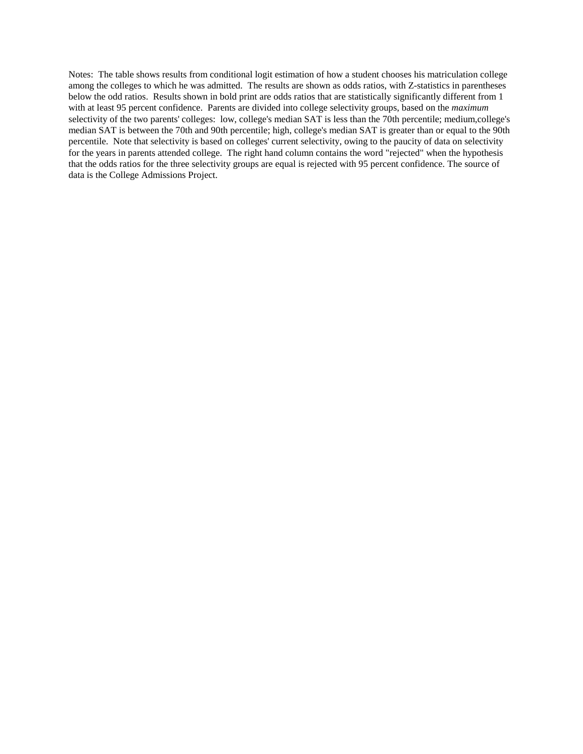Notes: The table shows results from conditional logit estimation of how a student chooses his matriculation college among the colleges to which he was admitted. The results are shown as odds ratios, with Z-statistics in parentheses below the odd ratios. Results shown in bold print are odds ratios that are statistically significantly different from 1 with at least 95 percent confidence. Parents are divided into college selectivity groups, based on the *maximum* selectivity of the two parents' colleges: low, college's median SAT is less than the 70th percentile; medium,college's median SAT is between the 70th and 90th percentile; high, college's median SAT is greater than or equal to the 90th percentile. Note that selectivity is based on colleges' current selectivity, owing to the paucity of data on selectivity for the years in parents attended college. The right hand column contains the word "rejected" when the hypothesis that the odds ratios for the three selectivity groups are equal is rejected with 95 percent confidence. The source of data is the College Admissions Project.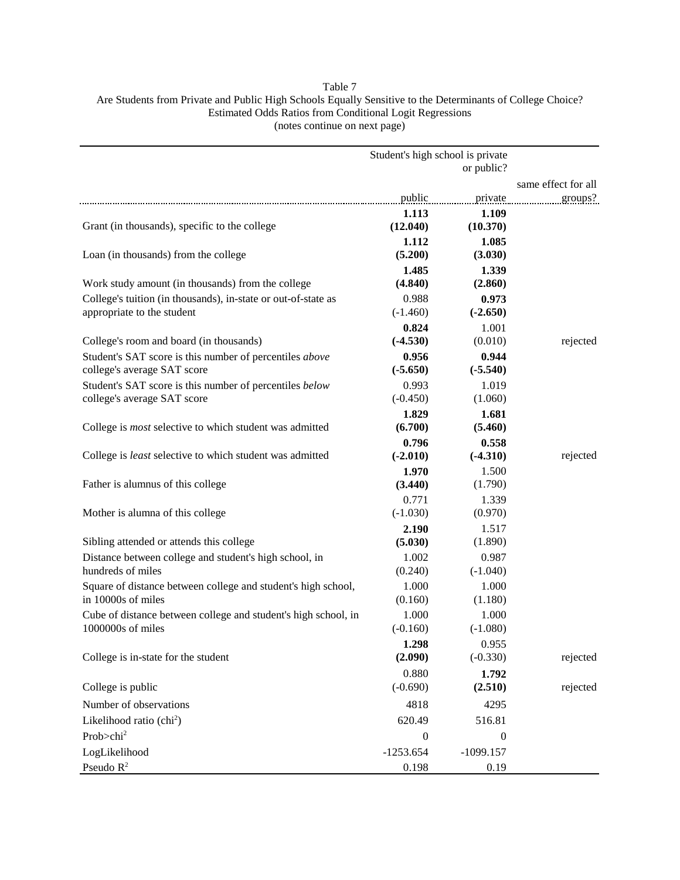Table 7
Are Students from Private and Public High Schools Equally Sensitive to the Determinants of College Choice?
Estimated Odds Ratios from Conditional Logit Regressions
(notes continue on next page)

| | Student's high school is private or public? | | |
|---|---|---|---|
| | public | private | same effect for all groups? |
| Grant (in thousands), specific to the college | **1.113** **(12.040)** | **1.109** **(10.370)** | |
| Loan (in thousands) from the college | **1.112** **(5.200)** | **1.085** **(3.030)** | |
| Work study amount (in thousands) from the college | **1.485** **(4.840)** | **1.339** **(2.860)** | |
| College's tuition (in thousands), in-state or out-of-state as appropriate to the student | 0.988 (-1.460) | **0.973** **(-2.650)** | |
| College's room and board (in thousands) | **0.824** **(-4.530)** | 1.001 (0.010) | rejected |
| Student's SAT score is this number of percentiles *above* college's average SAT score | **0.956** **(-5.650)** | **0.944** **(-5.540)** | |
| Student's SAT score is this number of percentiles *below* college's average SAT score | 0.993 (-0.450) | 1.019 (1.060) | |
| College is *most* selective to which student was admitted | **1.829** **(6.700)** | **1.681** **(5.460)** | |
| College is *least* selective to which student was admitted | **0.796** **(-2.010)** | **0.558** **(-4.310)** | rejected |
| Father is alumnus of this college | **1.970** **(3.440)** | 1.500 (1.790) | |
| Mother is alumna of this college | 0.771 (-1.030) | 1.339 (0.970) | |
| Sibling attended or attends this college | **2.190** **(5.030)** | 1.517 (1.890) | |
| Distance between college and student's high school, in hundreds of miles | 1.002 (0.240) | 0.987 (-1.040) | |
| Square of distance between college and student's high school, in 10000s of miles | 1.000 (0.160) | 1.000 (1.180) | |
| Cube of distance between college and student's high school, in 1000000s of miles | 1.000 (-0.160) | 1.000 (-1.080) | |
| College is in-state for the student | **1.298** **(2.090)** | 0.955 (-0.330) | rejected |
| College is public | 0.880 (-0.690) | **1.792** **(2.510)** | rejected |
| Number of observations | 4818 | 4295 | |
| Likelihood ratio ($chi^2$) | 620.49 | 516.81 | |
| Prob>$chi^2$ | 0 | 0 | |
| LogLikelihood | -1253.654 | -1099.157 | |
| Pseudo $R^2$ | 0.198 | 0.19 | |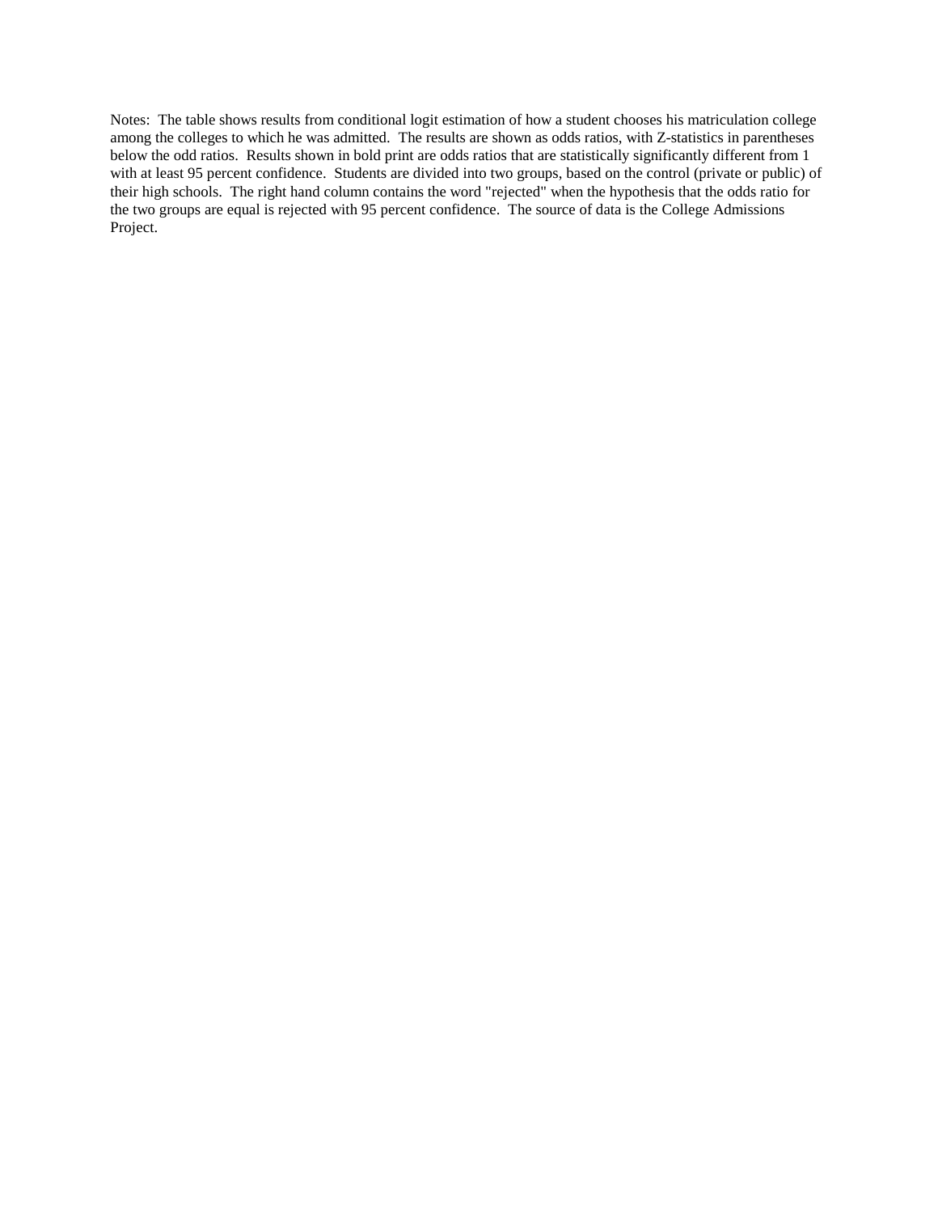Notes: The table shows results from conditional logit estimation of how a student chooses his matriculation college among the colleges to which he was admitted. The results are shown as odds ratios, with Z-statistics in parentheses below the odd ratios. Results shown in bold print are odds ratios that are statistically significantly different from 1 with at least 95 percent confidence. Students are divided into two groups, based on the control (private or public) of their high schools. The right hand column contains the word "rejected" when the hypothesis that the odds ratio for the two groups are equal is rejected with 95 percent confidence. The source of data is the College Admissions Project.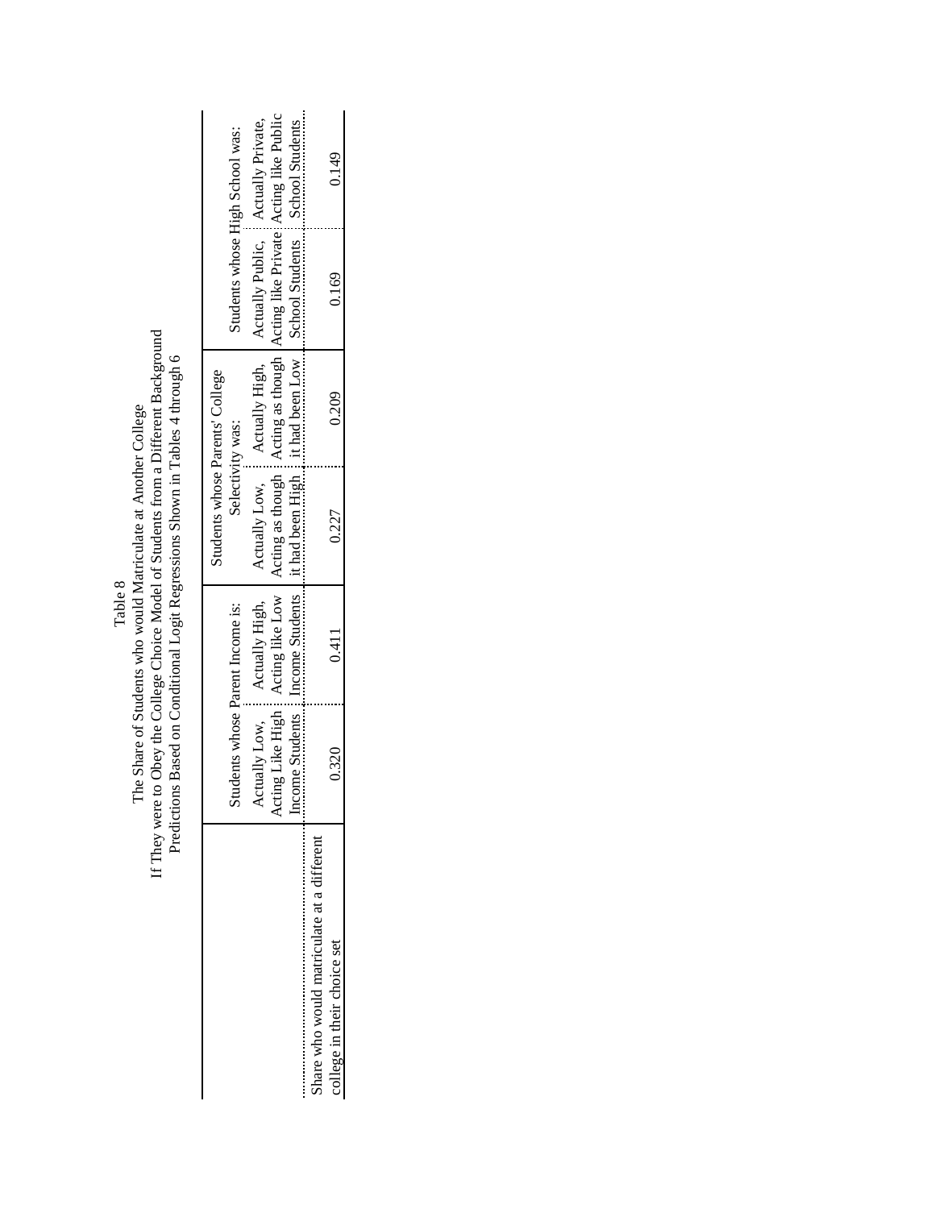Table 8
The Share of Students who would Matriculate at Another College
If They were to Obey the College Choice Model of Students from a Different Background
Predictions Based on Conditional Logit Regressions Shown in Tables 4 through 6

| | Students whose Parent Income is: | | Students whose Parents' College Selectivity was: | | Students whose High School was: | |
|---|---|---|---|---|---|---|
| | Actually Low, Acting Like High Income Students | Actually High, Acting like Low Income Students | Actually Low, Acting as though it had been High | Actually High, Acting as though it had been Low | Actually Public, Acting like Private School Students | Actually Private, Acting like Public School Students |
| Share who would matriculate at a different college in their choice set | 0.320 | 0.411 | 0.227 | 0.209 | 0.169 | 0.149 |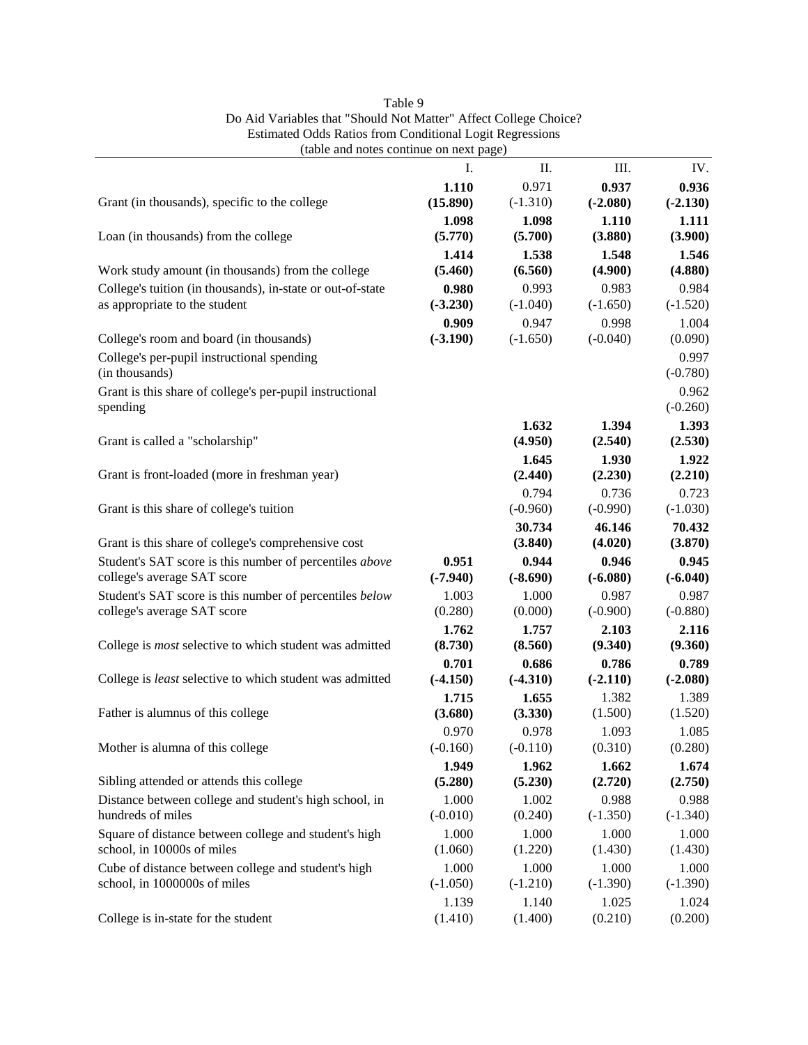Table 9
Do Aid Variables that "Should Not Matter" Affect College Choice?
Estimated Odds Ratios from Conditional Logit Regressions
(table and notes continue on next page)

| | I. | II. | III. | IV. |
|---|---|---|---|---|
| Grant (in thousands), specific to the college | **1.110** **(15.890)** | 0.971 (-1.310) | **0.937** **(-2.080)** | **0.936** **(-2.130)** |
| Loan (in thousands) from the college | **1.098** **(5.770)** | **1.098** **(5.700)** | **1.110** **(3.880)** | **1.111** **(3.900)** |
| Work study amount (in thousands) from the college | **1.414** **(5.460)** | **1.538** **(6.560)** | **1.548** **(4.900)** | **1.546** **(4.880)** |
| College's tuition (in thousands), in-state or out-of-state as appropriate to the student | **0.980** **(-3.230)** | 0.993 (-1.040) | 0.983 (-1.650) | 0.984 (-1.520) |
| College's room and board (in thousands) | **0.909** **(-3.190)** | 0.947 (-1.650) | 0.998 (-0.040) | 1.004 (0.090) |
| College's per-pupil instructional spending (in thousands) | | | | 0.997 (-0.780) |
| Grant is this share of college's per-pupil instructional spending | | | | 0.962 (-0.260) |
| Grant is called a "scholarship" | | **1.632** **(4.950)** | **1.394** **(2.540)** | **1.393** **(2.530)** |
| Grant is front-loaded (more in freshman year) | | **1.645** **(2.440)** | **1.930** **(2.230)** | **1.922** **(2.210)** |
| Grant is this share of college's tuition | | 0.794 (-0.960) | 0.736 (-0.990) | 0.723 (-1.030) |
| Grant is this share of college's comprehensive cost | | **30.734** **(3.840)** | **46.146** **(4.020)** | **70.432** **(3.870)** |
| Student's SAT score is this number of percentiles *above* college's average SAT score | **0.951** **(-7.940)** | **0.944** **(-8.690)** | **0.946** **(-6.080)** | **0.945** **(-6.040)** |
| Student's SAT score is this number of percentiles *below* college's average SAT score | 1.003 (0.280) | 1.000 (0.000) | 0.987 (-0.900) | 0.987 (-0.880) |
| College is *most* selective to which student was admitted | **1.762** **(8.730)** | **1.757** **(8.560)** | **2.103** **(9.340)** | **2.116** **(9.360)** |
| College is *least* selective to which student was admitted | **0.701** **(-4.150)** | **0.686** **(-4.310)** | **0.786** **(-2.110)** | **0.789** **(-2.080)** |
| Father is alumnus of this college | **1.715** **(3.680)** | **1.655** **(3.330)** | 1.382 (1.500) | 1.389 (1.520) |
| Mother is alumna of this college | 0.970 (-0.160) | 0.978 (-0.110) | 1.093 (0.310) | 1.085 (0.280) |
| Sibling attended or attends this college | **1.949** **(5.280)** | **1.962** **(5.230)** | **1.662** **(2.720)** | **1.674** **(2.750)** |
| Distance between college and student's high school, in hundreds of miles | 1.000 (-0.010) | 1.002 (0.240) | 0.988 (-1.350) | 0.988 (-1.340) |
| Square of distance between college and student's high school, in 10000s of miles | 1.000 (1.060) | 1.000 (1.220) | 1.000 (1.430) | 1.000 (1.430) |
| Cube of distance between college and student's high school, in 1000000s of miles | 1.000 (-1.050) | 1.000 (-1.210) | 1.000 (-1.390) | 1.000 (-1.390) |
| College is in-state for the student | 1.139 (1.410) | 1.140 (1.400) | 1.025 (0.210) | 1.024 (0.200) |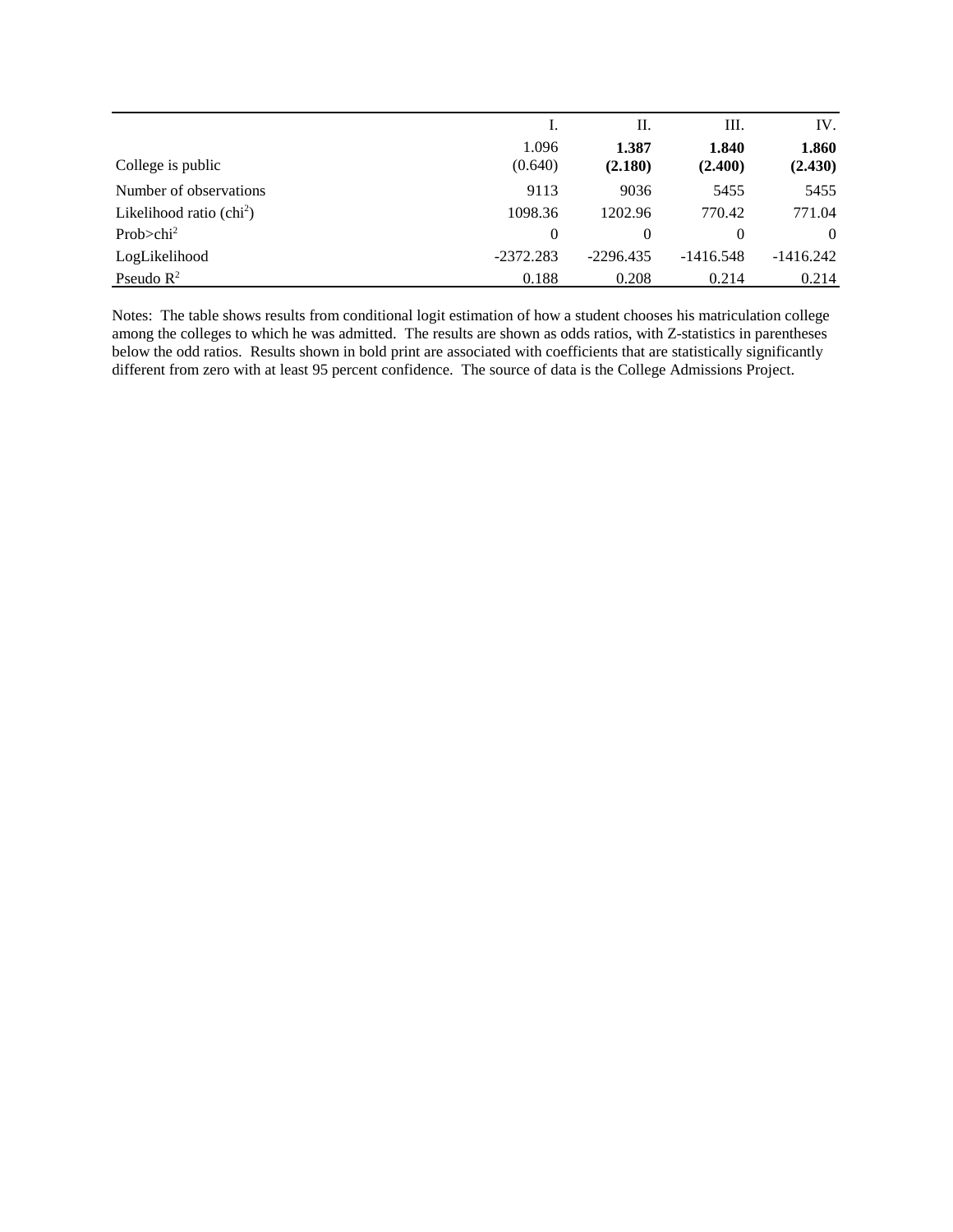| | I. | II. | III. | IV. |
|---|---|---|---|---|
| College is public | 1.096<br>(0.640) | **1.387**<br>**(2.180)** | **1.840**<br>**(2.400)** | **1.860**<br>**(2.430)** |
| Number of observations | 9113 | 9036 | 5455 | 5455 |
| Likelihood ratio ($chi^2$) | 1098.36 | 1202.96 | 770.42 | 771.04 |
| Prob>$chi^2$ | 0 | 0 | 0 | 0 |
| LogLikelihood | -2372.283 | -2296.435 | -1416.548 | -1416.242 |
| Pseudo $R^2$ | 0.188 | 0.208 | 0.214 | 0.214 |

Notes: The table shows results from conditional logit estimation of how a student chooses his matriculation college among the colleges to which he was admitted. The results are shown as odds ratios, with Z-statistics in parentheses below the odd ratios. Results shown in bold print are associated with coefficients that are statistically significantly different from zero with at least 95 percent confidence. The source of data is the College Admissions Project.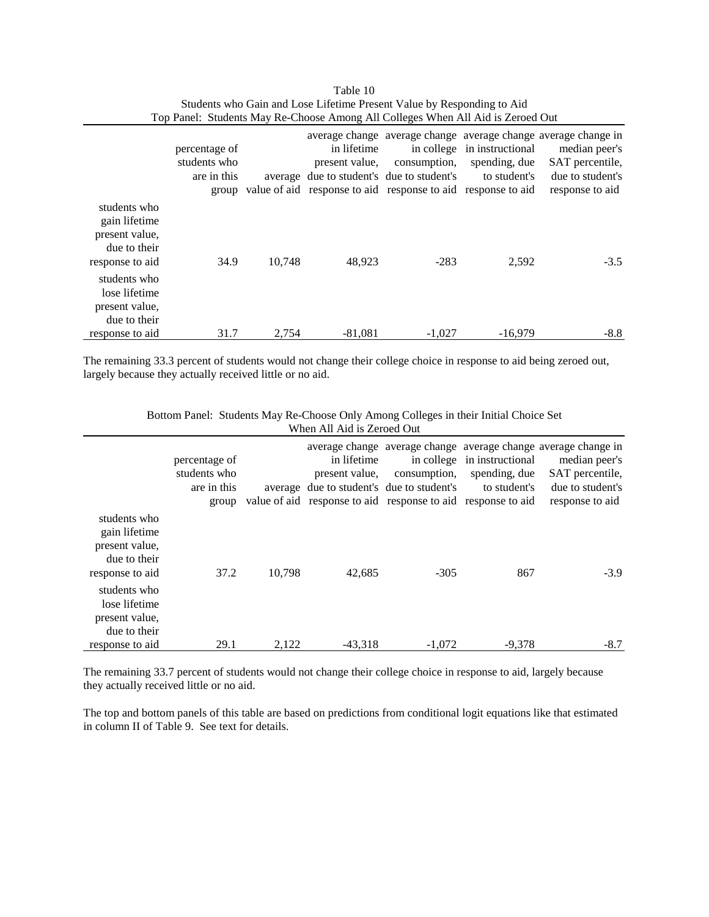Table 10

Students who Gain and Lose Lifetime Present Value by Responding to Aid

Top Panel: Students May Re-Choose Among All Colleges When All Aid is Zeroed Out

| | percentage of students who are in this group | average value of aid | average change in lifetime present value, due to student's response to aid | average change in college consumption, due to student's response to aid | average change in instructional spending, due to student's response to aid | average change in median peer's SAT percentile, due to student's response to aid |
|---|---|---|---|---|---|---|
| students who gain lifetime present value, due to their response to aid | 34.9 | 10,748 | 48,923 | -283 | 2,592 | -3.5 |
| students who lose lifetime present value, due to their response to aid | 31.7 | 2,754 | -81,081 | -1,027 | -16,979 | -8.8 |

The remaining 33.3 percent of students would not change their college choice in response to aid being zeroed out, largely because they actually received little or no aid.

Bottom Panel: Students May Re-Choose Only Among Colleges in their Initial Choice Set When All Aid is Zeroed Out

| | percentage of students who are in this group | average value of aid | average change in lifetime present value, due to student's response to aid | average change in college consumption, due to student's response to aid | average change in instructional spending, due to student's response to aid | average change in median peer's SAT percentile, due to student's response to aid |
|---|---|---|---|---|---|---|
| students who gain lifetime present value, due to their response to aid | 37.2 | 10,798 | 42,685 | -305 | 867 | -3.9 |
| students who lose lifetime present value, due to their response to aid | 29.1 | 2,122 | -43,318 | -1,072 | -9,378 | -8.7 |

The remaining 33.7 percent of students would not change their college choice in response to aid, largely because they actually received little or no aid.

The top and bottom panels of this table are based on predictions from conditional logit equations like that estimated in column II of Table 9. See text for details.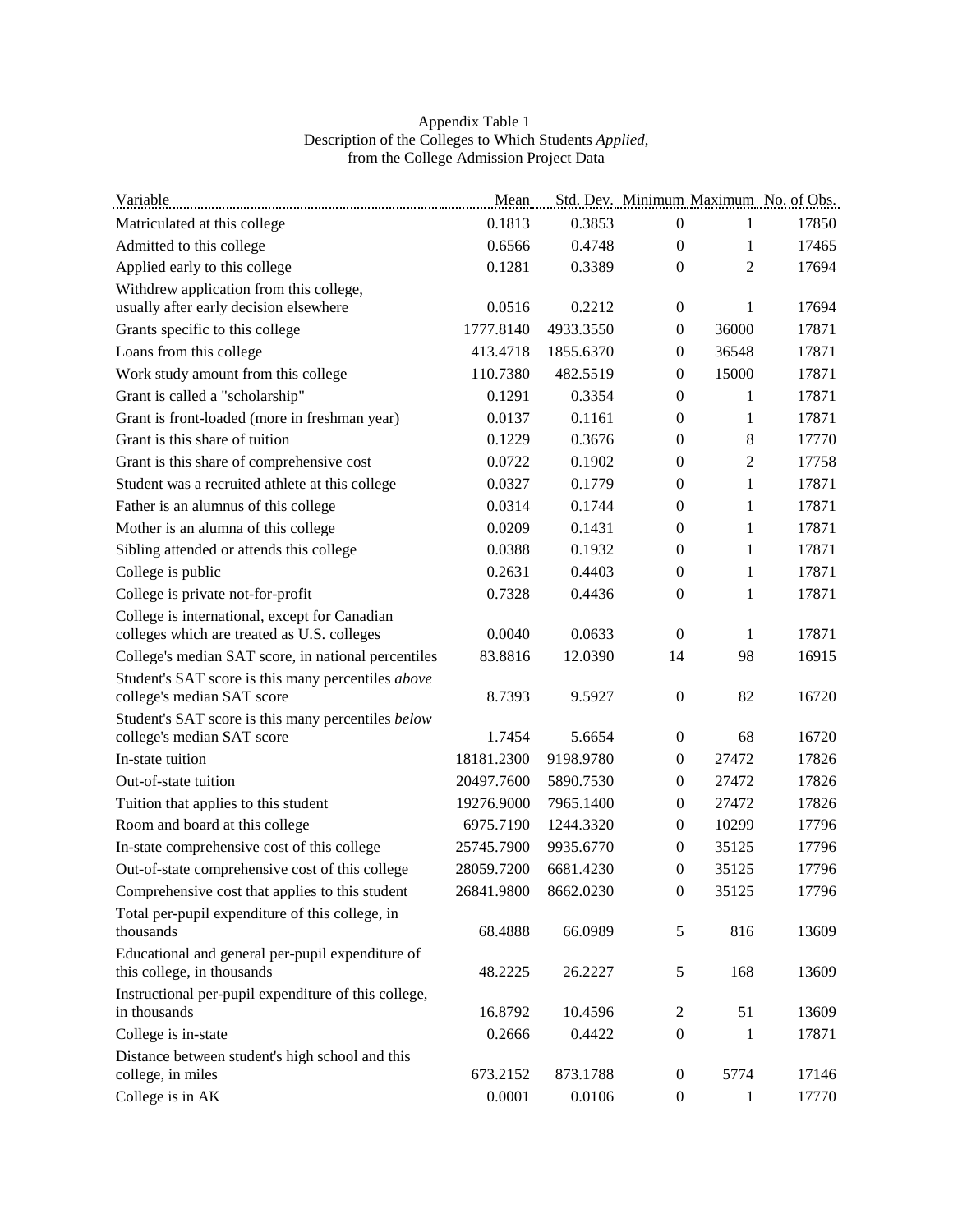Appendix Table 1
Description of the Colleges to Which Students *Applied*,
from the College Admission Project Data

| Variable | Mean | Std. Dev. | Minimum | Maximum | No. of Obs. |
|---|---|---|---|---|---|
| Matriculated at this college | 0.1813 | 0.3853 | 0 | 1 | 17850 |
| Admitted to this college | 0.6566 | 0.4748 | 0 | 1 | 17465 |
| Applied early to this college | 0.1281 | 0.3389 | 0 | 2 | 17694 |
| Withdrew application from this college, usually after early decision elsewhere | 0.0516 | 0.2212 | 0 | 1 | 17694 |
| Grants specific to this college | 1777.8140 | 4933.3550 | 0 | 36000 | 17871 |
| Loans from this college | 413.4718 | 1855.6370 | 0 | 36548 | 17871 |
| Work study amount from this college | 110.7380 | 482.5519 | 0 | 15000 | 17871 |
| Grant is called a "scholarship" | 0.1291 | 0.3354 | 0 | 1 | 17871 |
| Grant is front-loaded (more in freshman year) | 0.0137 | 0.1161 | 0 | 1 | 17871 |
| Grant is this share of tuition | 0.1229 | 0.3676 | 0 | 8 | 17770 |
| Grant is this share of comprehensive cost | 0.0722 | 0.1902 | 0 | 2 | 17758 |
| Student was a recruited athlete at this college | 0.0327 | 0.1779 | 0 | 1 | 17871 |
| Father is an alumnus of this college | 0.0314 | 0.1744 | 0 | 1 | 17871 |
| Mother is an alumna of this college | 0.0209 | 0.1431 | 0 | 1 | 17871 |
| Sibling attended or attends this college | 0.0388 | 0.1932 | 0 | 1 | 17871 |
| College is public | 0.2631 | 0.4403 | 0 | 1 | 17871 |
| College is private not-for-profit | 0.7328 | 0.4436 | 0 | 1 | 17871 |
| College is international, except for Canadian colleges which are treated as U.S. colleges | 0.0040 | 0.0633 | 0 | 1 | 17871 |
| College's median SAT score, in national percentiles | 83.8816 | 12.0390 | 14 | 98 | 16915 |
| Student's SAT score is this many percentiles *above* college's median SAT score | 8.7393 | 9.5927 | 0 | 82 | 16720 |
| Student's SAT score is this many percentiles *below* college's median SAT score | 1.7454 | 5.6654 | 0 | 68 | 16720 |
| In-state tuition | 18181.2300 | 9198.9780 | 0 | 27472 | 17826 |
| Out-of-state tuition | 20497.7600 | 5890.7530 | 0 | 27472 | 17826 |
| Tuition that applies to this student | 19276.9000 | 7965.1400 | 0 | 27472 | 17826 |
| Room and board at this college | 6975.7190 | 1244.3320 | 0 | 10299 | 17796 |
| In-state comprehensive cost of this college | 25745.7900 | 9935.6770 | 0 | 35125 | 17796 |
| Out-of-state comprehensive cost of this college | 28059.7200 | 6681.4230 | 0 | 35125 | 17796 |
| Comprehensive cost that applies to this student | 26841.9800 | 8662.0230 | 0 | 35125 | 17796 |
| Total per-pupil expenditure of this college, in thousands | 68.4888 | 66.0989 | 5 | 816 | 13609 |
| Educational and general per-pupil expenditure of this college, in thousands | 48.2225 | 26.2227 | 5 | 168 | 13609 |
| Instructional per-pupil expenditure of this college, in thousands | 16.8792 | 10.4596 | 2 | 51 | 13609 |
| College is in-state | 0.2666 | 0.4422 | 0 | 1 | 17871 |
| Distance between student's high school and this college, in miles | 673.2152 | 873.1788 | 0 | 5774 | 17146 |
| College is in AK | 0.0001 | 0.0106 | 0 | 1 | 17770 |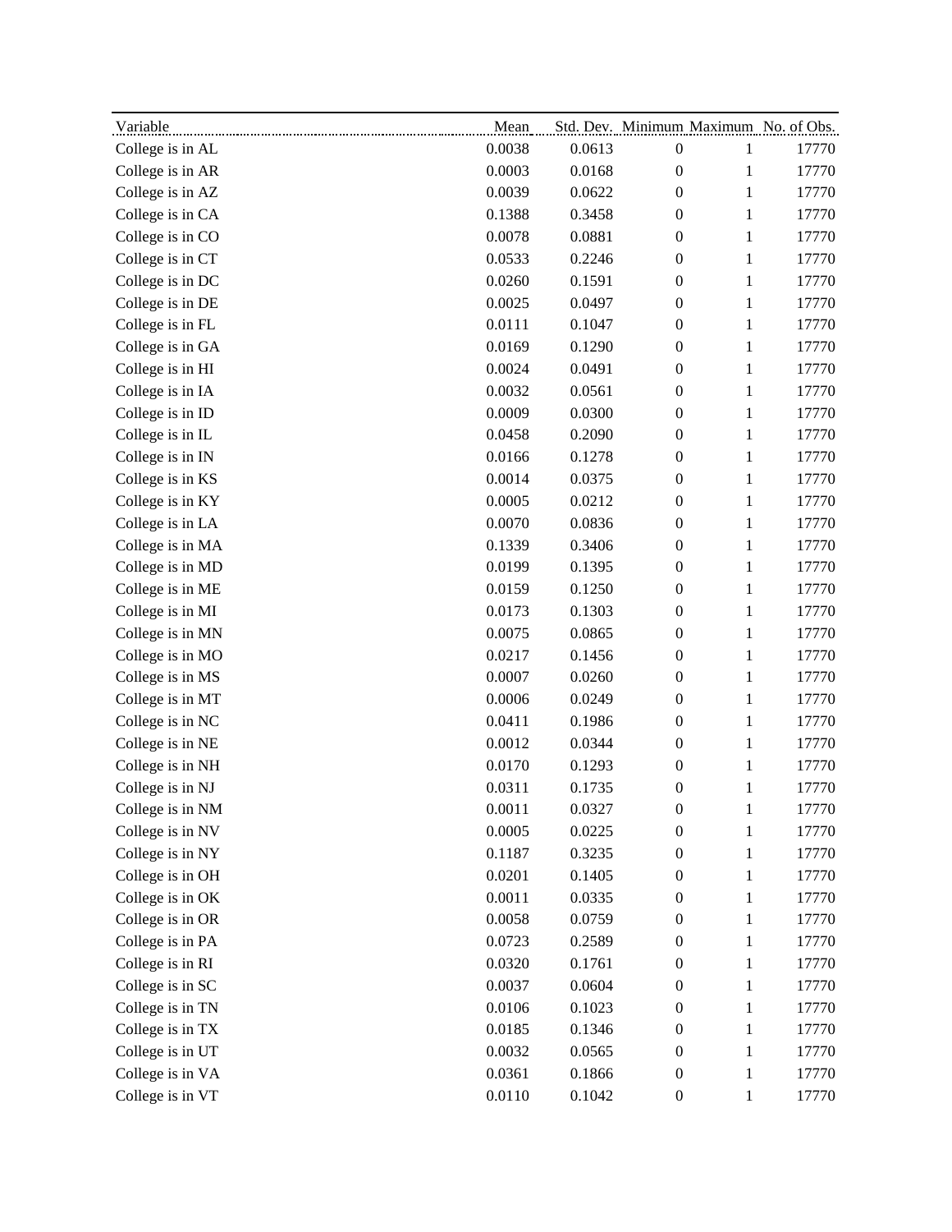| Variable | Mean | Std. Dev. | Minimum | Maximum | No. of Obs. |
|---|---|---|---|---|---|
| College is in AL | 0.0038 | 0.0613 | 0 | 1 | 17770 |
| College is in AR | 0.0003 | 0.0168 | 0 | 1 | 17770 |
| College is in AZ | 0.0039 | 0.0622 | 0 | 1 | 17770 |
| College is in CA | 0.1388 | 0.3458 | 0 | 1 | 17770 |
| College is in CO | 0.0078 | 0.0881 | 0 | 1 | 17770 |
| College is in CT | 0.0533 | 0.2246 | 0 | 1 | 17770 |
| College is in DC | 0.0260 | 0.1591 | 0 | 1 | 17770 |
| College is in DE | 0.0025 | 0.0497 | 0 | 1 | 17770 |
| College is in FL | 0.0111 | 0.1047 | 0 | 1 | 17770 |
| College is in GA | 0.0169 | 0.1290 | 0 | 1 | 17770 |
| College is in HI | 0.0024 | 0.0491 | 0 | 1 | 17770 |
| College is in IA | 0.0032 | 0.0561 | 0 | 1 | 17770 |
| College is in ID | 0.0009 | 0.0300 | 0 | 1 | 17770 |
| College is in IL | 0.0458 | 0.2090 | 0 | 1 | 17770 |
| College is in IN | 0.0166 | 0.1278 | 0 | 1 | 17770 |
| College is in KS | 0.0014 | 0.0375 | 0 | 1 | 17770 |
| College is in KY | 0.0005 | 0.0212 | 0 | 1 | 17770 |
| College is in LA | 0.0070 | 0.0836 | 0 | 1 | 17770 |
| College is in MA | 0.1339 | 0.3406 | 0 | 1 | 17770 |
| College is in MD | 0.0199 | 0.1395 | 0 | 1 | 17770 |
| College is in ME | 0.0159 | 0.1250 | 0 | 1 | 17770 |
| College is in MI | 0.0173 | 0.1303 | 0 | 1 | 17770 |
| College is in MN | 0.0075 | 0.0865 | 0 | 1 | 17770 |
| College is in MO | 0.0217 | 0.1456 | 0 | 1 | 17770 |
| College is in MS | 0.0007 | 0.0260 | 0 | 1 | 17770 |
| College is in MT | 0.0006 | 0.0249 | 0 | 1 | 17770 |
| College is in NC | 0.0411 | 0.1986 | 0 | 1 | 17770 |
| College is in NE | 0.0012 | 0.0344 | 0 | 1 | 17770 |
| College is in NH | 0.0170 | 0.1293 | 0 | 1 | 17770 |
| College is in NJ | 0.0311 | 0.1735 | 0 | 1 | 17770 |
| College is in NM | 0.0011 | 0.0327 | 0 | 1 | 17770 |
| College is in NV | 0.0005 | 0.0225 | 0 | 1 | 17770 |
| College is in NY | 0.1187 | 0.3235 | 0 | 1 | 17770 |
| College is in OH | 0.0201 | 0.1405 | 0 | 1 | 17770 |
| College is in OK | 0.0011 | 0.0335 | 0 | 1 | 17770 |
| College is in OR | 0.0058 | 0.0759 | 0 | 1 | 17770 |
| College is in PA | 0.0723 | 0.2589 | 0 | 1 | 17770 |
| College is in RI | 0.0320 | 0.1761 | 0 | 1 | 17770 |
| College is in SC | 0.0037 | 0.0604 | 0 | 1 | 17770 |
| College is in TN | 0.0106 | 0.1023 | 0 | 1 | 17770 |
| College is in TX | 0.0185 | 0.1346 | 0 | 1 | 17770 |
| College is in UT | 0.0032 | 0.0565 | 0 | 1 | 17770 |
| College is in VA | 0.0361 | 0.1866 | 0 | 1 | 17770 |
| College is in VT | 0.0110 | 0.1042 | 0 | 1 | 17770 |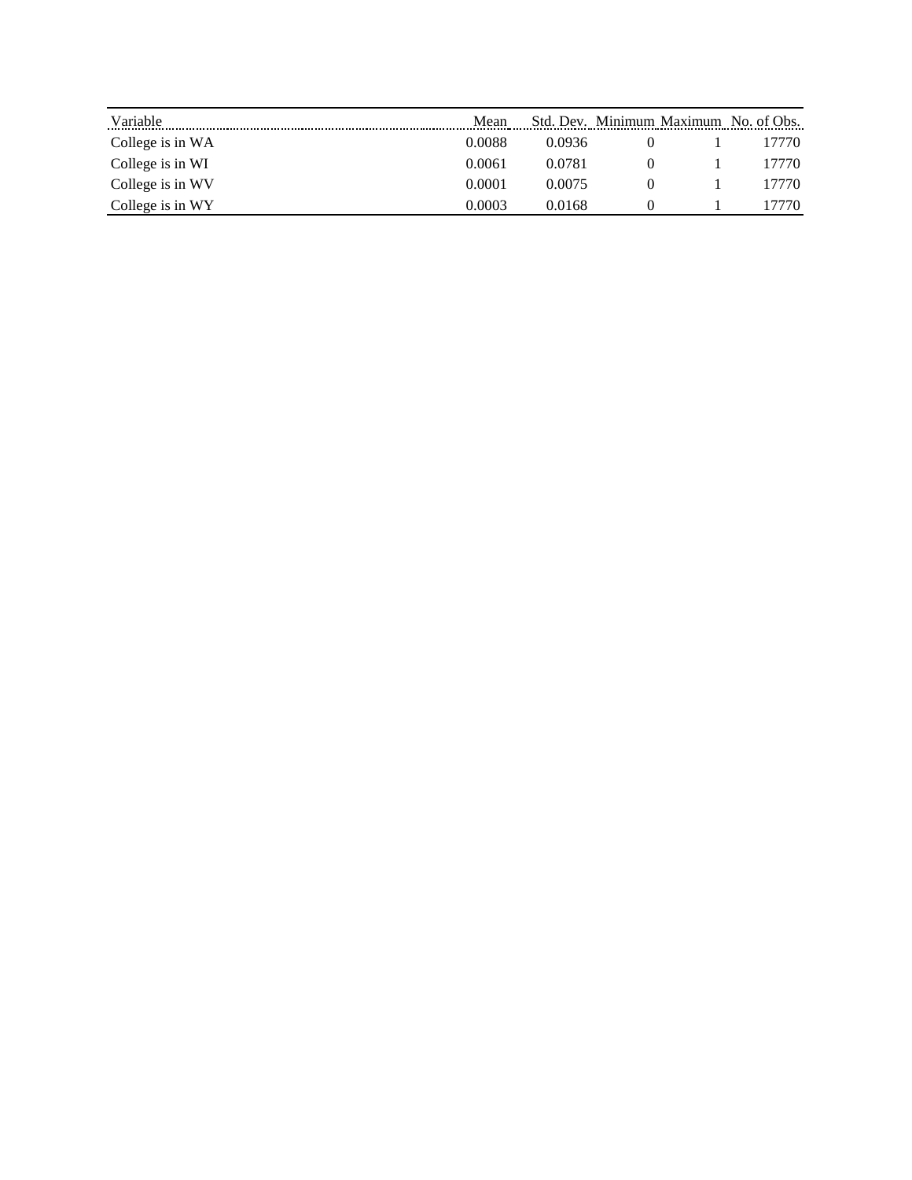| Variable | Mean | Std. Dev. | Minimum | Maximum | No. of Obs. |
|---|---|---|---|---|---|
| College is in WA | 0.0088 | 0.0936 | 0 | 1 | 17770 |
| College is in WI | 0.0061 | 0.0781 | 0 | 1 | 17770 |
| College is in WV | 0.0001 | 0.0075 | 0 | 1 | 17770 |
| College is in WY | 0.0003 | 0.0168 | 0 | 1 | 17770 |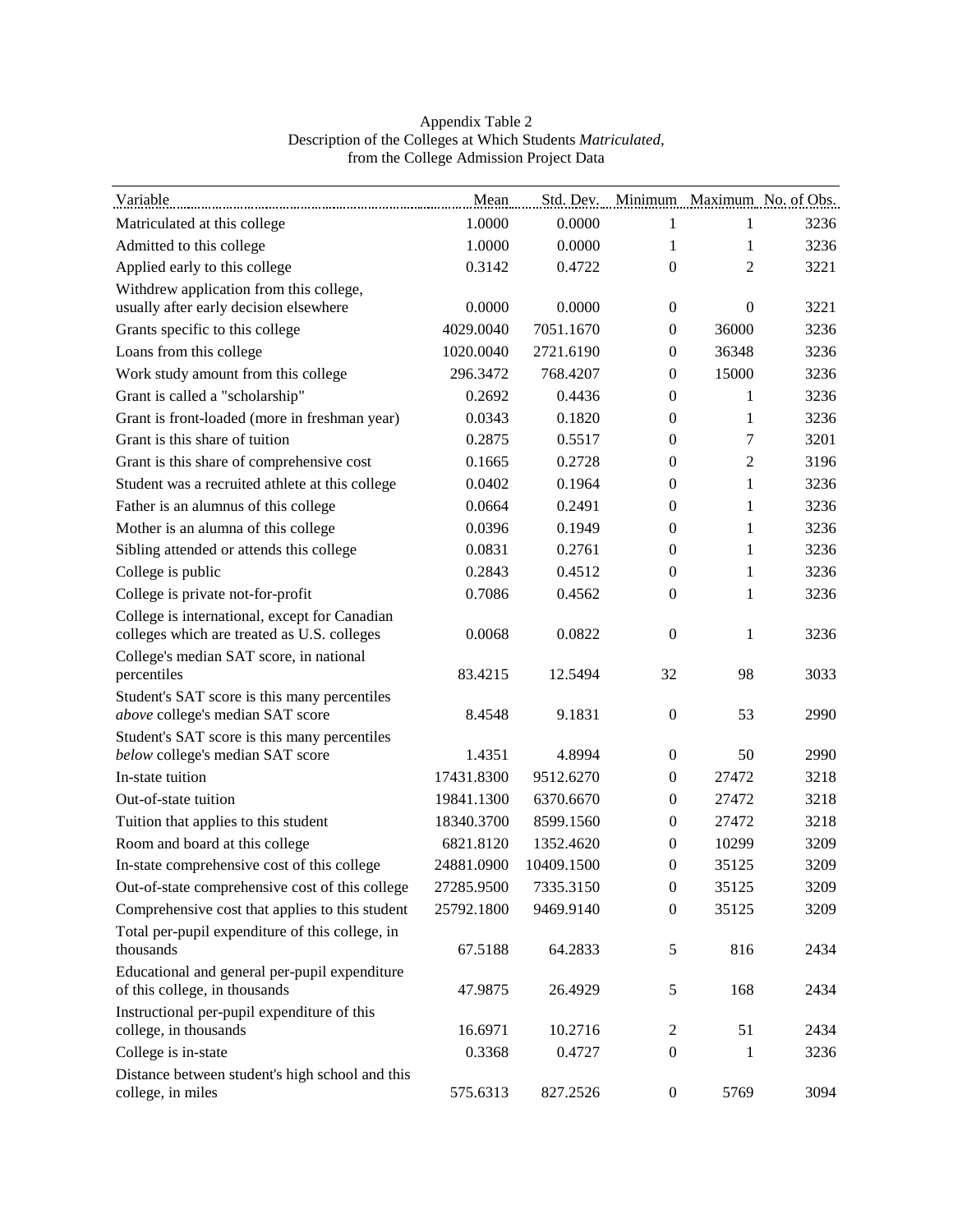Appendix Table 2
Description of the Colleges at Which Students *Matriculated*,
from the College Admission Project Data

| Variable | Mean | Std. Dev. | Minimum | Maximum | No. of Obs. |
|---|---|---|---|---|---|
| Matriculated at this college | 1.0000 | 0.0000 | 1 | 1 | 3236 |
| Admitted to this college | 1.0000 | 0.0000 | 1 | 1 | 3236 |
| Applied early to this college | 0.3142 | 0.4722 | 0 | 2 | 3221 |
| Withdrew application from this college, usually after early decision elsewhere | 0.0000 | 0.0000 | 0 | 0 | 3221 |
| Grants specific to this college | 4029.0040 | 7051.1670 | 0 | 36000 | 3236 |
| Loans from this college | 1020.0040 | 2721.6190 | 0 | 36348 | 3236 |
| Work study amount from this college | 296.3472 | 768.4207 | 0 | 15000 | 3236 |
| Grant is called a "scholarship" | 0.2692 | 0.4436 | 0 | 1 | 3236 |
| Grant is front-loaded (more in freshman year) | 0.0343 | 0.1820 | 0 | 1 | 3236 |
| Grant is this share of tuition | 0.2875 | 0.5517 | 0 | 7 | 3201 |
| Grant is this share of comprehensive cost | 0.1665 | 0.2728 | 0 | 2 | 3196 |
| Student was a recruited athlete at this college | 0.0402 | 0.1964 | 0 | 1 | 3236 |
| Father is an alumnus of this college | 0.0664 | 0.2491 | 0 | 1 | 3236 |
| Mother is an alumna of this college | 0.0396 | 0.1949 | 0 | 1 | 3236 |
| Sibling attended or attends this college | 0.0831 | 0.2761 | 0 | 1 | 3236 |
| College is public | 0.2843 | 0.4512 | 0 | 1 | 3236 |
| College is private not-for-profit | 0.7086 | 0.4562 | 0 | 1 | 3236 |
| College is international, except for Canadian colleges which are treated as U.S. colleges | 0.0068 | 0.0822 | 0 | 1 | 3236 |
| College's median SAT score, in national percentiles | 83.4215 | 12.5494 | 32 | 98 | 3033 |
| Student's SAT score is this many percentiles *above* college's median SAT score | 8.4548 | 9.1831 | 0 | 53 | 2990 |
| Student's SAT score is this many percentiles *below* college's median SAT score | 1.4351 | 4.8994 | 0 | 50 | 2990 |
| In-state tuition | 17431.8300 | 9512.6270 | 0 | 27472 | 3218 |
| Out-of-state tuition | 19841.1300 | 6370.6670 | 0 | 27472 | 3218 |
| Tuition that applies to this student | 18340.3700 | 8599.1560 | 0 | 27472 | 3218 |
| Room and board at this college | 6821.8120 | 1352.4620 | 0 | 10299 | 3209 |
| In-state comprehensive cost of this college | 24881.0900 | 10409.1500 | 0 | 35125 | 3209 |
| Out-of-state comprehensive cost of this college | 27285.9500 | 7335.3150 | 0 | 35125 | 3209 |
| Comprehensive cost that applies to this student | 25792.1800 | 9469.9140 | 0 | 35125 | 3209 |
| Total per-pupil expenditure of this college, in thousands | 67.5188 | 64.2833 | 5 | 816 | 2434 |
| Educational and general per-pupil expenditure of this college, in thousands | 47.9875 | 26.4929 | 5 | 168 | 2434 |
| Instructional per-pupil expenditure of this college, in thousands | 16.6971 | 10.2716 | 2 | 51 | 2434 |
| College is in-state | 0.3368 | 0.4727 | 0 | 1 | 3236 |
| Distance between student's high school and this college, in miles | 575.6313 | 827.2526 | 0 | 5769 | 3094 |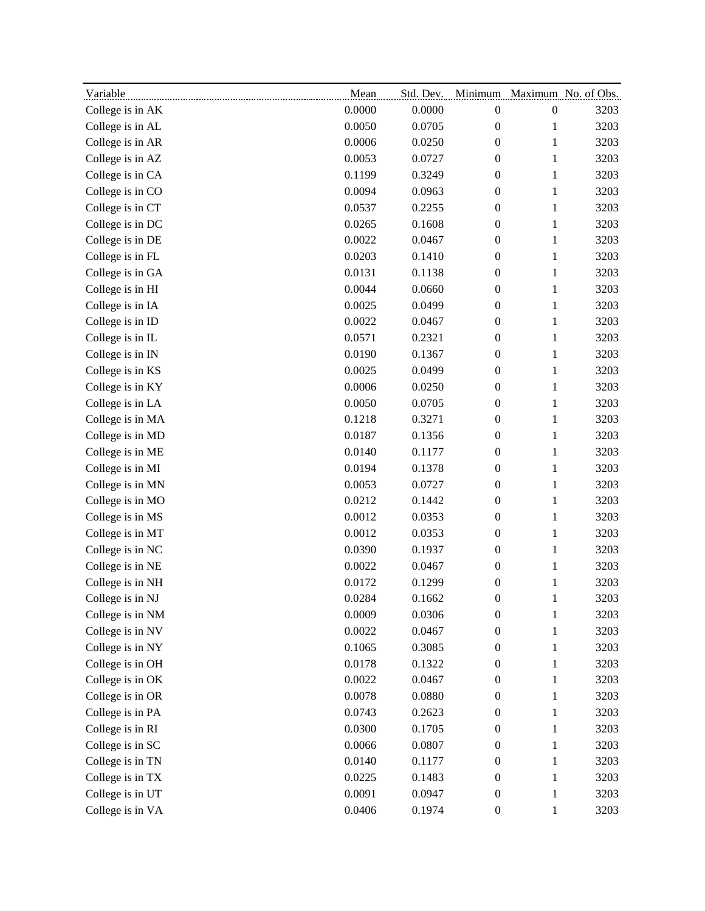| Variable | Mean | Std. Dev. | Minimum | Maximum | No. of Obs. |
|---|---|---|---|---|---|
| College is in AK | 0.0000 | 0.0000 | 0 | 0 | 3203 |
| College is in AL | 0.0050 | 0.0705 | 0 | 1 | 3203 |
| College is in AR | 0.0006 | 0.0250 | 0 | 1 | 3203 |
| College is in AZ | 0.0053 | 0.0727 | 0 | 1 | 3203 |
| College is in CA | 0.1199 | 0.3249 | 0 | 1 | 3203 |
| College is in CO | 0.0094 | 0.0963 | 0 | 1 | 3203 |
| College is in CT | 0.0537 | 0.2255 | 0 | 1 | 3203 |
| College is in DC | 0.0265 | 0.1608 | 0 | 1 | 3203 |
| College is in DE | 0.0022 | 0.0467 | 0 | 1 | 3203 |
| College is in FL | 0.0203 | 0.1410 | 0 | 1 | 3203 |
| College is in GA | 0.0131 | 0.1138 | 0 | 1 | 3203 |
| College is in HI | 0.0044 | 0.0660 | 0 | 1 | 3203 |
| College is in IA | 0.0025 | 0.0499 | 0 | 1 | 3203 |
| College is in ID | 0.0022 | 0.0467 | 0 | 1 | 3203 |
| College is in IL | 0.0571 | 0.2321 | 0 | 1 | 3203 |
| College is in IN | 0.0190 | 0.1367 | 0 | 1 | 3203 |
| College is in KS | 0.0025 | 0.0499 | 0 | 1 | 3203 |
| College is in KY | 0.0006 | 0.0250 | 0 | 1 | 3203 |
| College is in LA | 0.0050 | 0.0705 | 0 | 1 | 3203 |
| College is in MA | 0.1218 | 0.3271 | 0 | 1 | 3203 |
| College is in MD | 0.0187 | 0.1356 | 0 | 1 | 3203 |
| College is in ME | 0.0140 | 0.1177 | 0 | 1 | 3203 |
| College is in MI | 0.0194 | 0.1378 | 0 | 1 | 3203 |
| College is in MN | 0.0053 | 0.0727 | 0 | 1 | 3203 |
| College is in MO | 0.0212 | 0.1442 | 0 | 1 | 3203 |
| College is in MS | 0.0012 | 0.0353 | 0 | 1 | 3203 |
| College is in MT | 0.0012 | 0.0353 | 0 | 1 | 3203 |
| College is in NC | 0.0390 | 0.1937 | 0 | 1 | 3203 |
| College is in NE | 0.0022 | 0.0467 | 0 | 1 | 3203 |
| College is in NH | 0.0172 | 0.1299 | 0 | 1 | 3203 |
| College is in NJ | 0.0284 | 0.1662 | 0 | 1 | 3203 |
| College is in NM | 0.0009 | 0.0306 | 0 | 1 | 3203 |
| College is in NV | 0.0022 | 0.0467 | 0 | 1 | 3203 |
| College is in NY | 0.1065 | 0.3085 | 0 | 1 | 3203 |
| College is in OH | 0.0178 | 0.1322 | 0 | 1 | 3203 |
| College is in OK | 0.0022 | 0.0467 | 0 | 1 | 3203 |
| College is in OR | 0.0078 | 0.0880 | 0 | 1 | 3203 |
| College is in PA | 0.0743 | 0.2623 | 0 | 1 | 3203 |
| College is in RI | 0.0300 | 0.1705 | 0 | 1 | 3203 |
| College is in SC | 0.0066 | 0.0807 | 0 | 1 | 3203 |
| College is in TN | 0.0140 | 0.1177 | 0 | 1 | 3203 |
| College is in TX | 0.0225 | 0.1483 | 0 | 1 | 3203 |
| College is in UT | 0.0091 | 0.0947 | 0 | 1 | 3203 |
| College is in VA | 0.0406 | 0.1974 | 0 | 1 | 3203 |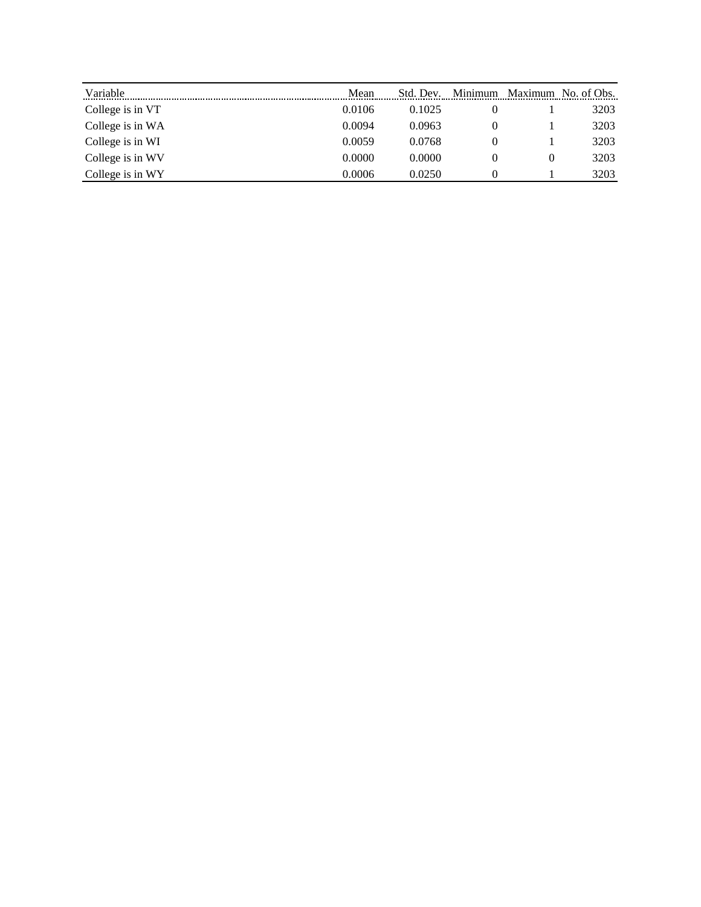| Variable | Mean | Std. Dev. | Minimum | Maximum | No. of Obs. |
|---|---|---|---|---|---|
| College is in VT | 0.0106 | 0.1025 | 0 | 1 | 3203 |
| College is in WA | 0.0094 | 0.0963 | 0 | 1 | 3203 |
| College is in WI | 0.0059 | 0.0768 | 0 | 1 | 3203 |
| College is in WV | 0.0000 | 0.0000 | 0 | 0 | 3203 |
| College is in WY | 0.0006 | 0.0250 | 0 | 1 | 3203 |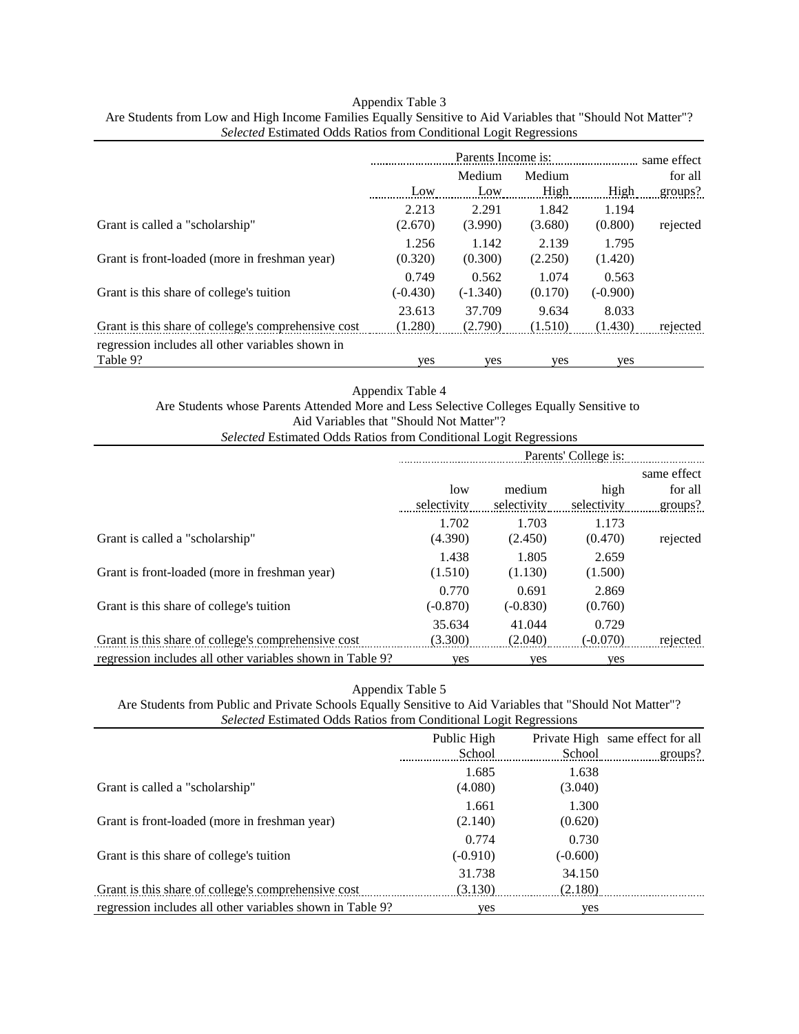Appendix Table 3
Are Students from Low and High Income Families Equally Sensitive to Aid Variables that "Should Not Matter"?
*Selected* Estimated Odds Ratios from Conditional Logit Regressions

| | Parents Income is: | | | | same effect |
|---|---|---|---|---|---|
| | Low | Medium Low | Medium High | High | for all groups? |
| Grant is called a "scholarship" | 2.213<br>(2.670) | 2.291<br>(3.990) | 1.842<br>(3.680) | 1.194<br>(0.800) | rejected |
| Grant is front-loaded (more in freshman year) | 1.256<br>(0.320) | 1.142<br>(0.300) | 2.139<br>(2.250) | 1.795<br>(1.420) | |
| Grant is this share of college's tuition | 0.749<br>(-0.430) | 0.562<br>(-1.340) | 1.074<br>(0.170) | 0.563<br>(-0.900) | |
| Grant is this share of college's comprehensive cost | 23.613<br>(1.280) | 37.709<br>(2.790) | 9.634<br>(1.510) | 8.033<br>(1.430) | rejected |
| regression includes all other variables shown in Table 9? | yes | yes | yes | yes | |

Appendix Table 4
Are Students whose Parents Attended More and Less Selective Colleges Equally Sensitive to Aid Variables that "Should Not Matter"?
*Selected* Estimated Odds Ratios from Conditional Logit Regressions

| | Parents' College is: | | | |
|---|---|---|---|---|
| | low selectivity | medium selectivity | high selectivity | same effect for all groups? |
| Grant is called a "scholarship" | 1.702<br>(4.390) | 1.703<br>(2.450) | 1.173<br>(0.470) | rejected |
| Grant is front-loaded (more in freshman year) | 1.438<br>(1.510) | 1.805<br>(1.130) | 2.659<br>(1.500) | |
| Grant is this share of college's tuition | 0.770<br>(-0.870) | 0.691<br>(-0.830) | 2.869<br>(0.760) | |
| Grant is this share of college's comprehensive cost | 35.634<br>(3.300) | 41.044<br>(2.040) | 0.729<br>(-0.070) | rejected |
| regression includes all other variables shown in Table 9? | yes | yes | yes | |

Appendix Table 5
Are Students from Public and Private Schools Equally Sensitive to Aid Variables that "Should Not Matter"?
*Selected* Estimated Odds Ratios from Conditional Logit Regressions

| | Public High School | Private High School | same effect for all groups? |
|---|---|---|---|
| Grant is called a "scholarship" | 1.685<br>(4.080) | 1.638<br>(3.040) | |
| Grant is front-loaded (more in freshman year) | 1.661<br>(2.140) | 1.300<br>(0.620) | |
| Grant is this share of college's tuition | 0.774<br>(-0.910) | 0.730<br>(-0.600) | |
| Grant is this share of college's comprehensive cost | 31.738<br>(3.130) | 34.150<br>(2.180) | |
| regression includes all other variables shown in Table 9? | yes | yes | |